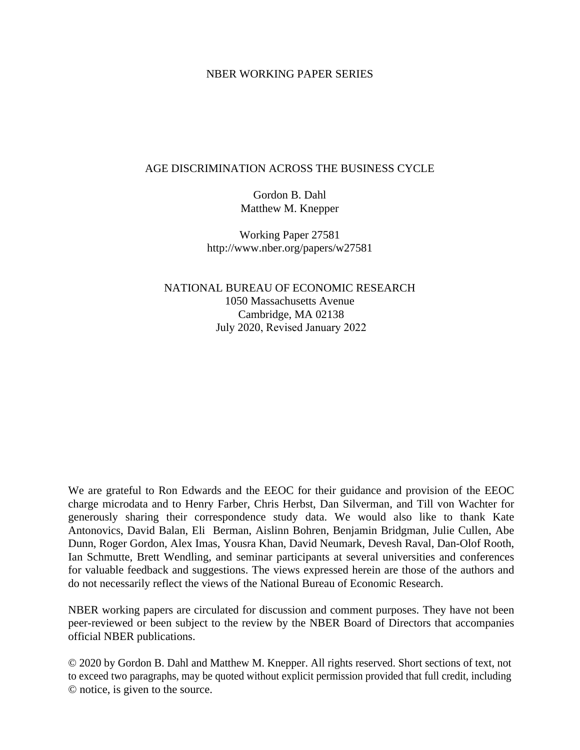NBER WORKING PAPER SERIES

# AGE DISCRIMINATION ACROSS THE BUSINESS CYCLE

Gordon B. Dahl
Matthew M. Knepper

Working Paper 27581
http://www.nber.org/papers/w27581

NATIONAL BUREAU OF ECONOMIC RESEARCH
1050 Massachusetts Avenue
Cambridge, MA 02138
July 2020, Revised January 2022

We are grateful to Ron Edwards and the EEOC for their guidance and provision of the EEOC charge microdata and to Henry Farber, Chris Herbst, Dan Silverman, and Till von Wachter for generously sharing their correspondence study data. We would also like to thank Kate Antonovics, David Balan, Eli Berman, Aislinn Bohren, Benjamin Bridgman, Julie Cullen, Abe Dunn, Roger Gordon, Alex Imas, Yousra Khan, David Neumark, Devesh Raval, Dan-Olof Rooth, Ian Schmutte, Brett Wendling, and seminar participants at several universities and conferences for valuable feedback and suggestions. The views expressed herein are those of the authors and do not necessarily reflect the views of the National Bureau of Economic Research.

NBER working papers are circulated for discussion and comment purposes. They have not been peer-reviewed or been subject to the review by the NBER Board of Directors that accompanies official NBER publications.

© 2020 by Gordon B. Dahl and Matthew M. Knepper. All rights reserved. Short sections of text, not to exceed two paragraphs, may be quoted without explicit permission provided that full credit, including © notice, is given to the source.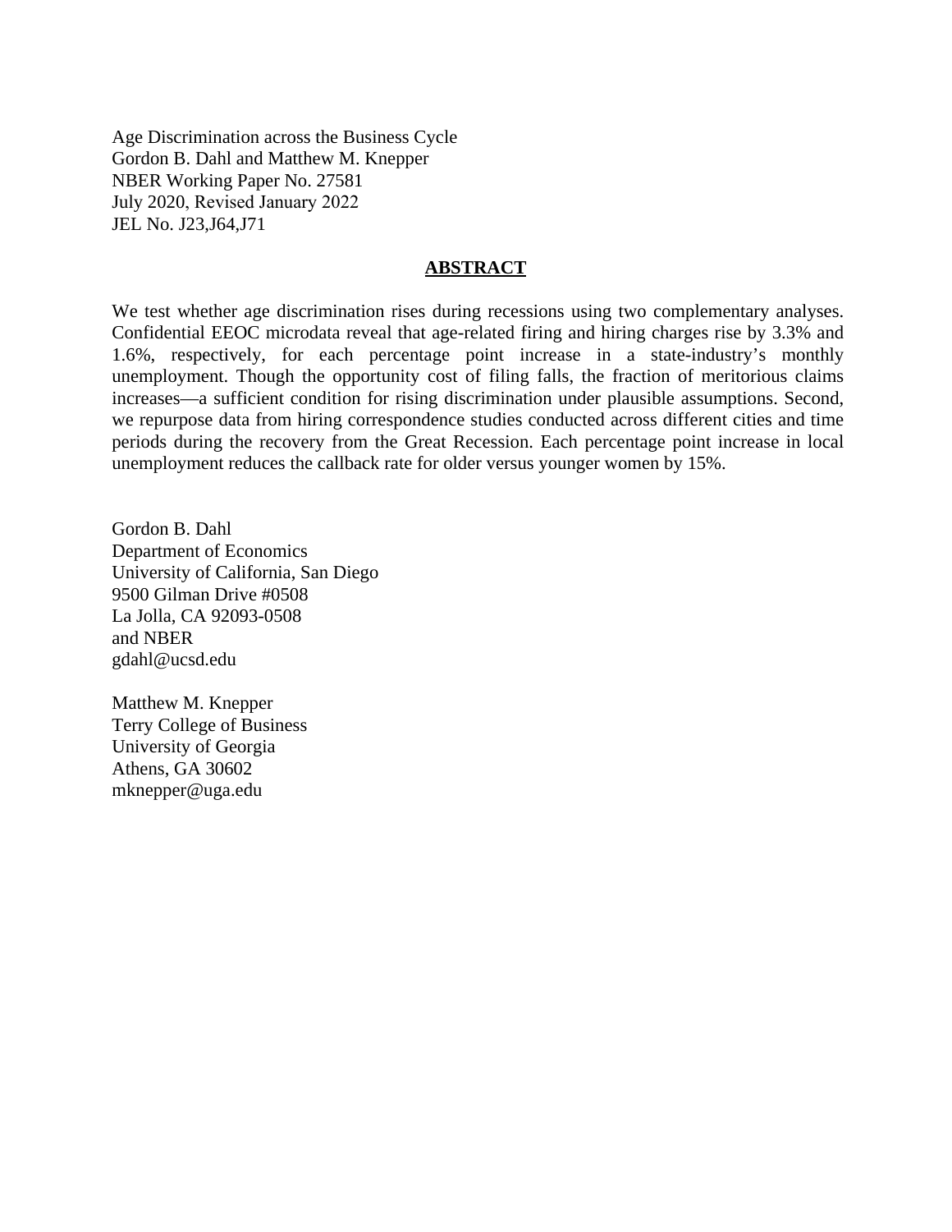Age Discrimination across the Business Cycle
Gordon B. Dahl and Matthew M. Knepper
NBER Working Paper No. 27581
July 2020, Revised January 2022
JEL No. J23,J64,J71

## ABSTRACT

We test whether age discrimination rises during recessions using two complementary analyses. Confidential EEOC microdata reveal that age-related firing and hiring charges rise by 3.3% and 1.6%, respectively, for each percentage point increase in a state-industry's monthly unemployment. Though the opportunity cost of filing falls, the fraction of meritorious claims increases—a sufficient condition for rising discrimination under plausible assumptions. Second, we repurpose data from hiring correspondence studies conducted across different cities and time periods during the recovery from the Great Recession. Each percentage point increase in local unemployment reduces the callback rate for older versus younger women by 15%.

Gordon B. Dahl
Department of Economics
University of California, San Diego
9500 Gilman Drive #0508
La Jolla, CA 92093-0508
and NBER
gdahl@ucsd.edu

Matthew M. Knepper
Terry College of Business
University of Georgia
Athens, GA 30602
mknepper@uga.edu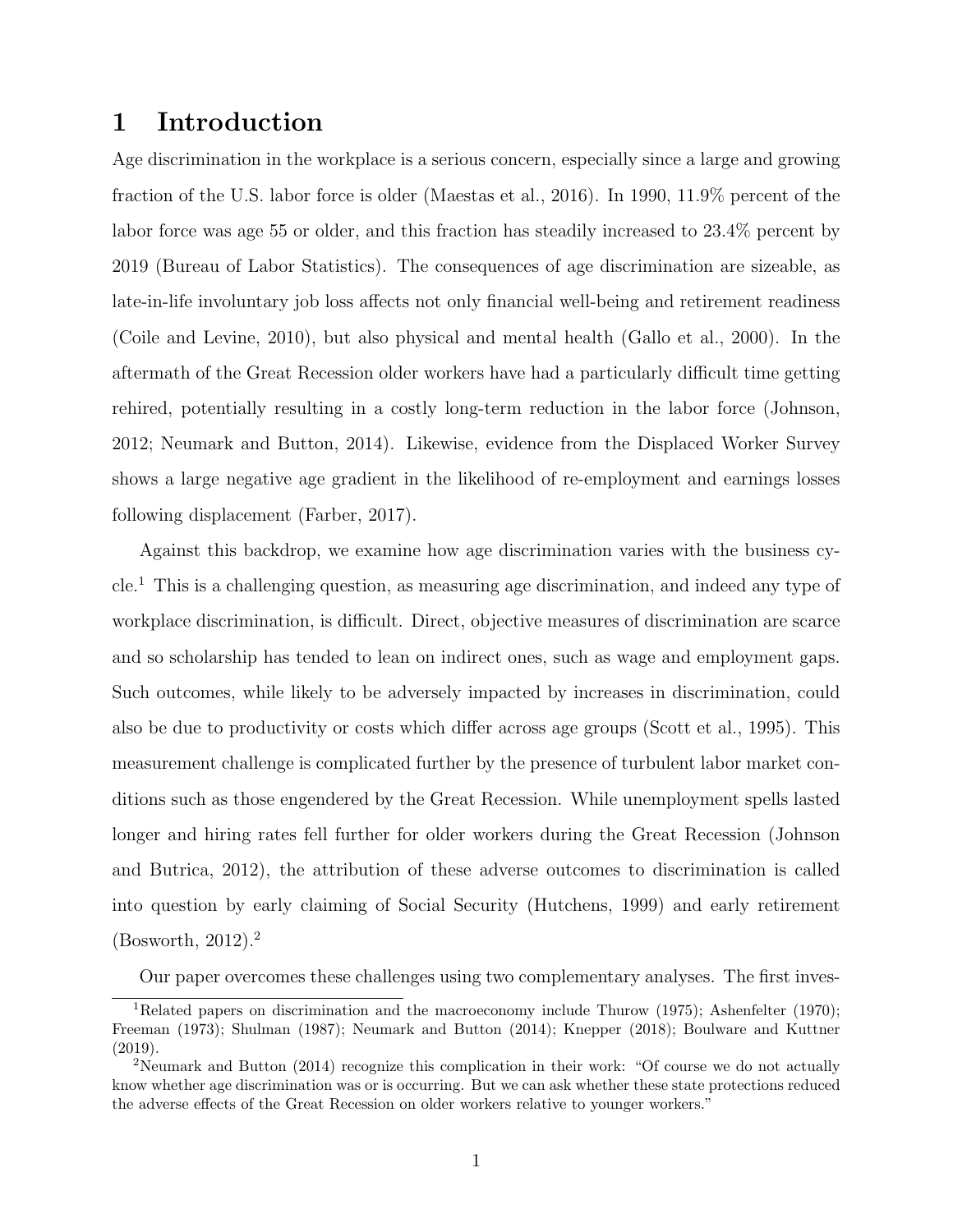# 1 Introduction

Age discrimination in the workplace is a serious concern, especially since a large and growing fraction of the U.S. labor force is older (Maestas et al., 2016). In 1990, 11.9% percent of the labor force was age 55 or older, and this fraction has steadily increased to 23.4% percent by 2019 (Bureau of Labor Statistics). The consequences of age discrimination are sizeable, as late-in-life involuntary job loss affects not only financial well-being and retirement readiness (Coile and Levine, 2010), but also physical and mental health (Gallo et al., 2000). In the aftermath of the Great Recession older workers have had a particularly difficult time getting rehired, potentially resulting in a costly long-term reduction in the labor force (Johnson, 2012; Neumark and Button, 2014). Likewise, evidence from the Displaced Worker Survey shows a large negative age gradient in the likelihood of re-employment and earnings losses following displacement (Farber, 2017).

Against this backdrop, we examine how age discrimination varies with the business cycle.[1] This is a challenging question, as measuring age discrimination, and indeed any type of workplace discrimination, is difficult. Direct, objective measures of discrimination are scarce and so scholarship has tended to lean on indirect ones, such as wage and employment gaps. Such outcomes, while likely to be adversely impacted by increases in discrimination, could also be due to productivity or costs which differ across age groups (Scott et al., 1995). This measurement challenge is complicated further by the presence of turbulent labor market conditions such as those engendered by the Great Recession. While unemployment spells lasted longer and hiring rates fell further for older workers during the Great Recession (Johnson and Butrica, 2012), the attribution of these adverse outcomes to discrimination is called into question by early claiming of Social Security (Hutchens, 1999) and early retirement (Bosworth, 2012).[2]

Our paper overcomes these challenges using two complementary analyses. The first inves-

[1] Related papers on discrimination and the macroeconomy include Thurow (1975); Ashenfelter (1970); Freeman (1973); Shulman (1987); Neumark and Button (2014); Knepper (2018); Boulware and Kuttner (2019).

[2] Neumark and Button (2014) recognize this complication in their work: "Of course we do not actually know whether age discrimination was or is occurring. But we can ask whether these state protections reduced the adverse effects of the Great Recession on older workers relative to younger workers."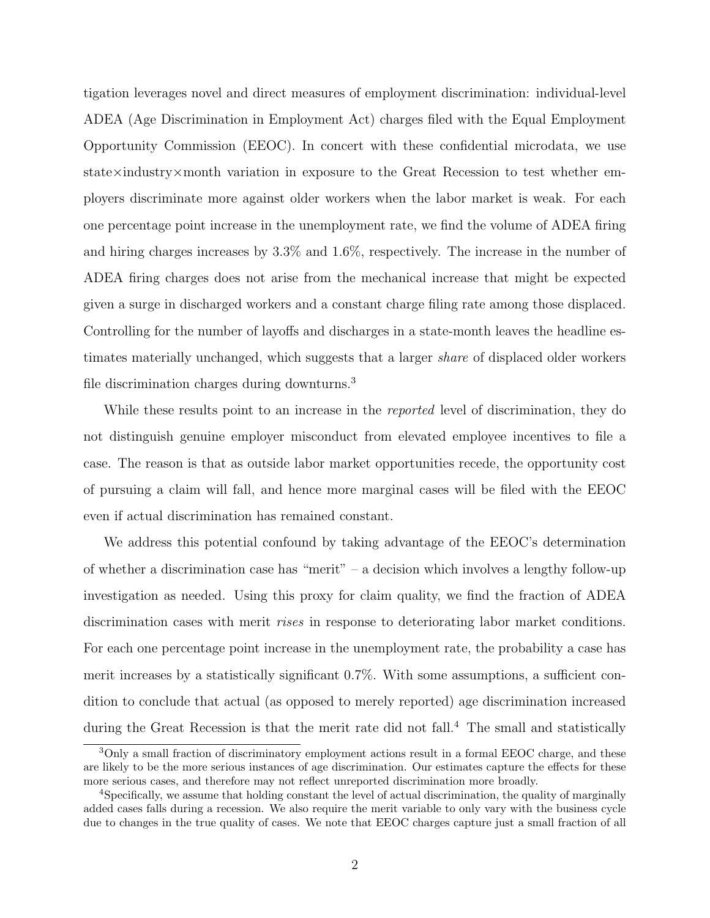tigation leverages novel and direct measures of employment discrimination: individual-level ADEA (Age Discrimination in Employment Act) charges filed with the Equal Employment Opportunity Commission (EEOC). In concert with these confidential microdata, we use state×industry×month variation in exposure to the Great Recession to test whether employers discriminate more against older workers when the labor market is weak. For each one percentage point increase in the unemployment rate, we find the volume of ADEA firing and hiring charges increases by 3.3% and 1.6%, respectively. The increase in the number of ADEA firing charges does not arise from the mechanical increase that might be expected given a surge in discharged workers and a constant charge filing rate among those displaced. Controlling for the number of layoffs and discharges in a state-month leaves the headline estimates materially unchanged, which suggests that a larger *share* of displaced older workers file discrimination charges during downturns.[3]

While these results point to an increase in the *reported* level of discrimination, they do not distinguish genuine employer misconduct from elevated employee incentives to file a case. The reason is that as outside labor market opportunities recede, the opportunity cost of pursuing a claim will fall, and hence more marginal cases will be filed with the EEOC even if actual discrimination has remained constant.

We address this potential confound by taking advantage of the EEOC's determination of whether a discrimination case has "merit" – a decision which involves a lengthy follow-up investigation as needed. Using this proxy for claim quality, we find the fraction of ADEA discrimination cases with merit *rises* in response to deteriorating labor market conditions. For each one percentage point increase in the unemployment rate, the probability a case has merit increases by a statistically significant 0.7%. With some assumptions, a sufficient condition to conclude that actual (as opposed to merely reported) age discrimination increased during the Great Recession is that the merit rate did not fall.[4] The small and statistically

[3]Only a small fraction of discriminatory employment actions result in a formal EEOC charge, and these are likely to be the more serious instances of age discrimination. Our estimates capture the effects for these more serious cases, and therefore may not reflect unreported discrimination more broadly.

[4]Specifically, we assume that holding constant the level of actual discrimination, the quality of marginally added cases falls during a recession. We also require the merit variable to only vary with the business cycle due to changes in the true quality of cases. We note that EEOC charges capture just a small fraction of all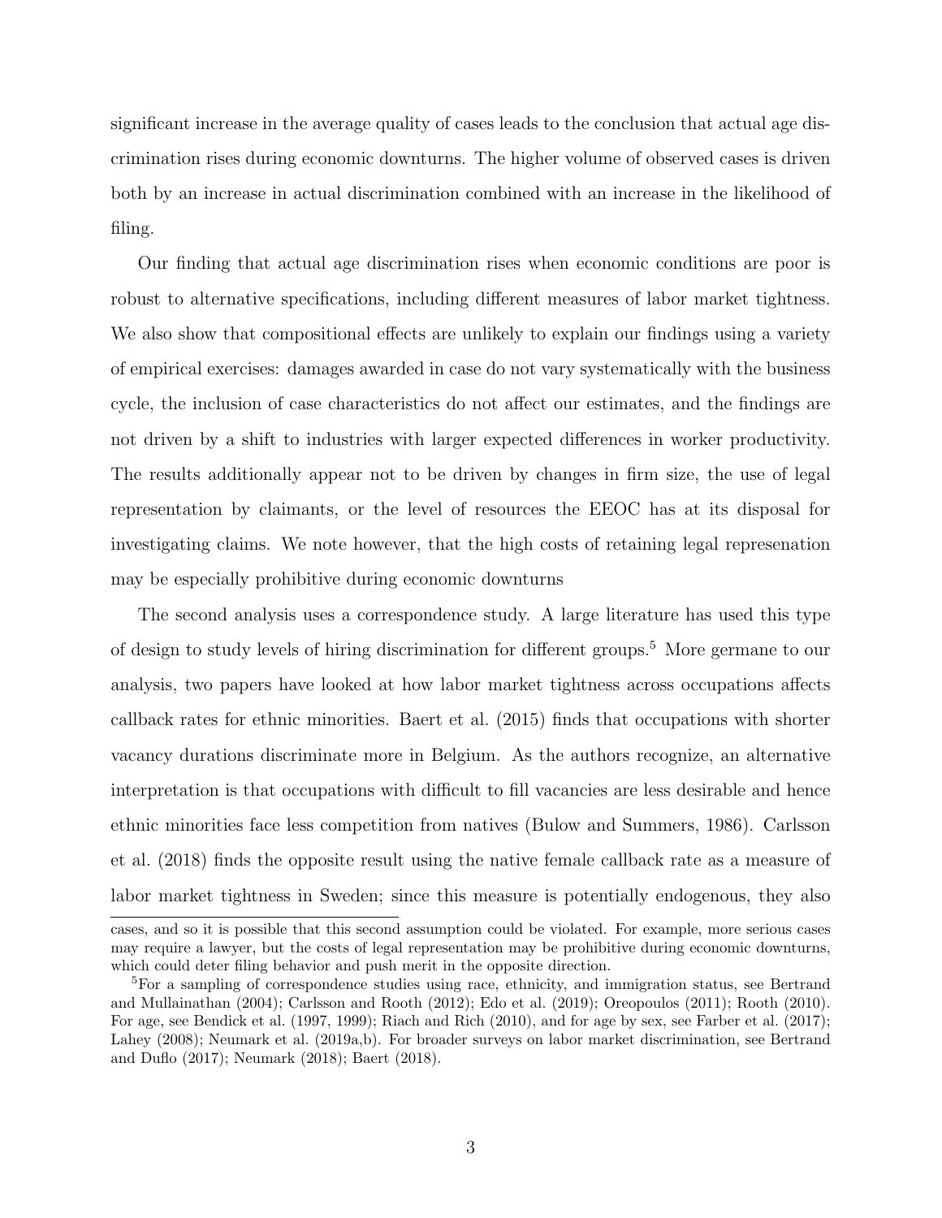significant increase in the average quality of cases leads to the conclusion that actual age discrimination rises during economic downturns. The higher volume of observed cases is driven both by an increase in actual discrimination combined with an increase in the likelihood of filing.

Our finding that actual age discrimination rises when economic conditions are poor is robust to alternative specifications, including different measures of labor market tightness. We also show that compositional effects are unlikely to explain our findings using a variety of empirical exercises: damages awarded in case do not vary systematically with the business cycle, the inclusion of case characteristics do not affect our estimates, and the findings are not driven by a shift to industries with larger expected differences in worker productivity. The results additionally appear not to be driven by changes in firm size, the use of legal representation by claimants, or the level of resources the EEOC has at its disposal for investigating claims. We note however, that the high costs of retaining legal represenation may be especially prohibitive during economic downturns

The second analysis uses a correspondence study. A large literature has used this type of design to study levels of hiring discrimination for different groups.[5] More germane to our analysis, two papers have looked at how labor market tightness across occupations affects callback rates for ethnic minorities. Baert et al. (2015) finds that occupations with shorter vacancy durations discriminate more in Belgium. As the authors recognize, an alternative interpretation is that occupations with difficult to fill vacancies are less desirable and hence ethnic minorities face less competition from natives (Bulow and Summers, 1986). Carlsson et al. (2018) finds the opposite result using the native female callback rate as a measure of labor market tightness in Sweden; since this measure is potentially endogenous, they also

cases, and so it is possible that this second assumption could be violated. For example, more serious cases may require a lawyer, but the costs of legal representation may be prohibitive during economic downturns, which could deter filing behavior and push merit in the opposite direction.

[5]For a sampling of correspondence studies using race, ethnicity, and immigration status, see Bertrand and Mullainathan (2004); Carlsson and Rooth (2012); Edo et al. (2019); Oreopoulos (2011); Rooth (2010). For age, see Bendick et al. (1997, 1999); Riach and Rich (2010), and for age by sex, see Farber et al. (2017); Lahey (2008); Neumark et al. (2019a,b). For broader surveys on labor market discrimination, see Bertrand and Duflo (2017); Neumark (2018); Baert (2018).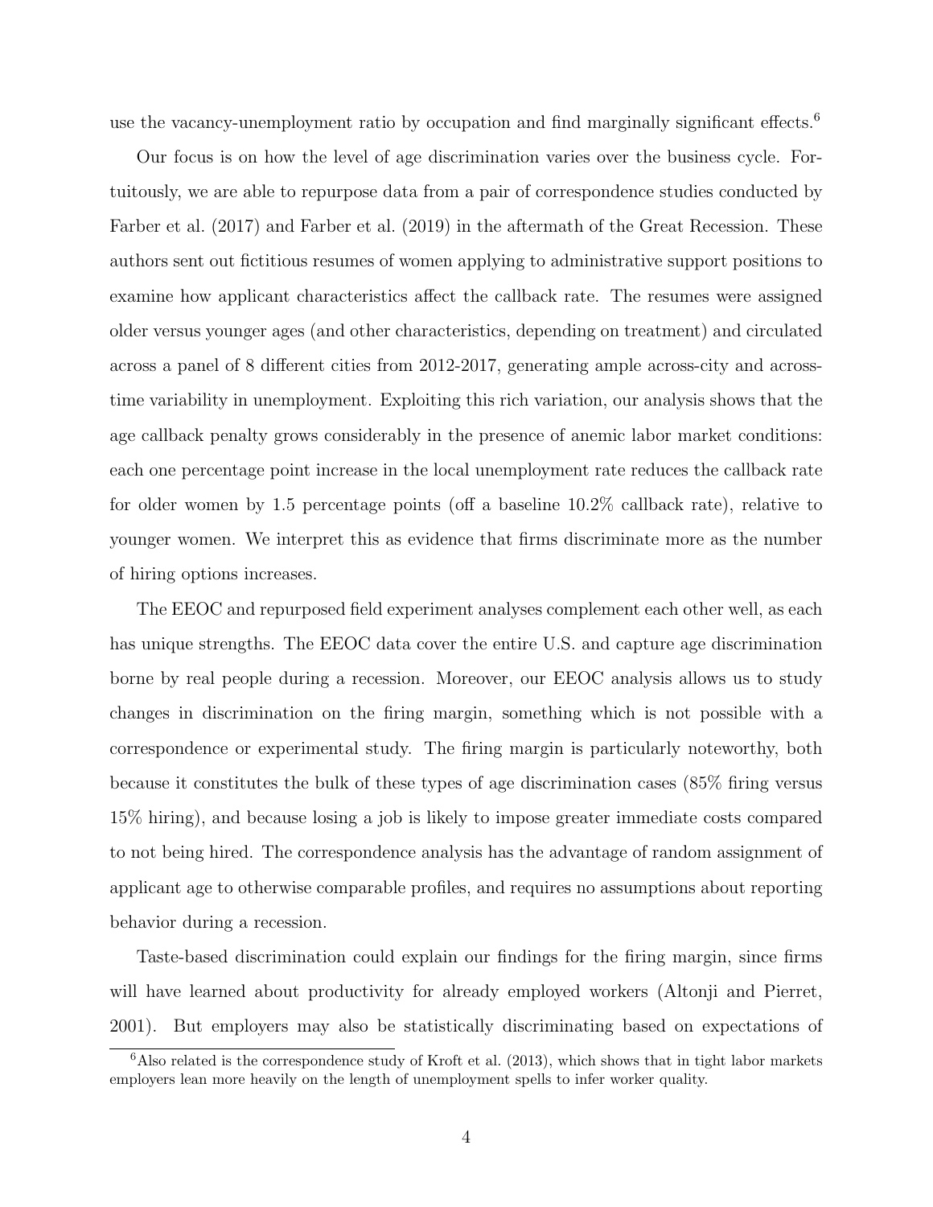use the vacancy-unemployment ratio by occupation and find marginally significant effects.[6]

Our focus is on how the level of age discrimination varies over the business cycle. Fortuitously, we are able to repurpose data from a pair of correspondence studies conducted by Farber et al. (2017) and Farber et al. (2019) in the aftermath of the Great Recession. These authors sent out fictitious resumes of women applying to administrative support positions to examine how applicant characteristics affect the callback rate. The resumes were assigned older versus younger ages (and other characteristics, depending on treatment) and circulated across a panel of 8 different cities from 2012-2017, generating ample across-city and across-time variability in unemployment. Exploiting this rich variation, our analysis shows that the age callback penalty grows considerably in the presence of anemic labor market conditions: each one percentage point increase in the local unemployment rate reduces the callback rate for older women by 1.5 percentage points (off a baseline 10.2% callback rate), relative to younger women. We interpret this as evidence that firms discriminate more as the number of hiring options increases.

The EEOC and repurposed field experiment analyses complement each other well, as each has unique strengths. The EEOC data cover the entire U.S. and capture age discrimination borne by real people during a recession. Moreover, our EEOC analysis allows us to study changes in discrimination on the firing margin, something which is not possible with a correspondence or experimental study. The firing margin is particularly noteworthy, both because it constitutes the bulk of these types of age discrimination cases (85% firing versus 15% hiring), and because losing a job is likely to impose greater immediate costs compared to not being hired. The correspondence analysis has the advantage of random assignment of applicant age to otherwise comparable profiles, and requires no assumptions about reporting behavior during a recession.

Taste-based discrimination could explain our findings for the firing margin, since firms will have learned about productivity for already employed workers (Altonji and Pierret, 2001). But employers may also be statistically discriminating based on expectations of

[6] Also related is the correspondence study of Kroft et al. (2013), which shows that in tight labor markets employers lean more heavily on the length of unemployment spells to infer worker quality.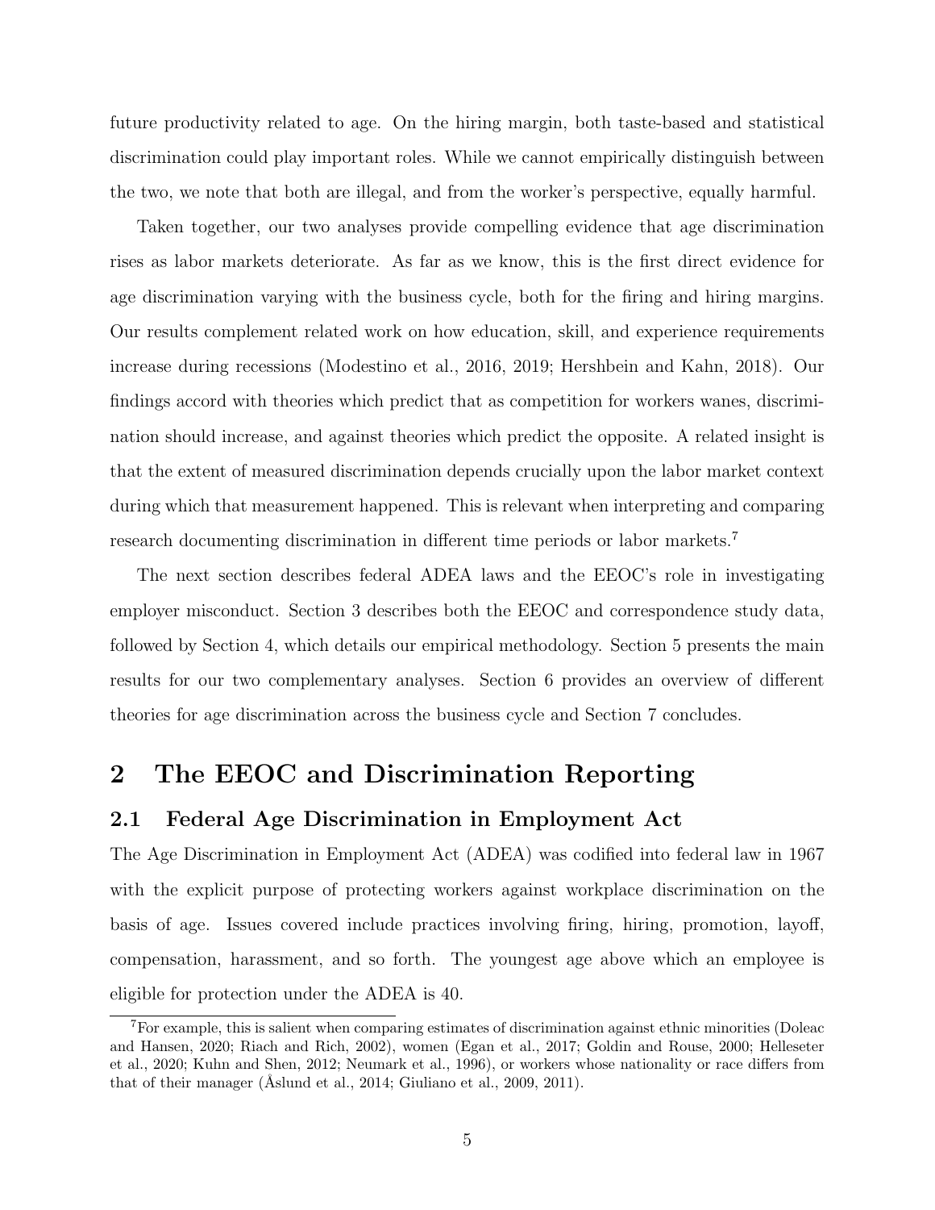future productivity related to age. On the hiring margin, both taste-based and statistical discrimination could play important roles. While we cannot empirically distinguish between the two, we note that both are illegal, and from the worker's perspective, equally harmful.

Taken together, our two analyses provide compelling evidence that age discrimination rises as labor markets deteriorate. As far as we know, this is the first direct evidence for age discrimination varying with the business cycle, both for the firing and hiring margins. Our results complement related work on how education, skill, and experience requirements increase during recessions (Modestino et al., 2016, 2019; Hershbein and Kahn, 2018). Our findings accord with theories which predict that as competition for workers wanes, discrimination should increase, and against theories which predict the opposite. A related insight is that the extent of measured discrimination depends crucially upon the labor market context during which that measurement happened. This is relevant when interpreting and comparing research documenting discrimination in different time periods or labor markets.[7]

The next section describes federal ADEA laws and the EEOC's role in investigating employer misconduct. Section 3 describes both the EEOC and correspondence study data, followed by Section 4, which details our empirical methodology. Section 5 presents the main results for our two complementary analyses. Section 6 provides an overview of different theories for age discrimination across the business cycle and Section 7 concludes.

# 2 The EEOC and Discrimination Reporting

## 2.1 Federal Age Discrimination in Employment Act

The Age Discrimination in Employment Act (ADEA) was codified into federal law in 1967 with the explicit purpose of protecting workers against workplace discrimination on the basis of age. Issues covered include practices involving firing, hiring, promotion, layoff, compensation, harassment, and so forth. The youngest age above which an employee is eligible for protection under the ADEA is 40.

[7] For example, this is salient when comparing estimates of discrimination against ethnic minorities (Doleac and Hansen, 2020; Riach and Rich, 2002), women (Egan et al., 2017; Goldin and Rouse, 2000; Helleseter et al., 2020; Kuhn and Shen, 2012; Neumark et al., 1996), or workers whose nationality or race differs from that of their manager (Åslund et al., 2014; Giuliano et al., 2009, 2011).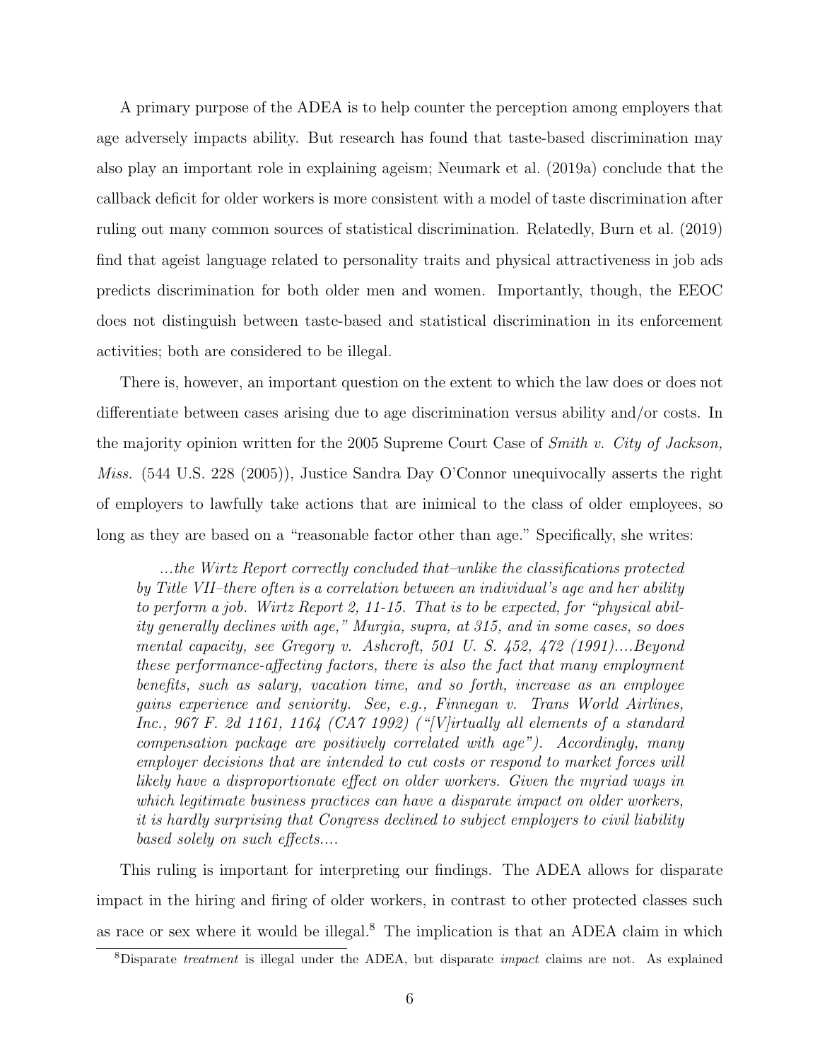A primary purpose of the ADEA is to help counter the perception among employers that age adversely impacts ability. But research has found that taste-based discrimination may also play an important role in explaining ageism; Neumark et al. (2019a) conclude that the callback deficit for older workers is more consistent with a model of taste discrimination after ruling out many common sources of statistical discrimination. Relatedly, Burn et al. (2019) find that ageist language related to personality traits and physical attractiveness in job ads predicts discrimination for both older men and women. Importantly, though, the EEOC does not distinguish between taste-based and statistical discrimination in its enforcement activities; both are considered to be illegal.

There is, however, an important question on the extent to which the law does or does not differentiate between cases arising due to age discrimination versus ability and/or costs. In the majority opinion written for the 2005 Supreme Court Case of *Smith v. City of Jackson, Miss.* (544 U.S. 228 (2005)), Justice Sandra Day O'Connor unequivocally asserts the right of employers to lawfully take actions that are inimical to the class of older employees, so long as they are based on a "reasonable factor other than age." Specifically, she writes:

> *...the Wirtz Report correctly concluded that–unlike the classifications protected by Title VII–there often is a correlation between an individual's age and her ability to perform a job. Wirtz Report 2, 11-15. That is to be expected, for "physical ability generally declines with age," Murgia, supra, at 315, and in some cases, so does mental capacity, see Gregory v. Ashcroft, 501 U. S. 452, 472 (1991)....Beyond these performance-affecting factors, there is also the fact that many employment benefits, such as salary, vacation time, and so forth, increase as an employee gains experience and seniority. See, e.g., Finnegan v. Trans World Airlines, Inc., 967 F. 2d 1161, 1164 (CA7 1992) ("[V]irtually all elements of a standard compensation package are positively correlated with age"). Accordingly, many employer decisions that are intended to cut costs or respond to market forces will likely have a disproportionate effect on older workers. Given the myriad ways in which legitimate business practices can have a disparate impact on older workers, it is hardly surprising that Congress declined to subject employers to civil liability based solely on such effects....*

This ruling is important for interpreting our findings. The ADEA allows for disparate impact in the hiring and firing of older workers, in contrast to other protected classes such as race or sex where it would be illegal.[8] The implication is that an ADEA claim in which

[8]Disparate *treatment* is illegal under the ADEA, but disparate *impact* claims are not. As explained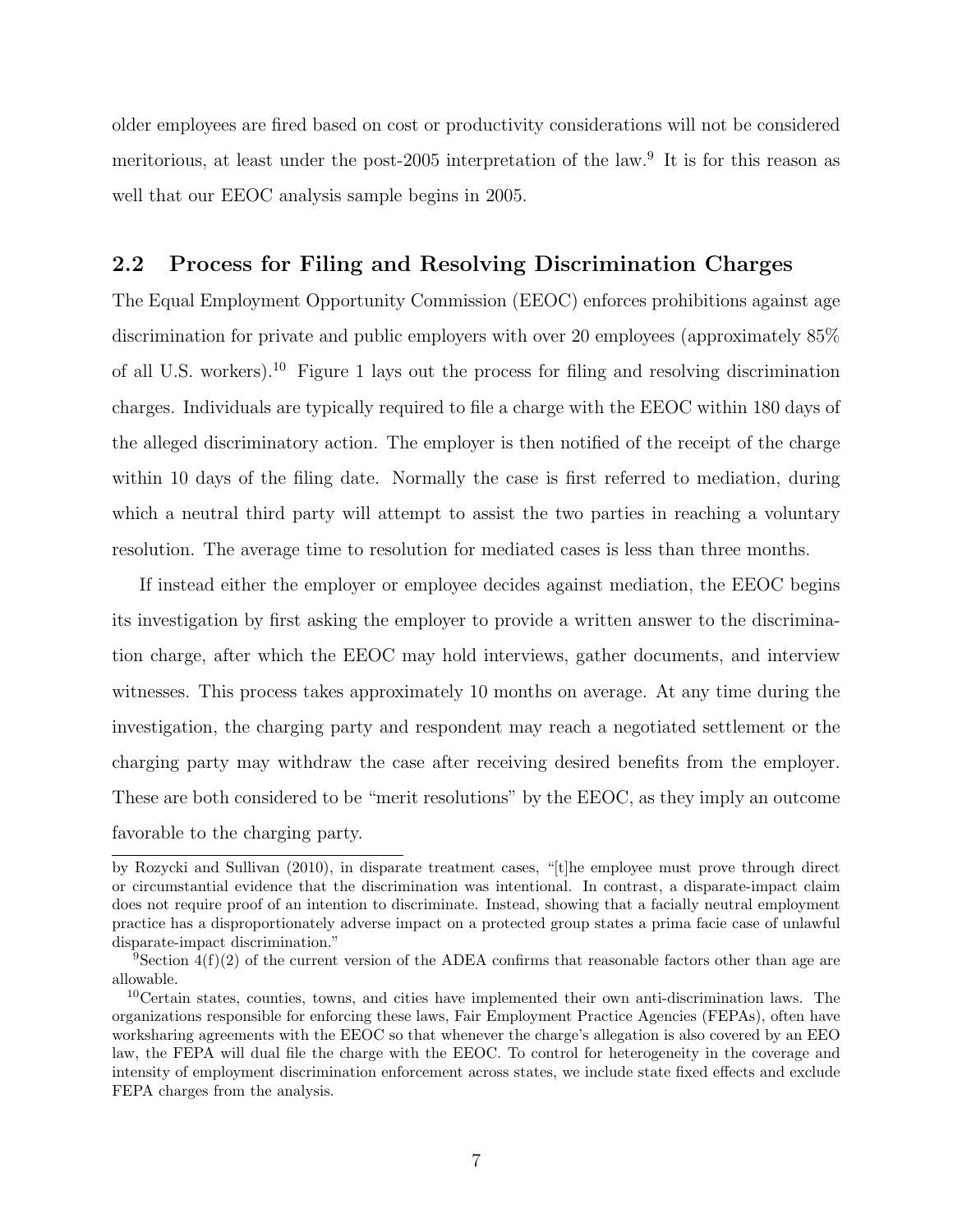older employees are fired based on cost or productivity considerations will not be considered meritorious, at least under the post-2005 interpretation of the law.[9] It is for this reason as well that our EEOC analysis sample begins in 2005.

## 2.2 Process for Filing and Resolving Discrimination Charges

The Equal Employment Opportunity Commission (EEOC) enforces prohibitions against age discrimination for private and public employers with over 20 employees (approximately 85% of all U.S. workers).[10] Figure 1 lays out the process for filing and resolving discrimination charges. Individuals are typically required to file a charge with the EEOC within 180 days of the alleged discriminatory action. The employer is then notified of the receipt of the charge within 10 days of the filing date. Normally the case is first referred to mediation, during which a neutral third party will attempt to assist the two parties in reaching a voluntary resolution. The average time to resolution for mediated cases is less than three months.

If instead either the employer or employee decides against mediation, the EEOC begins its investigation by first asking the employer to provide a written answer to the discrimination charge, after which the EEOC may hold interviews, gather documents, and interview witnesses. This process takes approximately 10 months on average. At any time during the investigation, the charging party and respondent may reach a negotiated settlement or the charging party may withdraw the case after receiving desired benefits from the employer. These are both considered to be "merit resolutions" by the EEOC, as they imply an outcome favorable to the charging party.

---

by Rozycki and Sullivan (2010), in disparate treatment cases, "[t]he employee must prove through direct or circumstantial evidence that the discrimination was intentional. In contrast, a disparate-impact claim does not require proof of an intention to discriminate. Instead, showing that a facially neutral employment practice has a disproportionately adverse impact on a protected group states a prima facie case of unlawful disparate-impact discrimination."

[9] Section 4(f)(2) of the current version of the ADEA confirms that reasonable factors other than age are allowable.

[10] Certain states, counties, towns, and cities have implemented their own anti-discrimination laws. The organizations responsible for enforcing these laws, Fair Employment Practice Agencies (FEPAs), often have worksharing agreements with the EEOC so that whenever the charge's allegation is also covered by an EEO law, the FEPA will dual file the charge with the EEOC. To control for heterogeneity in the coverage and intensity of employment discrimination enforcement across states, we include state fixed effects and exclude FEPA charges from the analysis.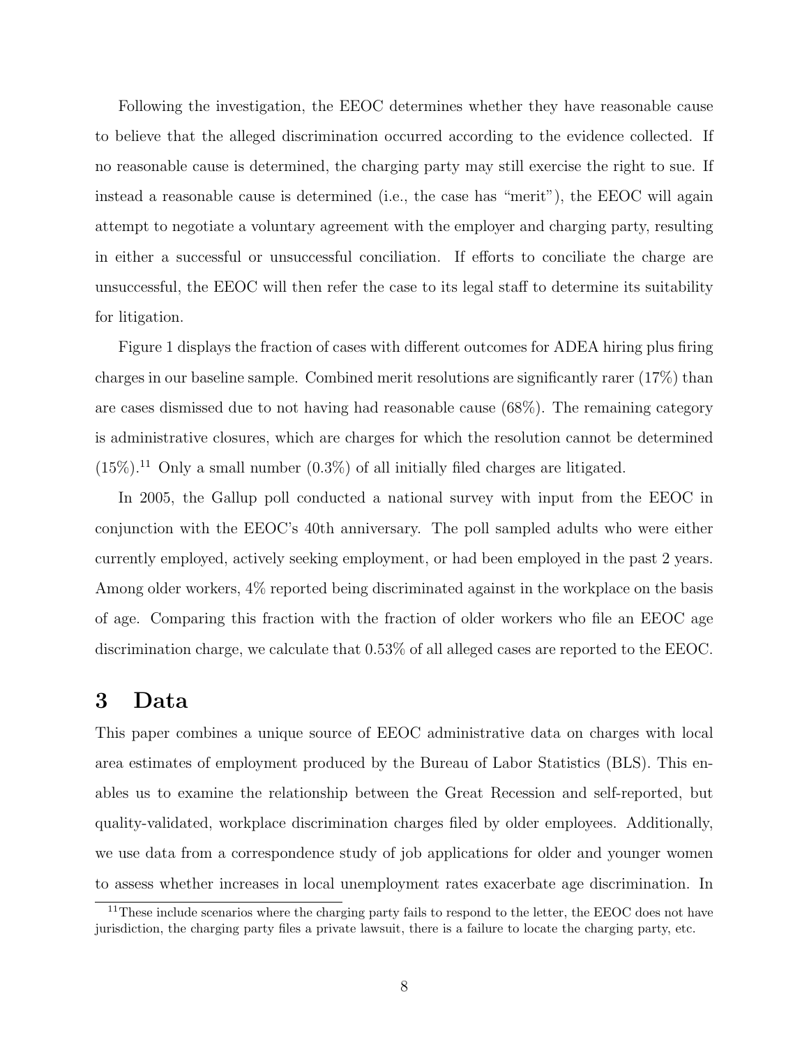Following the investigation, the EEOC determines whether they have reasonable cause to believe that the alleged discrimination occurred according to the evidence collected. If no reasonable cause is determined, the charging party may still exercise the right to sue. If instead a reasonable cause is determined (i.e., the case has "merit"), the EEOC will again attempt to negotiate a voluntary agreement with the employer and charging party, resulting in either a successful or unsuccessful conciliation. If efforts to conciliate the charge are unsuccessful, the EEOC will then refer the case to its legal staff to determine its suitability for litigation.

Figure 1 displays the fraction of cases with different outcomes for ADEA hiring plus firing charges in our baseline sample. Combined merit resolutions are significantly rarer (17%) than are cases dismissed due to not having had reasonable cause (68%). The remaining category is administrative closures, which are charges for which the resolution cannot be determined (15%).[11] Only a small number (0.3%) of all initially filed charges are litigated.

In 2005, the Gallup poll conducted a national survey with input from the EEOC in conjunction with the EEOC's 40th anniversary. The poll sampled adults who were either currently employed, actively seeking employment, or had been employed in the past 2 years. Among older workers, 4% reported being discriminated against in the workplace on the basis of age. Comparing this fraction with the fraction of older workers who file an EEOC age discrimination charge, we calculate that 0.53% of all alleged cases are reported to the EEOC.

# 3 Data

This paper combines a unique source of EEOC administrative data on charges with local area estimates of employment produced by the Bureau of Labor Statistics (BLS). This enables us to examine the relationship between the Great Recession and self-reported, but quality-validated, workplace discrimination charges filed by older employees. Additionally, we use data from a correspondence study of job applications for older and younger women to assess whether increases in local unemployment rates exacerbate age discrimination. In

[11] These include scenarios where the charging party fails to respond to the letter, the EEOC does not have jurisdiction, the charging party files a private lawsuit, there is a failure to locate the charging party, etc.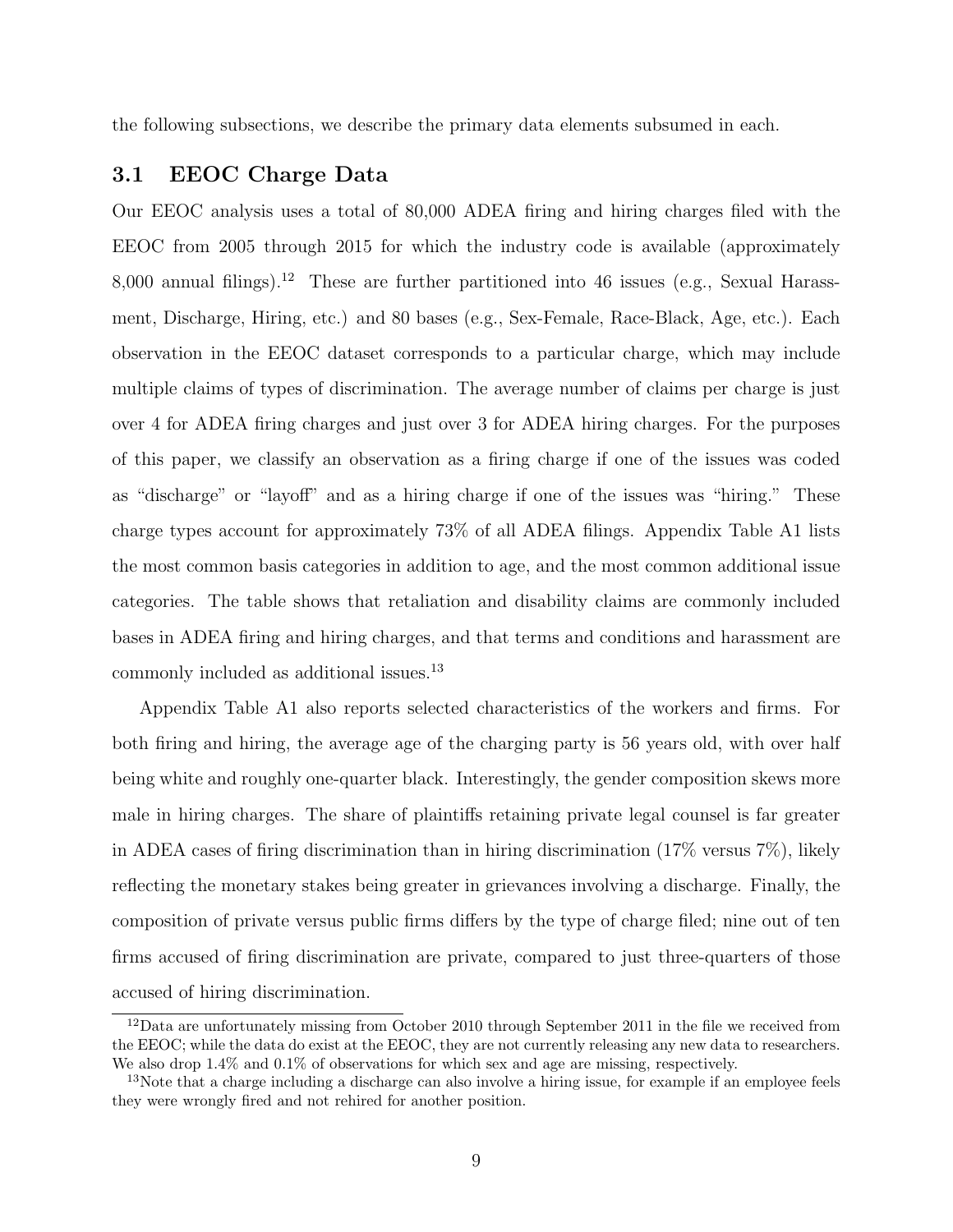the following subsections, we describe the primary data elements subsumed in each.

## 3.1 EEOC Charge Data

Our EEOC analysis uses a total of 80,000 ADEA firing and hiring charges filed with the EEOC from 2005 through 2015 for which the industry code is available (approximately 8,000 annual filings).[12] These are further partitioned into 46 issues (e.g., Sexual Harassment, Discharge, Hiring, etc.) and 80 bases (e.g., Sex-Female, Race-Black, Age, etc.). Each observation in the EEOC dataset corresponds to a particular charge, which may include multiple claims of types of discrimination. The average number of claims per charge is just over 4 for ADEA firing charges and just over 3 for ADEA hiring charges. For the purposes of this paper, we classify an observation as a firing charge if one of the issues was coded as "discharge" or "layoff" and as a hiring charge if one of the issues was "hiring." These charge types account for approximately 73% of all ADEA filings. Appendix Table A1 lists the most common basis categories in addition to age, and the most common additional issue categories. The table shows that retaliation and disability claims are commonly included bases in ADEA firing and hiring charges, and that terms and conditions and harassment are commonly included as additional issues.[13]

Appendix Table A1 also reports selected characteristics of the workers and firms. For both firing and hiring, the average age of the charging party is 56 years old, with over half being white and roughly one-quarter black. Interestingly, the gender composition skews more male in hiring charges. The share of plaintiffs retaining private legal counsel is far greater in ADEA cases of firing discrimination than in hiring discrimination (17% versus 7%), likely reflecting the monetary stakes being greater in grievances involving a discharge. Finally, the composition of private versus public firms differs by the type of charge filed; nine out of ten firms accused of firing discrimination are private, compared to just three-quarters of those accused of hiring discrimination.

[12] Data are unfortunately missing from October 2010 through September 2011 in the file we received from the EEOC; while the data do exist at the EEOC, they are not currently releasing any new data to researchers. We also drop 1.4% and 0.1% of observations for which sex and age are missing, respectively.

[13] Note that a charge including a discharge can also involve a hiring issue, for example if an employee feels they were wrongly fired and not rehired for another position.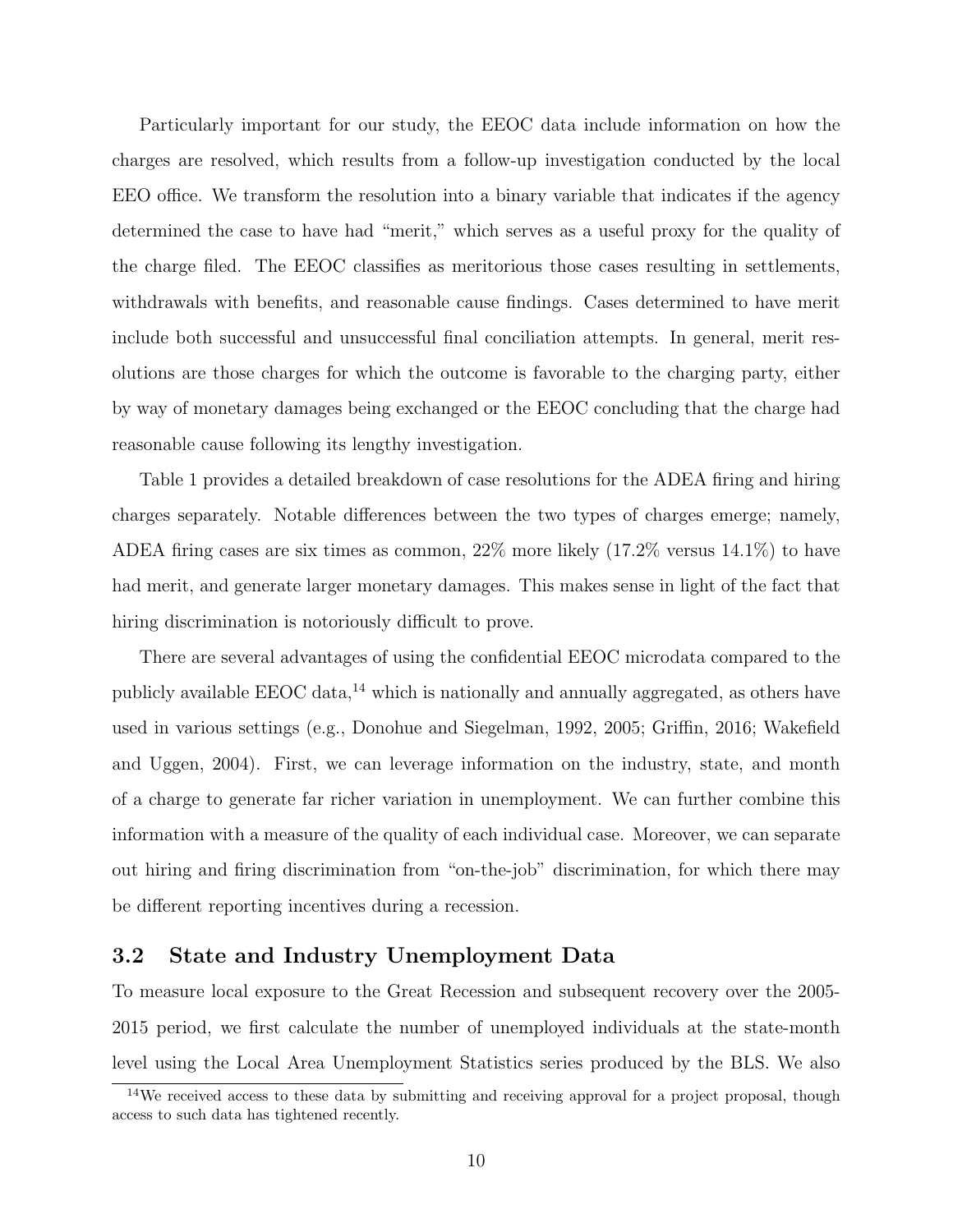Particularly important for our study, the EEOC data include information on how the charges are resolved, which results from a follow-up investigation conducted by the local EEO office. We transform the resolution into a binary variable that indicates if the agency determined the case to have had "merit," which serves as a useful proxy for the quality of the charge filed. The EEOC classifies as meritorious those cases resulting in settlements, withdrawals with benefits, and reasonable cause findings. Cases determined to have merit include both successful and unsuccessful final conciliation attempts. In general, merit resolutions are those charges for which the outcome is favorable to the charging party, either by way of monetary damages being exchanged or the EEOC concluding that the charge had reasonable cause following its lengthy investigation.

Table 1 provides a detailed breakdown of case resolutions for the ADEA firing and hiring charges separately. Notable differences between the two types of charges emerge; namely, ADEA firing cases are six times as common, 22% more likely (17.2% versus 14.1%) to have had merit, and generate larger monetary damages. This makes sense in light of the fact that hiring discrimination is notoriously difficult to prove.

There are several advantages of using the confidential EEOC microdata compared to the publicly available EEOC data,[14] which is nationally and annually aggregated, as others have used in various settings (e.g., Donohue and Siegelman, 1992, 2005; Griffin, 2016; Wakefield and Uggen, 2004). First, we can leverage information on the industry, state, and month of a charge to generate far richer variation in unemployment. We can further combine this information with a measure of the quality of each individual case. Moreover, we can separate out hiring and firing discrimination from "on-the-job" discrimination, for which there may be different reporting incentives during a recession.

### 3.2 State and Industry Unemployment Data

To measure local exposure to the Great Recession and subsequent recovery over the 2005-2015 period, we first calculate the number of unemployed individuals at the state-month level using the Local Area Unemployment Statistics series produced by the BLS. We also

[14] We received access to these data by submitting and receiving approval for a project proposal, though access to such data has tightened recently.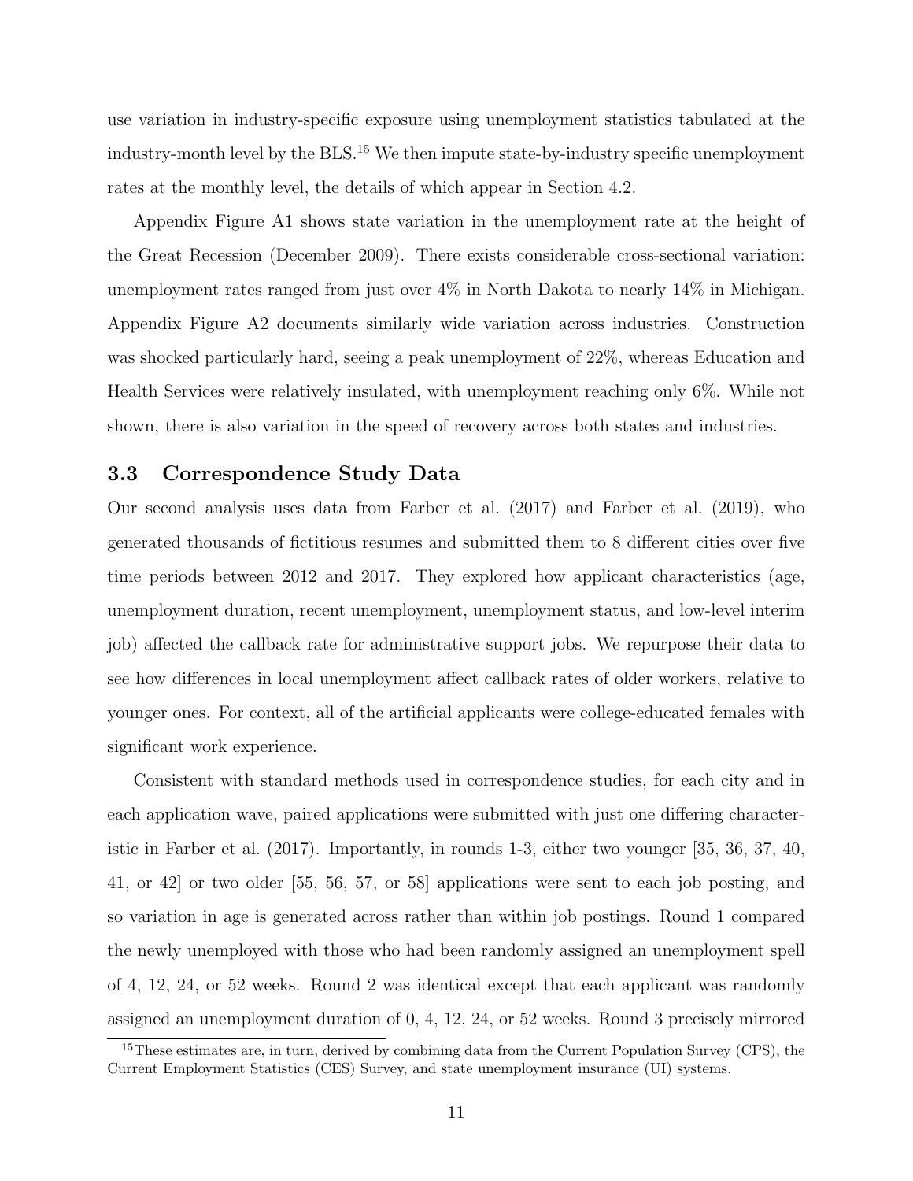use variation in industry-specific exposure using unemployment statistics tabulated at the industry-month level by the BLS.[15] We then impute state-by-industry specific unemployment rates at the monthly level, the details of which appear in Section 4.2.

Appendix Figure A1 shows state variation in the unemployment rate at the height of the Great Recession (December 2009). There exists considerable cross-sectional variation: unemployment rates ranged from just over 4% in North Dakota to nearly 14% in Michigan. Appendix Figure A2 documents similarly wide variation across industries. Construction was shocked particularly hard, seeing a peak unemployment of 22%, whereas Education and Health Services were relatively insulated, with unemployment reaching only 6%. While not shown, there is also variation in the speed of recovery across both states and industries.

### 3.3 Correspondence Study Data

Our second analysis uses data from Farber et al. (2017) and Farber et al. (2019), who generated thousands of fictitious resumes and submitted them to 8 different cities over five time periods between 2012 and 2017. They explored how applicant characteristics (age, unemployment duration, recent unemployment, unemployment status, and low-level interim job) affected the callback rate for administrative support jobs. We repurpose their data to see how differences in local unemployment affect callback rates of older workers, relative to younger ones. For context, all of the artificial applicants were college-educated females with significant work experience.

Consistent with standard methods used in correspondence studies, for each city and in each application wave, paired applications were submitted with just one differing characteristic in Farber et al. (2017). Importantly, in rounds 1-3, either two younger [35, 36, 37, 40, 41, or 42] or two older [55, 56, 57, or 58] applications were sent to each job posting, and so variation in age is generated across rather than within job postings. Round 1 compared the newly unemployed with those who had been randomly assigned an unemployment spell of 4, 12, 24, or 52 weeks. Round 2 was identical except that each applicant was randomly assigned an unemployment duration of 0, 4, 12, 24, or 52 weeks. Round 3 precisely mirrored

[15] These estimates are, in turn, derived by combining data from the Current Population Survey (CPS), the Current Employment Statistics (CES) Survey, and state unemployment insurance (UI) systems.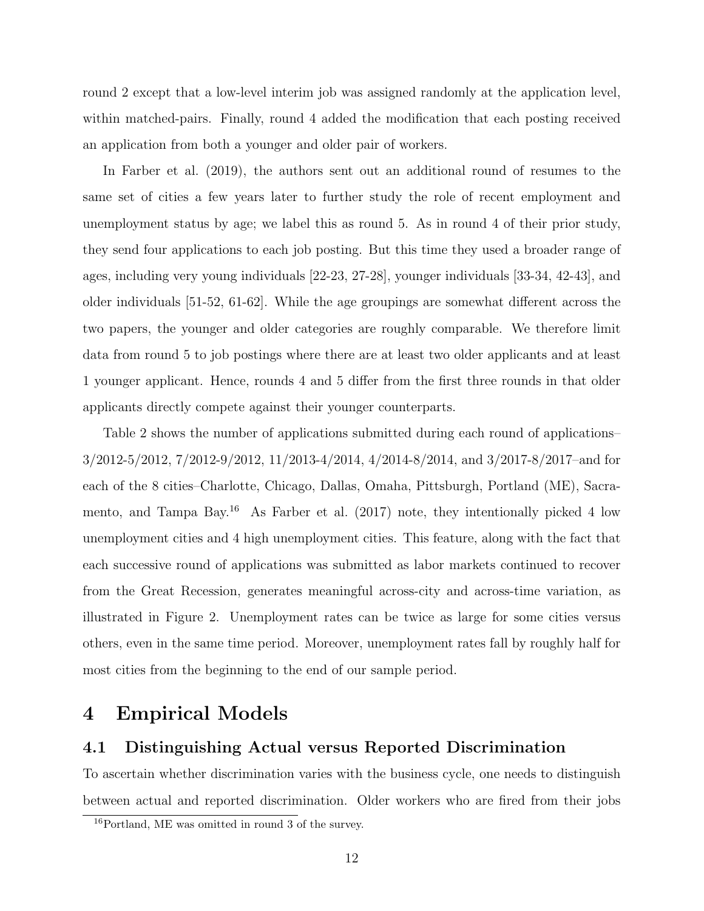round 2 except that a low-level interim job was assigned randomly at the application level, within matched-pairs. Finally, round 4 added the modification that each posting received an application from both a younger and older pair of workers.

In Farber et al. (2019), the authors sent out an additional round of resumes to the same set of cities a few years later to further study the role of recent employment and unemployment status by age; we label this as round 5. As in round 4 of their prior study, they send four applications to each job posting. But this time they used a broader range of ages, including very young individuals [22-23, 27-28], younger individuals [33-34, 42-43], and older individuals [51-52, 61-62]. While the age groupings are somewhat different across the two papers, the younger and older categories are roughly comparable. We therefore limit data from round 5 to job postings where there are at least two older applicants and at least 1 younger applicant. Hence, rounds 4 and 5 differ from the first three rounds in that older applicants directly compete against their younger counterparts.

Table 2 shows the number of applications submitted during each round of applications–3/2012-5/2012, 7/2012-9/2012, 11/2013-4/2014, 4/2014-8/2014, and 3/2017-8/2017–and for each of the 8 cities–Charlotte, Chicago, Dallas, Omaha, Pittsburgh, Portland (ME), Sacramento, and Tampa Bay.[16] As Farber et al. (2017) note, they intentionally picked 4 low unemployment cities and 4 high unemployment cities. This feature, along with the fact that each successive round of applications was submitted as labor markets continued to recover from the Great Recession, generates meaningful across-city and across-time variation, as illustrated in Figure 2. Unemployment rates can be twice as large for some cities versus others, even in the same time period. Moreover, unemployment rates fall by roughly half for most cities from the beginning to the end of our sample period.

# 4 Empirical Models

## 4.1 Distinguishing Actual versus Reported Discrimination

To ascertain whether discrimination varies with the business cycle, one needs to distinguish between actual and reported discrimination. Older workers who are fired from their jobs

[16] Portland, ME was omitted in round 3 of the survey.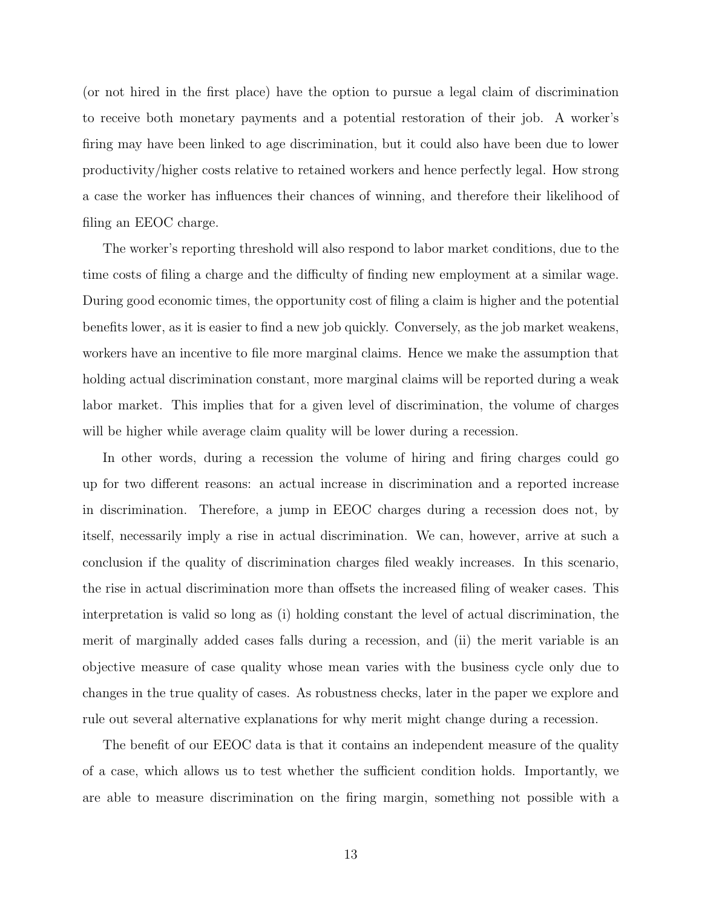(or not hired in the first place) have the option to pursue a legal claim of discrimination to receive both monetary payments and a potential restoration of their job. A worker's firing may have been linked to age discrimination, but it could also have been due to lower productivity/higher costs relative to retained workers and hence perfectly legal. How strong a case the worker has influences their chances of winning, and therefore their likelihood of filing an EEOC charge.

The worker's reporting threshold will also respond to labor market conditions, due to the time costs of filing a charge and the difficulty of finding new employment at a similar wage. During good economic times, the opportunity cost of filing a claim is higher and the potential benefits lower, as it is easier to find a new job quickly. Conversely, as the job market weakens, workers have an incentive to file more marginal claims. Hence we make the assumption that holding actual discrimination constant, more marginal claims will be reported during a weak labor market. This implies that for a given level of discrimination, the volume of charges will be higher while average claim quality will be lower during a recession.

In other words, during a recession the volume of hiring and firing charges could go up for two different reasons: an actual increase in discrimination and a reported increase in discrimination. Therefore, a jump in EEOC charges during a recession does not, by itself, necessarily imply a rise in actual discrimination. We can, however, arrive at such a conclusion if the quality of discrimination charges filed weakly increases. In this scenario, the rise in actual discrimination more than offsets the increased filing of weaker cases. This interpretation is valid so long as (i) holding constant the level of actual discrimination, the merit of marginally added cases falls during a recession, and (ii) the merit variable is an objective measure of case quality whose mean varies with the business cycle only due to changes in the true quality of cases. As robustness checks, later in the paper we explore and rule out several alternative explanations for why merit might change during a recession.

The benefit of our EEOC data is that it contains an independent measure of the quality of a case, which allows us to test whether the sufficient condition holds. Importantly, we are able to measure discrimination on the firing margin, something not possible with a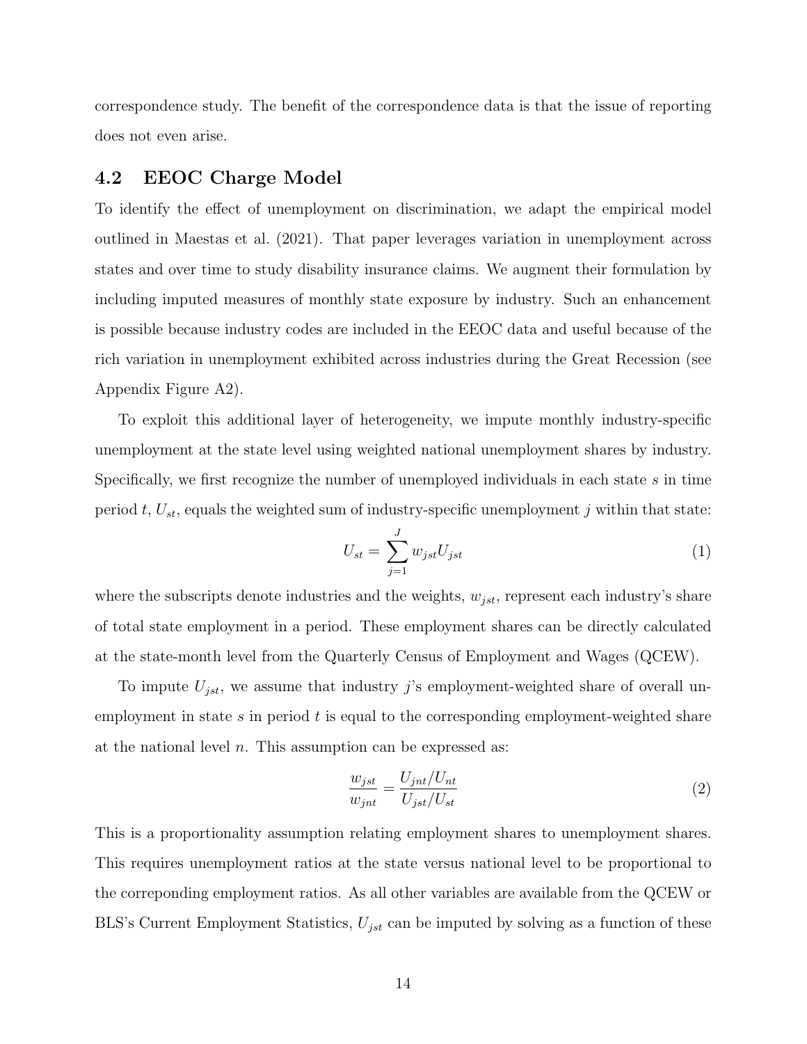correspondence study. The benefit of the correspondence data is that the issue of reporting does not even arise.

### 4.2 EEOC Charge Model

To identify the effect of unemployment on discrimination, we adapt the empirical model outlined in Maestas et al. (2021). That paper leverages variation in unemployment across states and over time to study disability insurance claims. We augment their formulation by including imputed measures of monthly state exposure by industry. Such an enhancement is possible because industry codes are included in the EEOC data and useful because of the rich variation in unemployment exhibited across industries during the Great Recession (see Appendix Figure A2).

To exploit this additional layer of heterogeneity, we impute monthly industry-specific unemployment at the state level using weighted national unemployment shares by industry. Specifically, we first recognize the number of unemployed individuals in each state $s$ in time period $t$, $U_{st}$, equals the weighted sum of industry-specific unemployment $j$ within that state:

$$U_{st} = \sum_{j=1}^{J} w_{jst} U_{jst} \tag{1}$$

where the subscripts denote industries and the weights, $w_{jst}$, represent each industry's share of total state employment in a period. These employment shares can be directly calculated at the state-month level from the Quarterly Census of Employment and Wages (QCEW).

To impute $U_{jst}$, we assume that industry $j$'s employment-weighted share of overall unemployment in state $s$ in period $t$ is equal to the corresponding employment-weighted share at the national level $n$. This assumption can be expressed as:

$$\frac{w_{jst}}{w_{jnt}} = \frac{U_{jnt}/U_{nt}}{U_{jst}/U_{st}} \tag{2}$$

This is a proportionality assumption relating employment shares to unemployment shares. This requires unemployment ratios at the state versus national level to be proportional to the correponding employment ratios. As all other variables are available from the QCEW or BLS's Current Employment Statistics, $U_{jst}$ can be imputed by solving as a function of these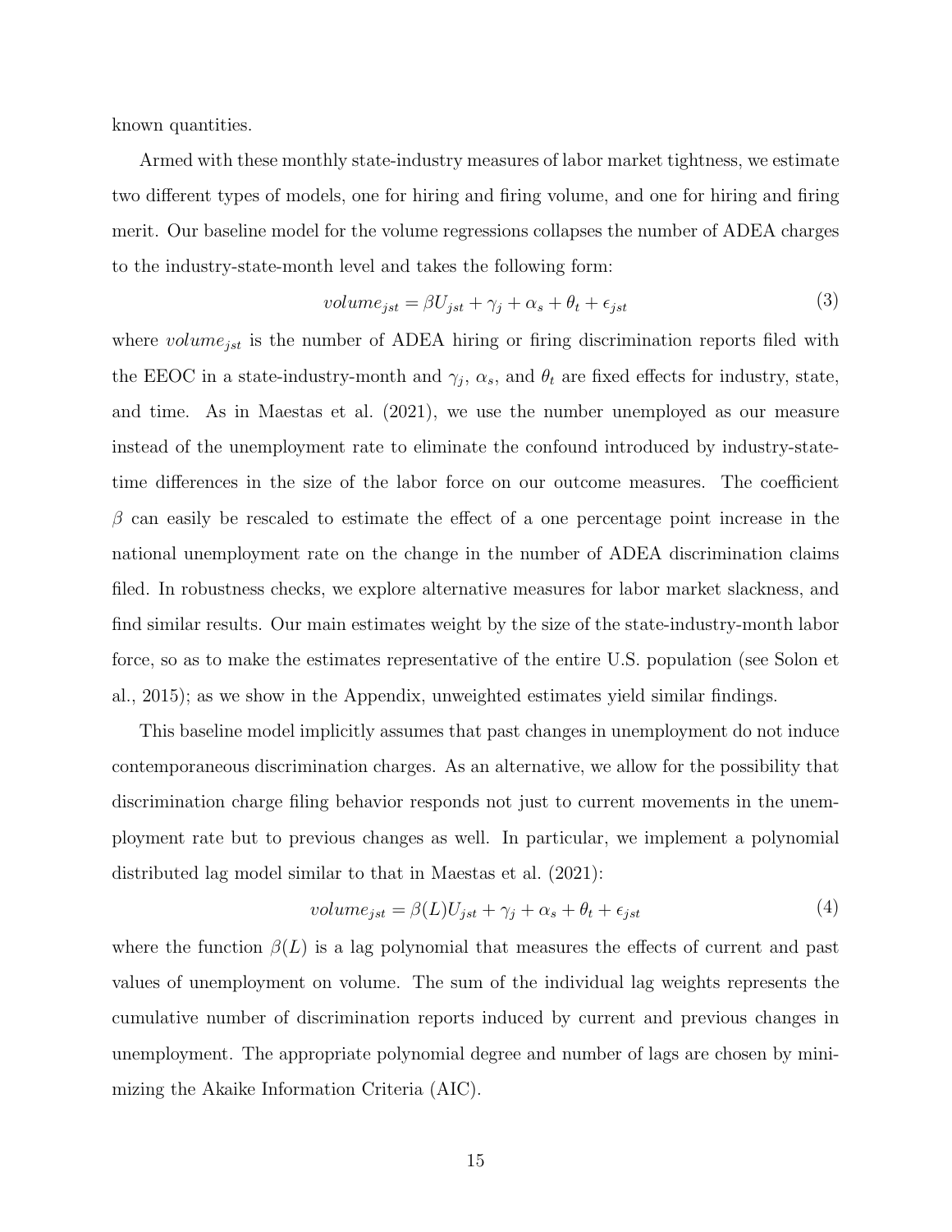known quantities.

Armed with these monthly state-industry measures of labor market tightness, we estimate two different types of models, one for hiring and firing volume, and one for hiring and firing merit. Our baseline model for the volume regressions collapses the number of ADEA charges to the industry-state-month level and takes the following form:

$$volume_{jst} = \beta U_{jst} + \gamma_j + \alpha_s + \theta_t + \epsilon_{jst} \tag{3}$$

where $volume_{jst}$ is the number of ADEA hiring or firing discrimination reports filed with the EEOC in a state-industry-month and $\gamma_j$, $\alpha_s$, and $\theta_t$ are fixed effects for industry, state, and time. As in Maestas et al. (2021), we use the number unemployed as our measure instead of the unemployment rate to eliminate the confound introduced by industry-state-time differences in the size of the labor force on our outcome measures. The coefficient $\beta$ can easily be rescaled to estimate the effect of a one percentage point increase in the national unemployment rate on the change in the number of ADEA discrimination claims filed. In robustness checks, we explore alternative measures for labor market slackness, and find similar results. Our main estimates weight by the size of the state-industry-month labor force, so as to make the estimates representative of the entire U.S. population (see Solon et al., 2015); as we show in the Appendix, unweighted estimates yield similar findings.

This baseline model implicitly assumes that past changes in unemployment do not induce contemporaneous discrimination charges. As an alternative, we allow for the possibility that discrimination charge filing behavior responds not just to current movements in the unemployment rate but to previous changes as well. In particular, we implement a polynomial distributed lag model similar to that in Maestas et al. (2021):

$$volume_{jst} = \beta(L) U_{jst} + \gamma_j + \alpha_s + \theta_t + \epsilon_{jst} \tag{4}$$

where the function $\beta(L)$ is a lag polynomial that measures the effects of current and past values of unemployment on volume. The sum of the individual lag weights represents the cumulative number of discrimination reports induced by current and previous changes in unemployment. The appropriate polynomial degree and number of lags are chosen by minimizing the Akaike Information Criteria (AIC).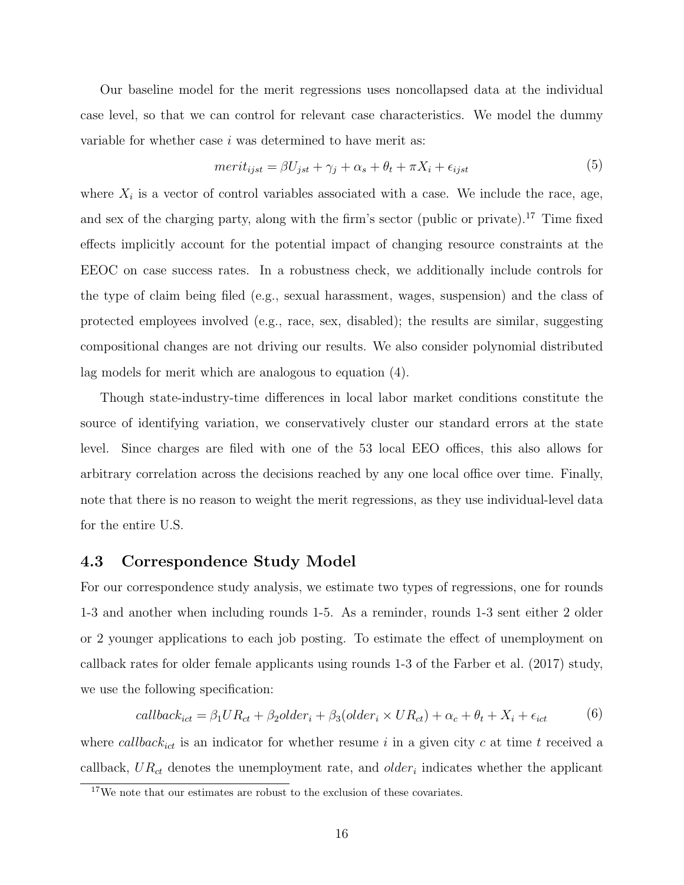Our baseline model for the merit regressions uses noncollapsed data at the individual case level, so that we can control for relevant case characteristics. We model the dummy variable for whether case $i$ was determined to have merit as:

$$merit_{ijst} = \beta U_{jst} + \gamma_j + \alpha_s + \theta_t + \pi X_i + \epsilon_{ijst} \tag{5}$$

where $X_i$ is a vector of control variables associated with a case. We include the race, age, and sex of the charging party, along with the firm's sector (public or private).[17] Time fixed effects implicitly account for the potential impact of changing resource constraints at the EEOC on case success rates. In a robustness check, we additionally include controls for the type of claim being filed (e.g., sexual harassment, wages, suspension) and the class of protected employees involved (e.g., race, sex, disabled); the results are similar, suggesting compositional changes are not driving our results. We also consider polynomial distributed lag models for merit which are analogous to equation (4).

Though state-industry-time differences in local labor market conditions constitute the source of identifying variation, we conservatively cluster our standard errors at the state level. Since charges are filed with one of the 53 local EEO offices, this also allows for arbitrary correlation across the decisions reached by any one local office over time. Finally, note that there is no reason to weight the merit regressions, as they use individual-level data for the entire U.S.

## 4.3 Correspondence Study Model

For our correspondence study analysis, we estimate two types of regressions, one for rounds 1-3 and another when including rounds 1-5. As a reminder, rounds 1-3 sent either 2 older or 2 younger applications to each job posting. To estimate the effect of unemployment on callback rates for older female applicants using rounds 1-3 of the Farber et al. (2017) study, we use the following specification:

$$callback_{ict} = \beta_1 UR_{ct} + \beta_2 older_i + \beta_3 (older_i \times UR_{ct}) + \alpha_c + \theta_t + X_i + \epsilon_{ict} \tag{6}$$

where $callback_{ict}$ is an indicator for whether resume $i$ in a given city $c$ at time $t$ received a callback, $UR_{ct}$ denotes the unemployment rate, and $older_i$ indicates whether the applicant

[17] We note that our estimates are robust to the exclusion of these covariates.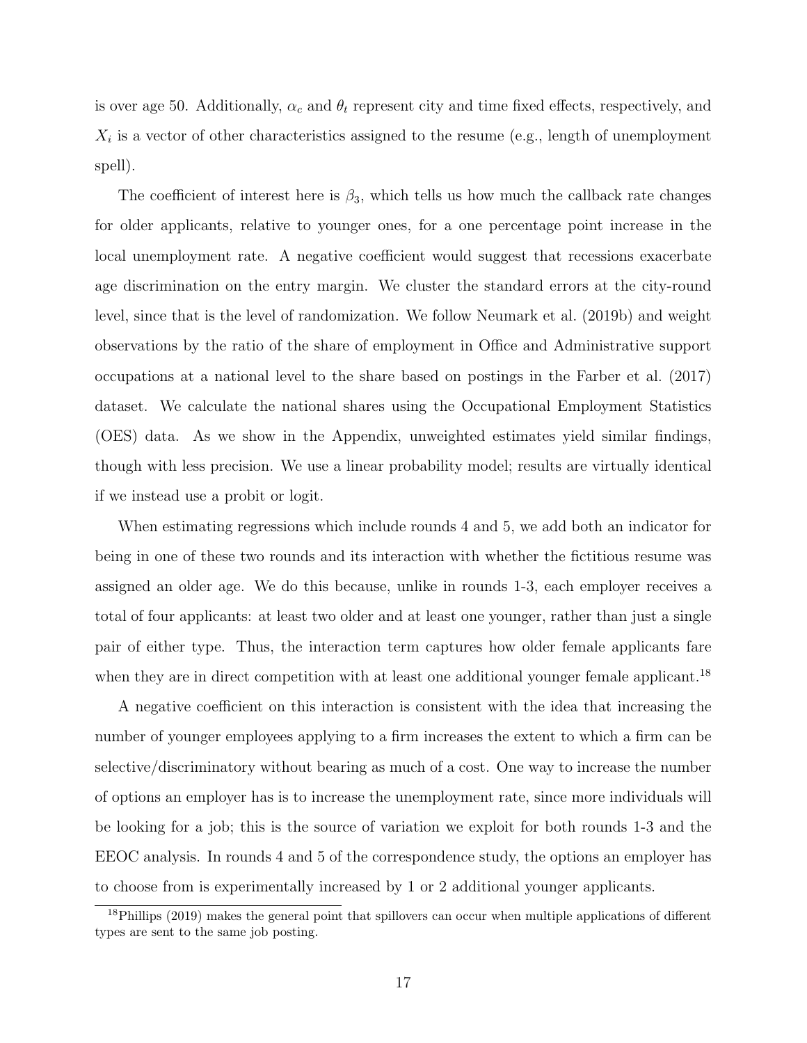is over age 50. Additionally, $\alpha_c$ and $\theta_t$ represent city and time fixed effects, respectively, and $X_i$ is a vector of other characteristics assigned to the resume (e.g., length of unemployment spell).

The coefficient of interest here is $\beta_3$, which tells us how much the callback rate changes for older applicants, relative to younger ones, for a one percentage point increase in the local unemployment rate. A negative coefficient would suggest that recessions exacerbate age discrimination on the entry margin. We cluster the standard errors at the city-round level, since that is the level of randomization. We follow Neumark et al. (2019b) and weight observations by the ratio of the share of employment in Office and Administrative support occupations at a national level to the share based on postings in the Farber et al. (2017) dataset. We calculate the national shares using the Occupational Employment Statistics (OES) data. As we show in the Appendix, unweighted estimates yield similar findings, though with less precision. We use a linear probability model; results are virtually identical if we instead use a probit or logit.

When estimating regressions which include rounds 4 and 5, we add both an indicator for being in one of these two rounds and its interaction with whether the fictitious resume was assigned an older age. We do this because, unlike in rounds 1-3, each employer receives a total of four applicants: at least two older and at least one younger, rather than just a single pair of either type. Thus, the interaction term captures how older female applicants fare when they are in direct competition with at least one additional younger female applicant.[18]

A negative coefficient on this interaction is consistent with the idea that increasing the number of younger employees applying to a firm increases the extent to which a firm can be selective/discriminatory without bearing as much of a cost. One way to increase the number of options an employer has is to increase the unemployment rate, since more individuals will be looking for a job; this is the source of variation we exploit for both rounds 1-3 and the EEOC analysis. In rounds 4 and 5 of the correspondence study, the options an employer has to choose from is experimentally increased by 1 or 2 additional younger applicants.

[18] Phillips (2019) makes the general point that spillovers can occur when multiple applications of different types are sent to the same job posting.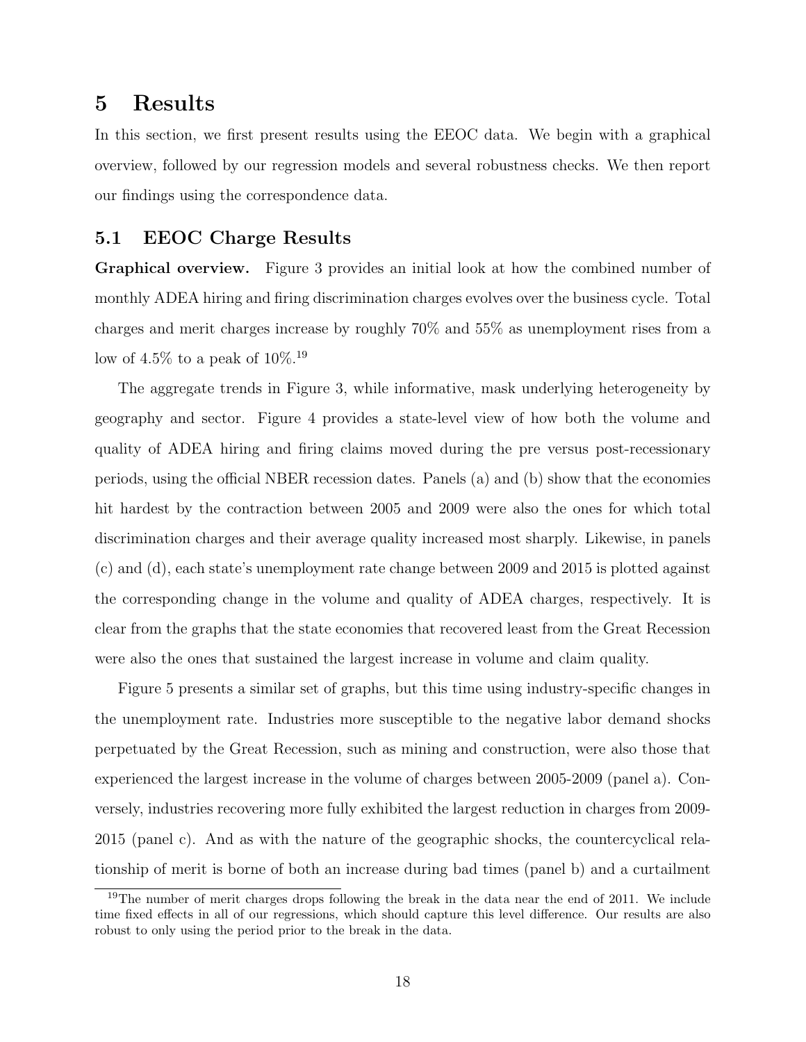# 5 Results

In this section, we first present results using the EEOC data. We begin with a graphical overview, followed by our regression models and several robustness checks. We then report our findings using the correspondence data.

## 5.1 EEOC Charge Results

**Graphical overview.** Figure 3 provides an initial look at how the combined number of monthly ADEA hiring and firing discrimination charges evolves over the business cycle. Total charges and merit charges increase by roughly 70% and 55% as unemployment rises from a low of 4.5% to a peak of 10%.[19]

The aggregate trends in Figure 3, while informative, mask underlying heterogeneity by geography and sector. Figure 4 provides a state-level view of how both the volume and quality of ADEA hiring and firing claims moved during the pre versus post-recessionary periods, using the official NBER recession dates. Panels (a) and (b) show that the economies hit hardest by the contraction between 2005 and 2009 were also the ones for which total discrimination charges and their average quality increased most sharply. Likewise, in panels (c) and (d), each state's unemployment rate change between 2009 and 2015 is plotted against the corresponding change in the volume and quality of ADEA charges, respectively. It is clear from the graphs that the state economies that recovered least from the Great Recession were also the ones that sustained the largest increase in volume and claim quality.

Figure 5 presents a similar set of graphs, but this time using industry-specific changes in the unemployment rate. Industries more susceptible to the negative labor demand shocks perpetuated by the Great Recession, such as mining and construction, were also those that experienced the largest increase in the volume of charges between 2005-2009 (panel a). Conversely, industries recovering more fully exhibited the largest reduction in charges from 2009-2015 (panel c). And as with the nature of the geographic shocks, the countercyclical relationship of merit is borne of both an increase during bad times (panel b) and a curtailment

[19] The number of merit charges drops following the break in the data near the end of 2011. We include time fixed effects in all of our regressions, which should capture this level difference. Our results are also robust to only using the period prior to the break in the data.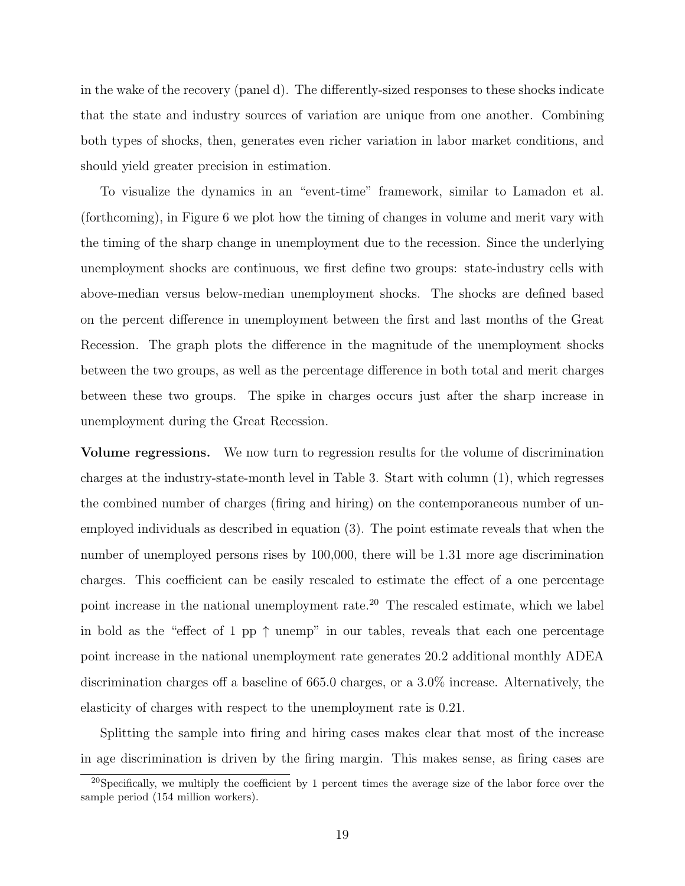in the wake of the recovery (panel d). The differently-sized responses to these shocks indicate that the state and industry sources of variation are unique from one another. Combining both types of shocks, then, generates even richer variation in labor market conditions, and should yield greater precision in estimation.

To visualize the dynamics in an "event-time" framework, similar to Lamadon et al. (forthcoming), in Figure 6 we plot how the timing of changes in volume and merit vary with the timing of the sharp change in unemployment due to the recession. Since the underlying unemployment shocks are continuous, we first define two groups: state-industry cells with above-median versus below-median unemployment shocks. The shocks are defined based on the percent difference in unemployment between the first and last months of the Great Recession. The graph plots the difference in the magnitude of the unemployment shocks between the two groups, as well as the percentage difference in both total and merit charges between these two groups. The spike in charges occurs just after the sharp increase in unemployment during the Great Recession.

**Volume regressions.** We now turn to regression results for the volume of discrimination charges at the industry-state-month level in Table 3. Start with column (1), which regresses the combined number of charges (firing and hiring) on the contemporaneous number of unemployed individuals as described in equation (3). The point estimate reveals that when the number of unemployed persons rises by 100,000, there will be 1.31 more age discrimination charges. This coefficient can be easily rescaled to estimate the effect of a one percentage point increase in the national unemployment rate.[20] The rescaled estimate, which we label in bold as the "effect of 1 pp ↑ unemp" in our tables, reveals that each one percentage point increase in the national unemployment rate generates 20.2 additional monthly ADEA discrimination charges off a baseline of 665.0 charges, or a 3.0% increase. Alternatively, the elasticity of charges with respect to the unemployment rate is 0.21.

Splitting the sample into firing and hiring cases makes clear that most of the increase in age discrimination is driven by the firing margin. This makes sense, as firing cases are

[20] Specifically, we multiply the coefficient by 1 percent times the average size of the labor force over the sample period (154 million workers).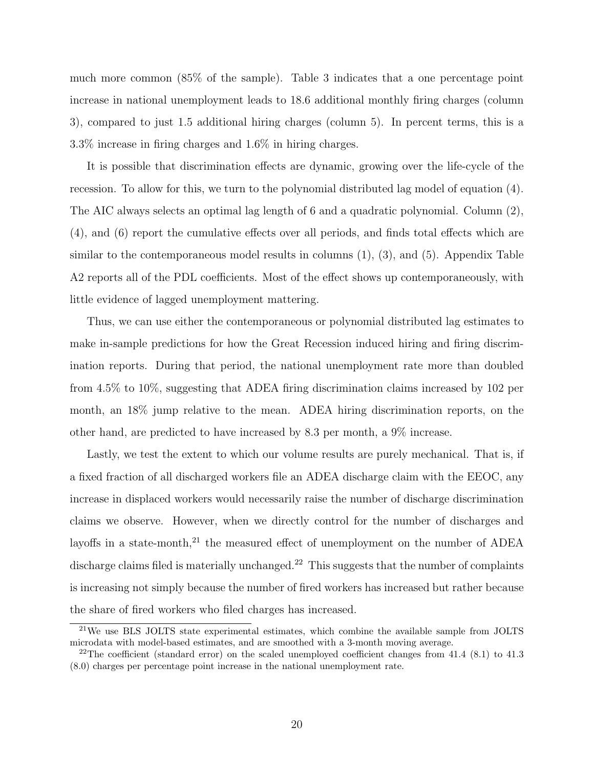much more common (85% of the sample). Table 3 indicates that a one percentage point increase in national unemployment leads to 18.6 additional monthly firing charges (column 3), compared to just 1.5 additional hiring charges (column 5). In percent terms, this is a 3.3% increase in firing charges and 1.6% in hiring charges.

It is possible that discrimination effects are dynamic, growing over the life-cycle of the recession. To allow for this, we turn to the polynomial distributed lag model of equation (4). The AIC always selects an optimal lag length of 6 and a quadratic polynomial. Column (2), (4), and (6) report the cumulative effects over all periods, and finds total effects which are similar to the contemporaneous model results in columns (1), (3), and (5). Appendix Table A2 reports all of the PDL coefficients. Most of the effect shows up contemporaneously, with little evidence of lagged unemployment mattering.

Thus, we can use either the contemporaneous or polynomial distributed lag estimates to make in-sample predictions for how the Great Recession induced hiring and firing discrimination reports. During that period, the national unemployment rate more than doubled from 4.5% to 10%, suggesting that ADEA firing discrimination claims increased by 102 per month, an 18% jump relative to the mean. ADEA hiring discrimination reports, on the other hand, are predicted to have increased by 8.3 per month, a 9% increase.

Lastly, we test the extent to which our volume results are purely mechanical. That is, if a fixed fraction of all discharged workers file an ADEA discharge claim with the EEOC, any increase in displaced workers would necessarily raise the number of discharge discrimination claims we observe. However, when we directly control for the number of discharges and layoffs in a state-month,[21] the measured effect of unemployment on the number of ADEA discharge claims filed is materially unchanged.[22] This suggests that the number of complaints is increasing not simply because the number of fired workers has increased but rather because the share of fired workers who filed charges has increased.

[21] We use BLS JOLTS state experimental estimates, which combine the available sample from JOLTS microdata with model-based estimates, and are smoothed with a 3-month moving average.

[22] The coefficient (standard error) on the scaled unemployed coefficient changes from 41.4 (8.1) to 41.3 (8.0) charges per percentage point increase in the national unemployment rate.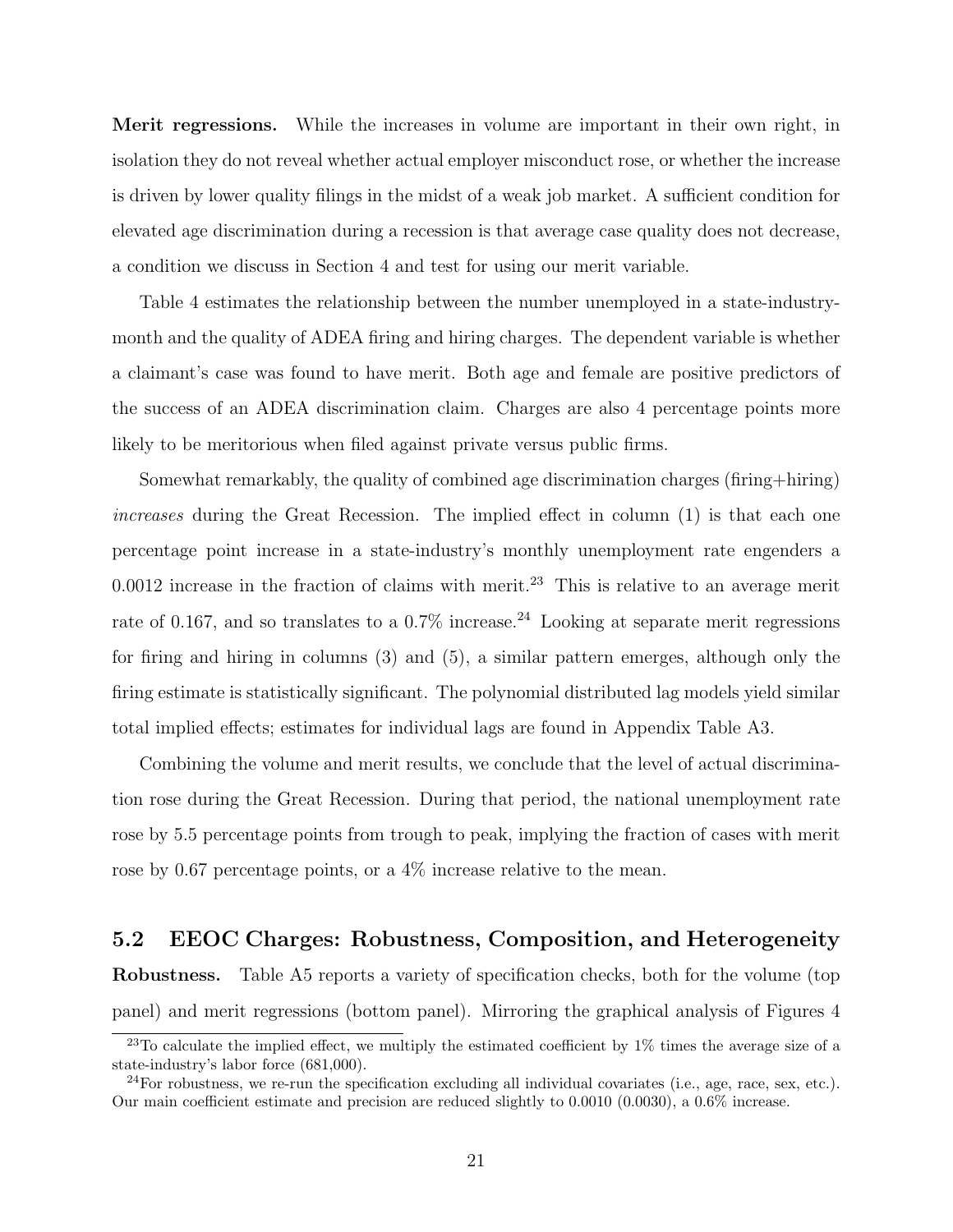**Merit regressions.** While the increases in volume are important in their own right, in isolation they do not reveal whether actual employer misconduct rose, or whether the increase is driven by lower quality filings in the midst of a weak job market. A sufficient condition for elevated age discrimination during a recession is that average case quality does not decrease, a condition we discuss in Section 4 and test for using our merit variable.

Table 4 estimates the relationship between the number unemployed in a state-industry-month and the quality of ADEA firing and hiring charges. The dependent variable is whether a claimant's case was found to have merit. Both age and female are positive predictors of the success of an ADEA discrimination claim. Charges are also 4 percentage points more likely to be meritorious when filed against private versus public firms.

Somewhat remarkably, the quality of combined age discrimination charges (firing+hiring) *increases* during the Great Recession. The implied effect in column (1) is that each one percentage point increase in a state-industry's monthly unemployment rate engenders a 0.0012 increase in the fraction of claims with merit.[23] This is relative to an average merit rate of 0.167, and so translates to a 0.7% increase.[24] Looking at separate merit regressions for firing and hiring in columns (3) and (5), a similar pattern emerges, although only the firing estimate is statistically significant. The polynomial distributed lag models yield similar total implied effects; estimates for individual lags are found in Appendix Table A3.

Combining the volume and merit results, we conclude that the level of actual discrimination rose during the Great Recession. During that period, the national unemployment rate rose by 5.5 percentage points from trough to peak, implying the fraction of cases with merit rose by 0.67 percentage points, or a 4% increase relative to the mean.

## 5.2 EEOC Charges: Robustness, Composition, and Heterogeneity

**Robustness.** Table A5 reports a variety of specification checks, both for the volume (top panel) and merit regressions (bottom panel). Mirroring the graphical analysis of Figures 4

[23] To calculate the implied effect, we multiply the estimated coefficient by 1% times the average size of a state-industry's labor force (681,000).

[24] For robustness, we re-run the specification excluding all individual covariates (i.e., age, race, sex, etc.). Our main coefficient estimate and precision are reduced slightly to 0.0010 (0.0030), a 0.6% increase.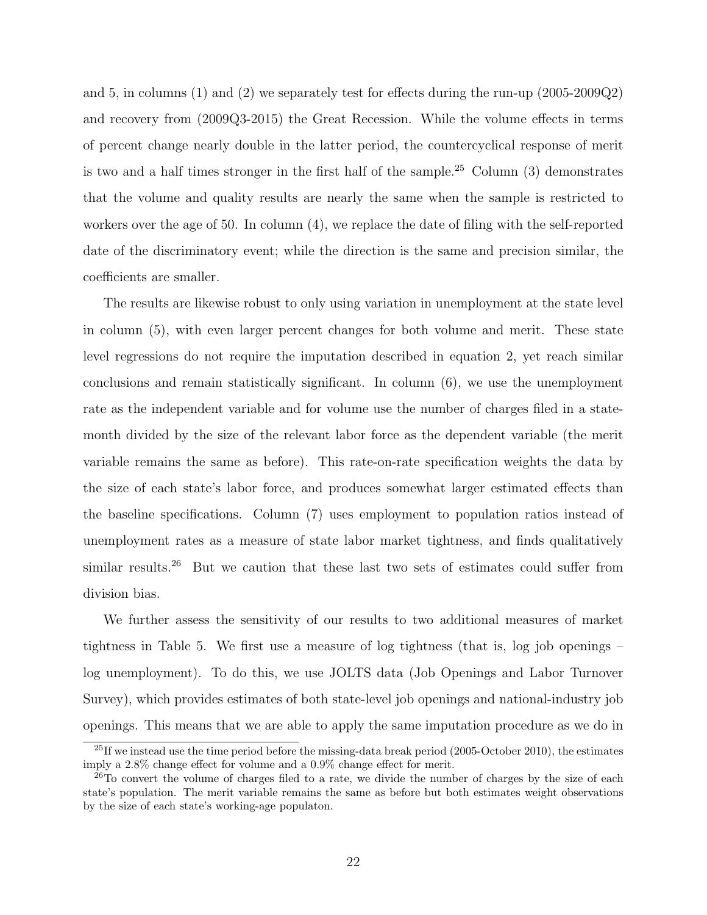and 5, in columns (1) and (2) we separately test for effects during the run-up (2005-2009Q2) and recovery from (2009Q3-2015) the Great Recession. While the volume effects in terms of percent change nearly double in the latter period, the countercyclical response of merit is two and a half times stronger in the first half of the sample.[25] Column (3) demonstrates that the volume and quality results are nearly the same when the sample is restricted to workers over the age of 50. In column (4), we replace the date of filing with the self-reported date of the discriminatory event; while the direction is the same and precision similar, the coefficients are smaller.

The results are likewise robust to only using variation in unemployment at the state level in column (5), with even larger percent changes for both volume and merit. These state level regressions do not require the imputation described in equation 2, yet reach similar conclusions and remain statistically significant. In column (6), we use the unemployment rate as the independent variable and for volume use the number of charges filed in a state-month divided by the size of the relevant labor force as the dependent variable (the merit variable remains the same as before). This rate-on-rate specification weights the data by the size of each state's labor force, and produces somewhat larger estimated effects than the baseline specifications. Column (7) uses employment to population ratios instead of unemployment rates as a measure of state labor market tightness, and finds qualitatively similar results.[26] But we caution that these last two sets of estimates could suffer from division bias.

We further assess the sensitivity of our results to two additional measures of market tightness in Table 5. We first use a measure of log tightness (that is, log job openings – log unemployment). To do this, we use JOLTS data (Job Openings and Labor Turnover Survey), which provides estimates of both state-level job openings and national-industry job openings. This means that we are able to apply the same imputation procedure as we do in

[25] If we instead use the time period before the missing-data break period (2005-October 2010), the estimates imply a 2.8% change effect for volume and a 0.9% change effect for merit.

[26] To convert the volume of charges filed to a rate, we divide the number of charges by the size of each state's population. The merit variable remains the same as before but both estimates weight observations by the size of each state's working-age populaton.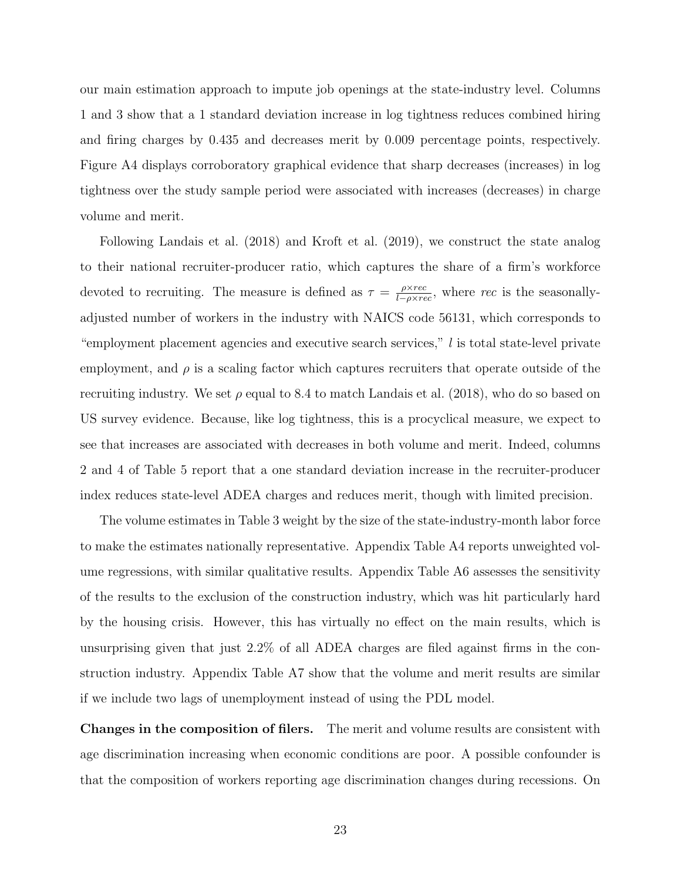our main estimation approach to impute job openings at the state-industry level. Columns 1 and 3 show that a 1 standard deviation increase in log tightness reduces combined hiring and firing charges by 0.435 and decreases merit by 0.009 percentage points, respectively. Figure A4 displays corroboratory graphical evidence that sharp decreases (increases) in log tightness over the study sample period were associated with increases (decreases) in charge volume and merit.

Following Landais et al. (2018) and Kroft et al. (2019), we construct the state analog to their national recruiter-producer ratio, which captures the share of a firm's workforce devoted to recruiting. The measure is defined as $\tau = \frac{\rho \times rec}{l - \rho \times rec}$, where $rec$ is the seasonally-adjusted number of workers in the industry with NAICS code 56131, which corresponds to "employment placement agencies and executive search services," $l$ is total state-level private employment, and $\rho$ is a scaling factor which captures recruiters that operate outside of the recruiting industry. We set $\rho$ equal to 8.4 to match Landais et al. (2018), who do so based on US survey evidence. Because, like log tightness, this is a procyclical measure, we expect to see that increases are associated with decreases in both volume and merit. Indeed, columns 2 and 4 of Table 5 report that a one standard deviation increase in the recruiter-producer index reduces state-level ADEA charges and reduces merit, though with limited precision.

The volume estimates in Table 3 weight by the size of the state-industry-month labor force to make the estimates nationally representative. Appendix Table A4 reports unweighted volume regressions, with similar qualitative results. Appendix Table A6 assesses the sensitivity of the results to the exclusion of the construction industry, which was hit particularly hard by the housing crisis. However, this has virtually no effect on the main results, which is unsurprising given that just 2.2% of all ADEA charges are filed against firms in the construction industry. Appendix Table A7 show that the volume and merit results are similar if we include two lags of unemployment instead of using the PDL model.

**Changes in the composition of filers.** The merit and volume results are consistent with age discrimination increasing when economic conditions are poor. A possible confounder is that the composition of workers reporting age discrimination changes during recessions. On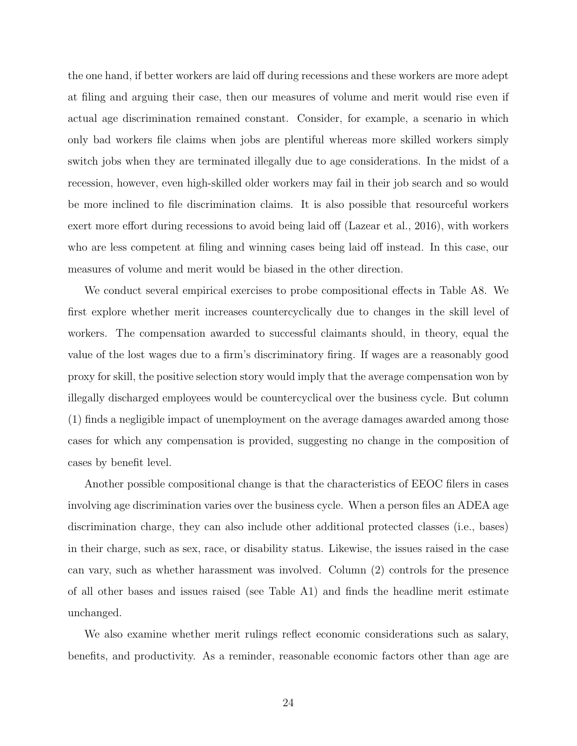the one hand, if better workers are laid off during recessions and these workers are more adept at filing and arguing their case, then our measures of volume and merit would rise even if actual age discrimination remained constant. Consider, for example, a scenario in which only bad workers file claims when jobs are plentiful whereas more skilled workers simply switch jobs when they are terminated illegally due to age considerations. In the midst of a recession, however, even high-skilled older workers may fail in their job search and so would be more inclined to file discrimination claims. It is also possible that resourceful workers exert more effort during recessions to avoid being laid off (Lazear et al., 2016), with workers who are less competent at filing and winning cases being laid off instead. In this case, our measures of volume and merit would be biased in the other direction.

We conduct several empirical exercises to probe compositional effects in Table A8. We first explore whether merit increases countercyclically due to changes in the skill level of workers. The compensation awarded to successful claimants should, in theory, equal the value of the lost wages due to a firm's discriminatory firing. If wages are a reasonably good proxy for skill, the positive selection story would imply that the average compensation won by illegally discharged employees would be countercyclical over the business cycle. But column (1) finds a negligible impact of unemployment on the average damages awarded among those cases for which any compensation is provided, suggesting no change in the composition of cases by benefit level.

Another possible compositional change is that the characteristics of EEOC filers in cases involving age discrimination varies over the business cycle. When a person files an ADEA age discrimination charge, they can also include other additional protected classes (i.e., bases) in their charge, such as sex, race, or disability status. Likewise, the issues raised in the case can vary, such as whether harassment was involved. Column (2) controls for the presence of all other bases and issues raised (see Table A1) and finds the headline merit estimate unchanged.

We also examine whether merit rulings reflect economic considerations such as salary, benefits, and productivity. As a reminder, reasonable economic factors other than age are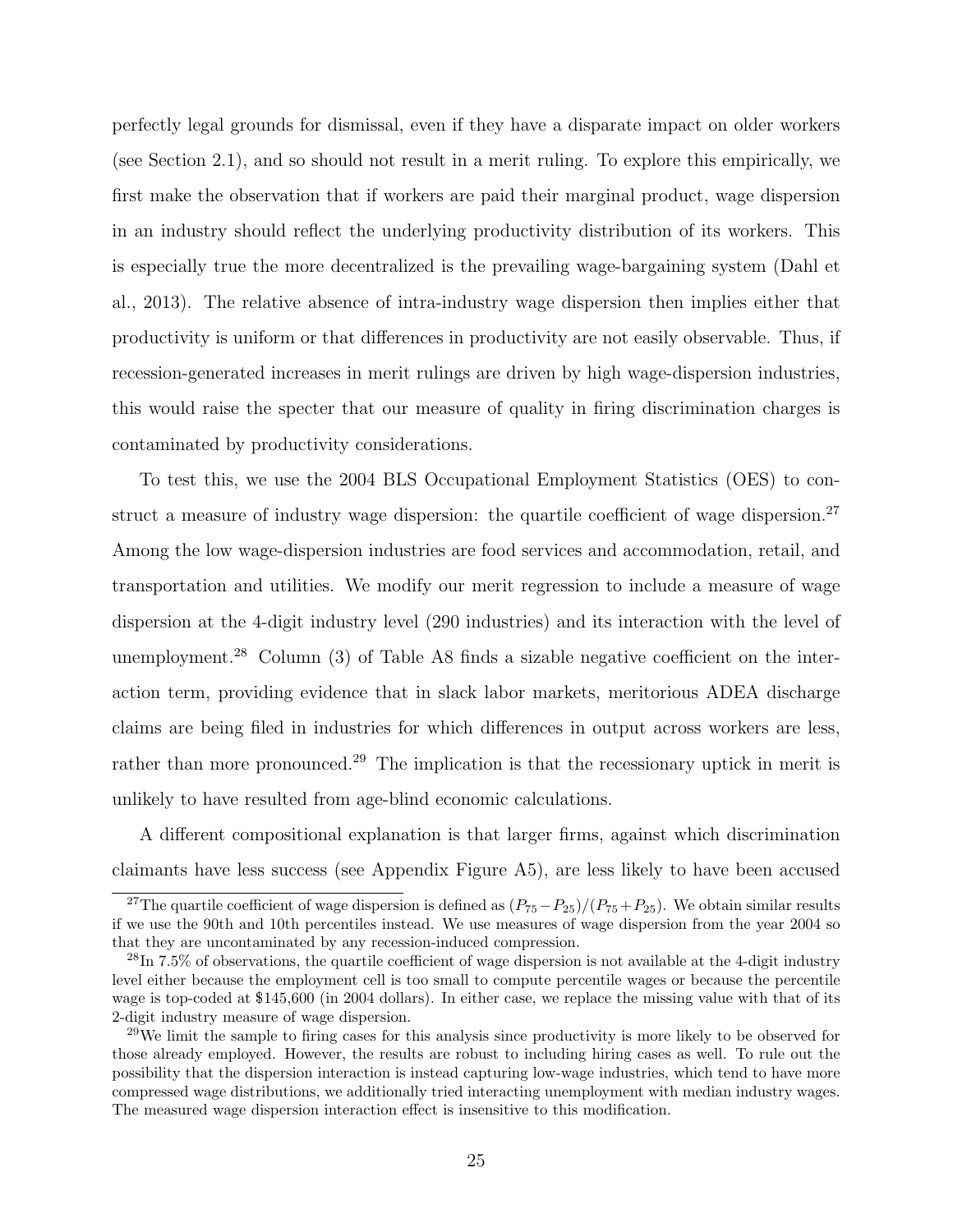perfectly legal grounds for dismissal, even if they have a disparate impact on older workers (see Section 2.1), and so should not result in a merit ruling. To explore this empirically, we first make the observation that if workers are paid their marginal product, wage dispersion in an industry should reflect the underlying productivity distribution of its workers. This is especially true the more decentralized is the prevailing wage-bargaining system (Dahl et al., 2013). The relative absence of intra-industry wage dispersion then implies either that productivity is uniform or that differences in productivity are not easily observable. Thus, if recession-generated increases in merit rulings are driven by high wage-dispersion industries, this would raise the specter that our measure of quality in firing discrimination charges is contaminated by productivity considerations.

To test this, we use the 2004 BLS Occupational Employment Statistics (OES) to construct a measure of industry wage dispersion: the quartile coefficient of wage dispersion.[27] Among the low wage-dispersion industries are food services and accommodation, retail, and transportation and utilities. We modify our merit regression to include a measure of wage dispersion at the 4-digit industry level (290 industries) and its interaction with the level of unemployment.[28] Column (3) of Table A8 finds a sizable negative coefficient on the interaction term, providing evidence that in slack labor markets, meritorious ADEA discharge claims are being filed in industries for which differences in output across workers are less, rather than more pronounced.[29] The implication is that the recessionary uptick in merit is unlikely to have resulted from age-blind economic calculations.

A different compositional explanation is that larger firms, against which discrimination claimants have less success (see Appendix Figure A5), are less likely to have been accused

[27] The quartile coefficient of wage dispersion is defined as $(P_{75} - P_{25})/(P_{75} + P_{25})$. We obtain similar results if we use the 90th and 10th percentiles instead. We use measures of wage dispersion from the year 2004 so that they are uncontaminated by any recession-induced compression.

[28] In 7.5% of observations, the quartile coefficient of wage dispersion is not available at the 4-digit industry level either because the employment cell is too small to compute percentile wages or because the percentile wage is top-coded at $145,600 (in 2004 dollars). In either case, we replace the missing value with that of its 2-digit industry measure of wage dispersion.

[29] We limit the sample to firing cases for this analysis since productivity is more likely to be observed for those already employed. However, the results are robust to including hiring cases as well. To rule out the possibility that the dispersion interaction is instead capturing low-wage industries, which tend to have more compressed wage distributions, we additionally tried interacting unemployment with median industry wages. The measured wage dispersion interaction effect is insensitive to this modification.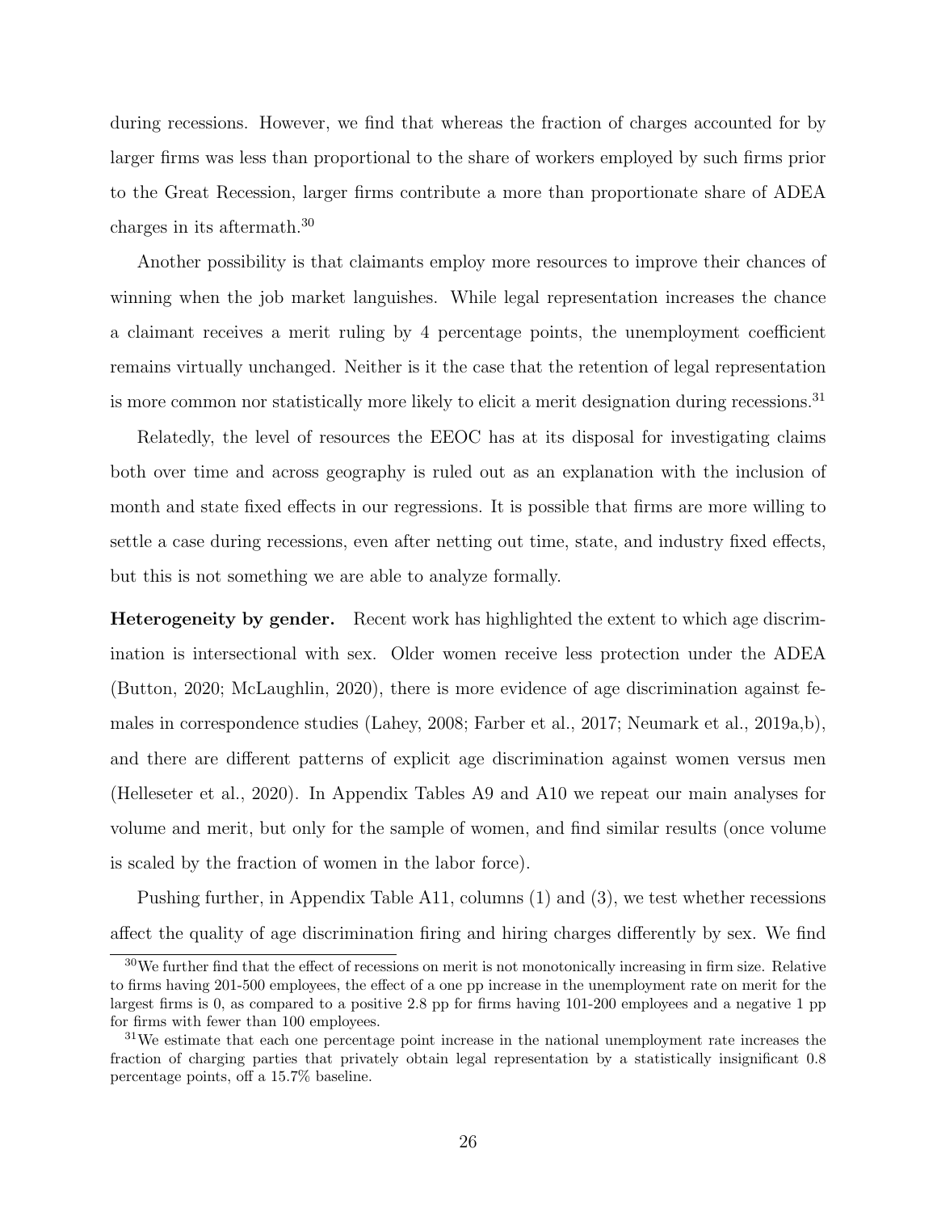during recessions. However, we find that whereas the fraction of charges accounted for by larger firms was less than proportional to the share of workers employed by such firms prior to the Great Recession, larger firms contribute a more than proportionate share of ADEA charges in its aftermath.[30]

Another possibility is that claimants employ more resources to improve their chances of winning when the job market languishes. While legal representation increases the chance a claimant receives a merit ruling by 4 percentage points, the unemployment coefficient remains virtually unchanged. Neither is it the case that the retention of legal representation is more common nor statistically more likely to elicit a merit designation during recessions.[31]

Relatedly, the level of resources the EEOC has at its disposal for investigating claims both over time and across geography is ruled out as an explanation with the inclusion of month and state fixed effects in our regressions. It is possible that firms are more willing to settle a case during recessions, even after netting out time, state, and industry fixed effects, but this is not something we are able to analyze formally.

**Heterogeneity by gender.** Recent work has highlighted the extent to which age discrimination is intersectional with sex. Older women receive less protection under the ADEA (Button, 2020; McLaughlin, 2020), there is more evidence of age discrimination against females in correspondence studies (Lahey, 2008; Farber et al., 2017; Neumark et al., 2019a,b), and there are different patterns of explicit age discrimination against women versus men (Helleseter et al., 2020). In Appendix Tables A9 and A10 we repeat our main analyses for volume and merit, but only for the sample of women, and find similar results (once volume is scaled by the fraction of women in the labor force).

Pushing further, in Appendix Table A11, columns (1) and (3), we test whether recessions affect the quality of age discrimination firing and hiring charges differently by sex. We find

[30] We further find that the effect of recessions on merit is not monotonically increasing in firm size. Relative to firms having 201-500 employees, the effect of a one pp increase in the unemployment rate on merit for the largest firms is 0, as compared to a positive 2.8 pp for firms having 101-200 employees and a negative 1 pp for firms with fewer than 100 employees.

[31] We estimate that each one percentage point increase in the national unemployment rate increases the fraction of charging parties that privately obtain legal representation by a statistically insignificant 0.8 percentage points, off a 15.7% baseline.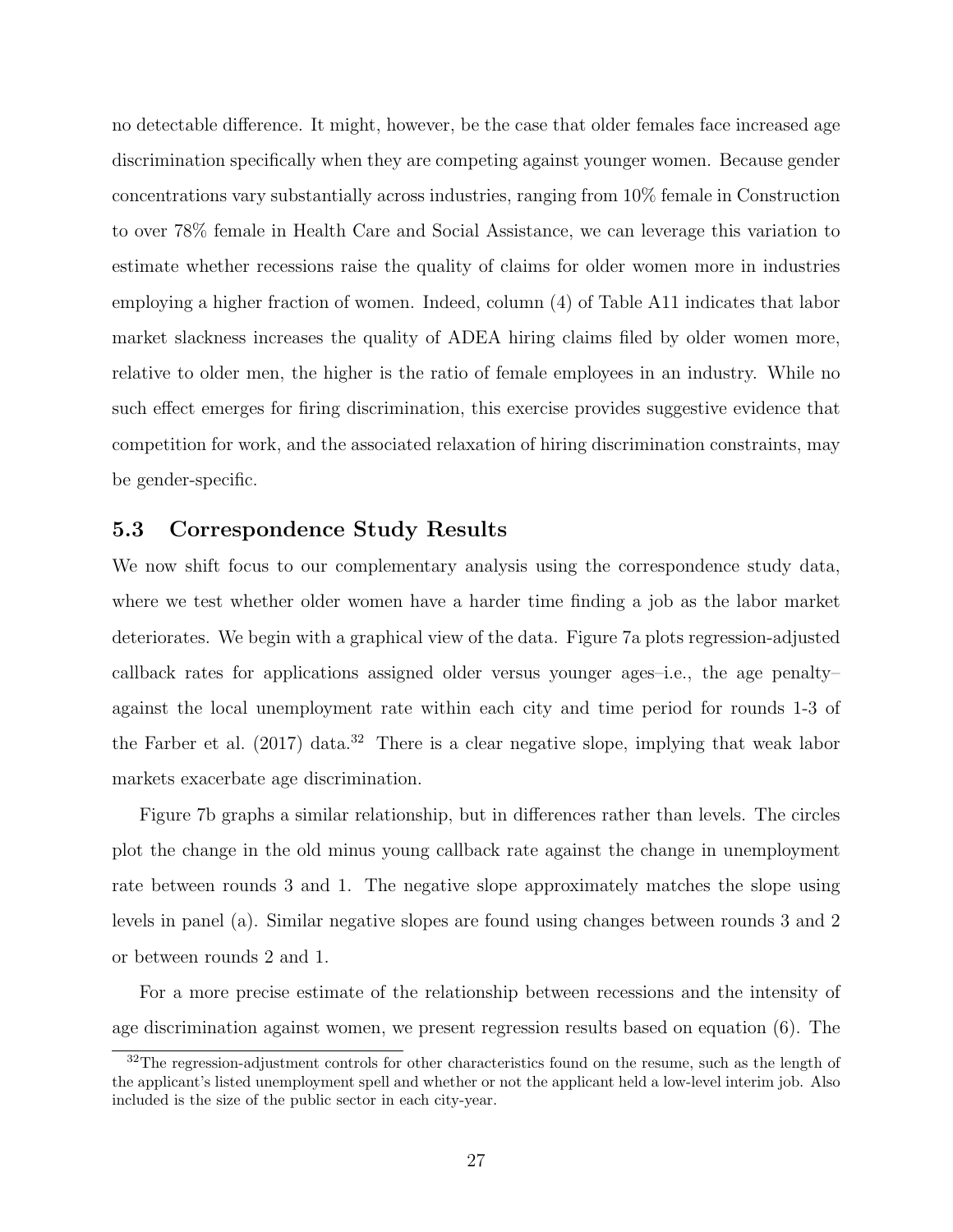no detectable difference. It might, however, be the case that older females face increased age discrimination specifically when they are competing against younger women. Because gender concentrations vary substantially across industries, ranging from 10% female in Construction to over 78% female in Health Care and Social Assistance, we can leverage this variation to estimate whether recessions raise the quality of claims for older women more in industries employing a higher fraction of women. Indeed, column (4) of Table A11 indicates that labor market slackness increases the quality of ADEA hiring claims filed by older women more, relative to older men, the higher is the ratio of female employees in an industry. While no such effect emerges for firing discrimination, this exercise provides suggestive evidence that competition for work, and the associated relaxation of hiring discrimination constraints, may be gender-specific.

## 5.3 Correspondence Study Results

We now shift focus to our complementary analysis using the correspondence study data, where we test whether older women have a harder time finding a job as the labor market deteriorates. We begin with a graphical view of the data. Figure 7a plots regression-adjusted callback rates for applications assigned older versus younger ages–i.e., the age penalty– against the local unemployment rate within each city and time period for rounds 1-3 of the Farber et al. (2017) data.[32] There is a clear negative slope, implying that weak labor markets exacerbate age discrimination.

Figure 7b graphs a similar relationship, but in differences rather than levels. The circles plot the change in the old minus young callback rate against the change in unemployment rate between rounds 3 and 1. The negative slope approximately matches the slope using levels in panel (a). Similar negative slopes are found using changes between rounds 3 and 2 or between rounds 2 and 1.

For a more precise estimate of the relationship between recessions and the intensity of age discrimination against women, we present regression results based on equation (6). The

[32]The regression-adjustment controls for other characteristics found on the resume, such as the length of the applicant's listed unemployment spell and whether or not the applicant held a low-level interim job. Also included is the size of the public sector in each city-year.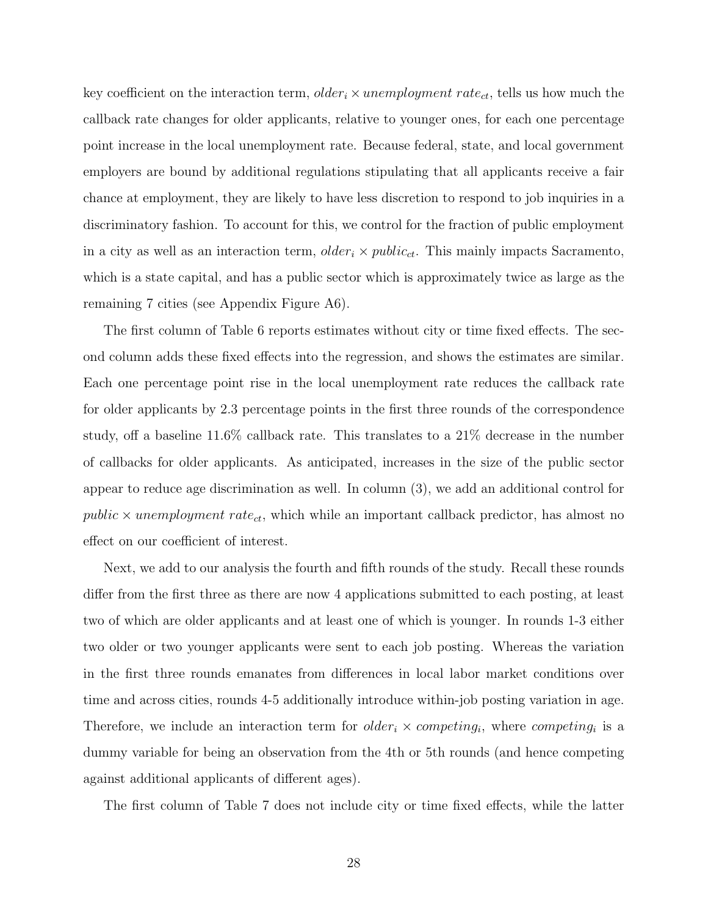key coefficient on the interaction term, $older_i \times unemployment\ rate_{ct}$, tells us how much the callback rate changes for older applicants, relative to younger ones, for each one percentage point increase in the local unemployment rate. Because federal, state, and local government employers are bound by additional regulations stipulating that all applicants receive a fair chance at employment, they are likely to have less discretion to respond to job inquiries in a discriminatory fashion. To account for this, we control for the fraction of public employment in a city as well as an interaction term, $older_i \times public_{ct}$. This mainly impacts Sacramento, which is a state capital, and has a public sector which is approximately twice as large as the remaining 7 cities (see Appendix Figure A6).

The first column of Table 6 reports estimates without city or time fixed effects. The second column adds these fixed effects into the regression, and shows the estimates are similar. Each one percentage point rise in the local unemployment rate reduces the callback rate for older applicants by 2.3 percentage points in the first three rounds of the correspondence study, off a baseline 11.6% callback rate. This translates to a 21% decrease in the number of callbacks for older applicants. As anticipated, increases in the size of the public sector appear to reduce age discrimination as well. In column (3), we add an additional control for $public \times unemployment\ rate_{ct}$, which while an important callback predictor, has almost no effect on our coefficient of interest.

Next, we add to our analysis the fourth and fifth rounds of the study. Recall these rounds differ from the first three as there are now 4 applications submitted to each posting, at least two of which are older applicants and at least one of which is younger. In rounds 1-3 either two older or two younger applicants were sent to each job posting. Whereas the variation in the first three rounds emanates from differences in local labor market conditions over time and across cities, rounds 4-5 additionally introduce within-job posting variation in age. Therefore, we include an interaction term for $older_i \times competing_i$, where $competing_i$ is a dummy variable for being an observation from the 4th or 5th rounds (and hence competing against additional applicants of different ages).

The first column of Table 7 does not include city or time fixed effects, while the latter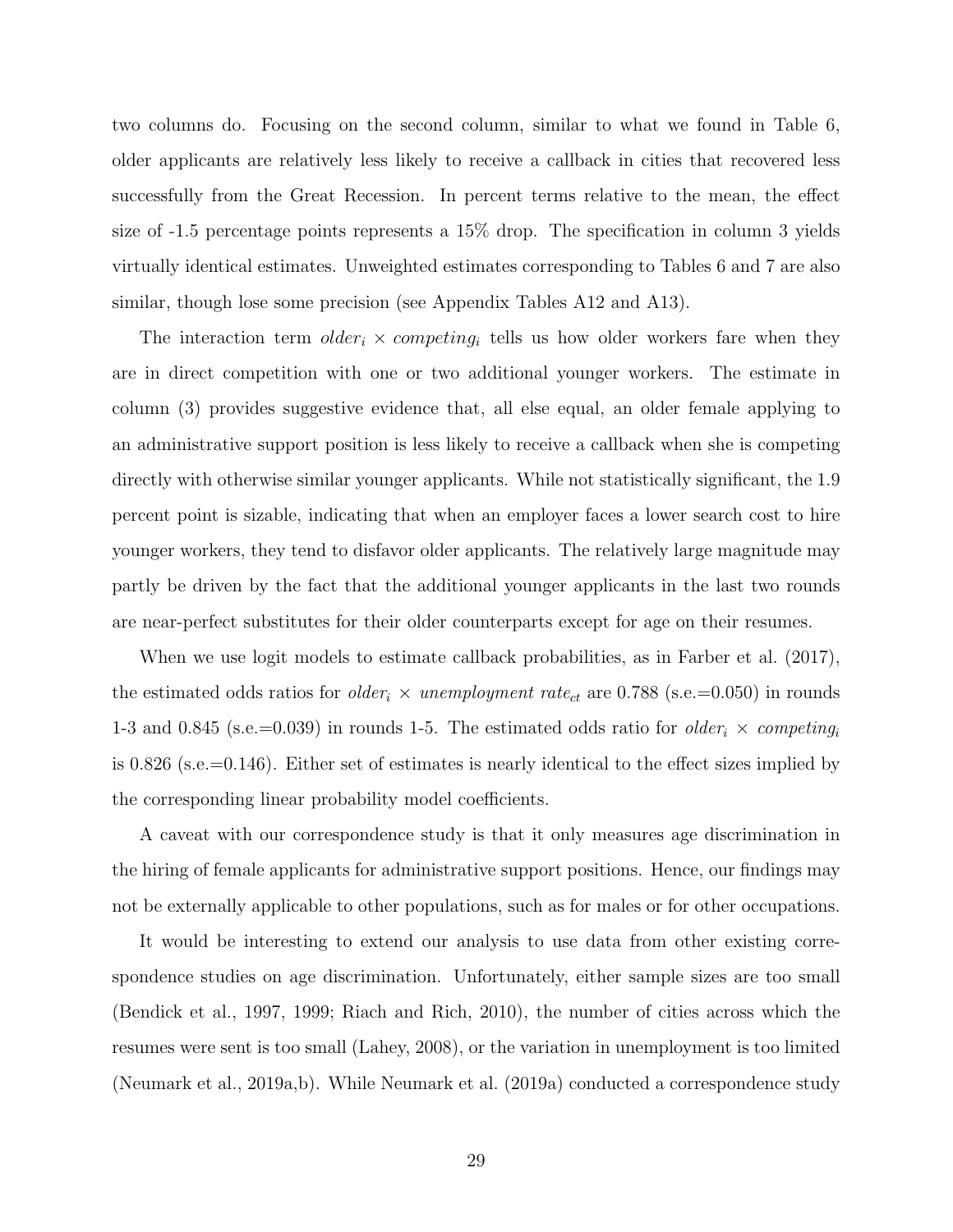two columns do. Focusing on the second column, similar to what we found in Table 6, older applicants are relatively less likely to receive a callback in cities that recovered less successfully from the Great Recession. In percent terms relative to the mean, the effect size of -1.5 percentage points represents a 15% drop. The specification in column 3 yields virtually identical estimates. Unweighted estimates corresponding to Tables 6 and 7 are also similar, though lose some precision (see Appendix Tables A12 and A13).

The interaction term $older_i \times competing_i$ tells us how older workers fare when they are in direct competition with one or two additional younger workers. The estimate in column (3) provides suggestive evidence that, all else equal, an older female applying to an administrative support position is less likely to receive a callback when she is competing directly with otherwise similar younger applicants. While not statistically significant, the 1.9 percent point is sizable, indicating that when an employer faces a lower search cost to hire younger workers, they tend to disfavor older applicants. The relatively large magnitude may partly be driven by the fact that the additional younger applicants in the last two rounds are near-perfect substitutes for their older counterparts except for age on their resumes.

When we use logit models to estimate callback probabilities, as in Farber et al. (2017), the estimated odds ratios for $older_i \times unemployment\ rate_{ct}$ are 0.788 (s.e.=0.050) in rounds 1-3 and 0.845 (s.e.=0.039) in rounds 1-5. The estimated odds ratio for $older_i \times competing_i$ is 0.826 (s.e.=0.146). Either set of estimates is nearly identical to the effect sizes implied by the corresponding linear probability model coefficients.

A caveat with our correspondence study is that it only measures age discrimination in the hiring of female applicants for administrative support positions. Hence, our findings may not be externally applicable to other populations, such as for males or for other occupations.

It would be interesting to extend our analysis to use data from other existing correspondence studies on age discrimination. Unfortunately, either sample sizes are too small (Bendick et al., 1997, 1999; Riach and Rich, 2010), the number of cities across which the resumes were sent is too small (Lahey, 2008), or the variation in unemployment is too limited (Neumark et al., 2019a,b). While Neumark et al. (2019a) conducted a correspondence study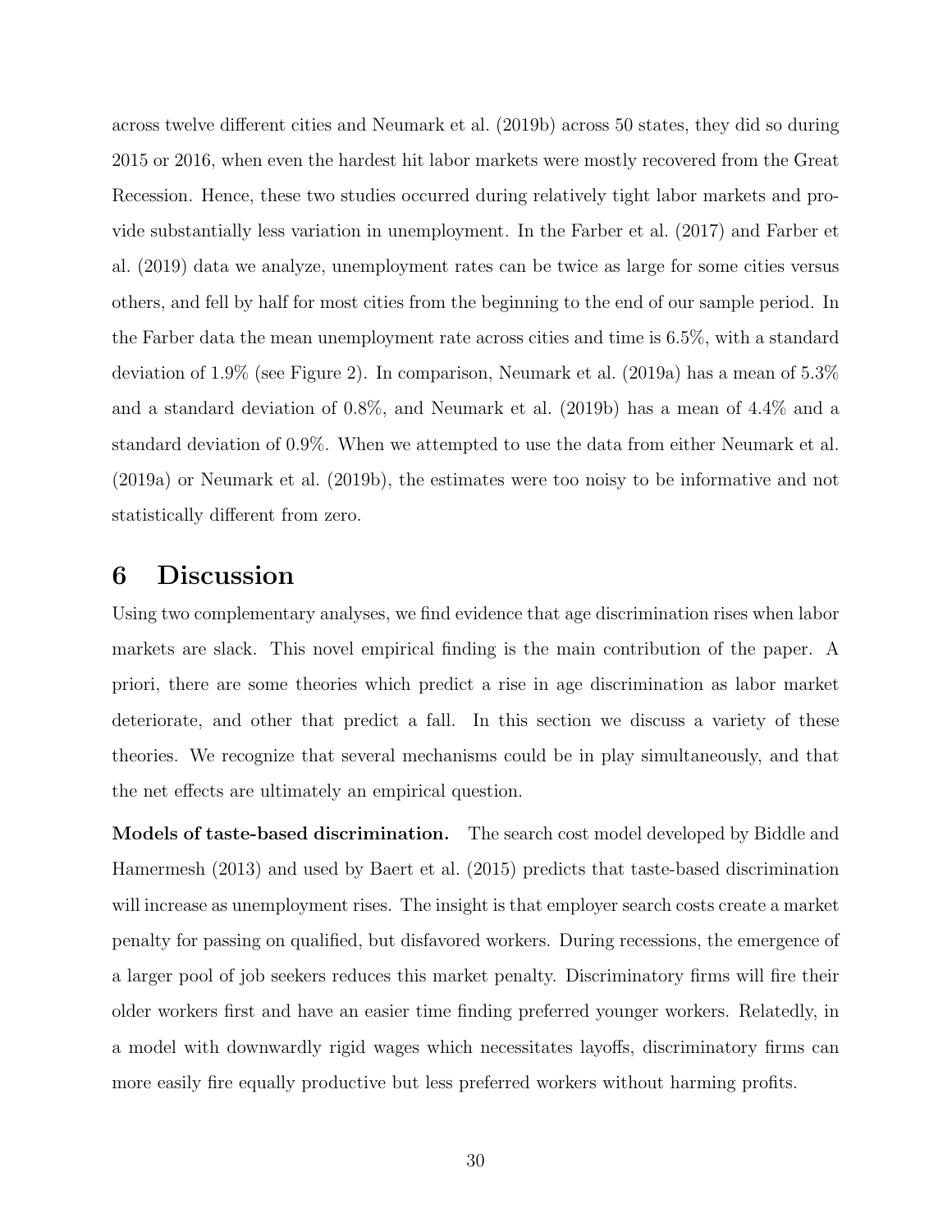across twelve different cities and Neumark et al. (2019b) across 50 states, they did so during 2015 or 2016, when even the hardest hit labor markets were mostly recovered from the Great Recession. Hence, these two studies occurred during relatively tight labor markets and provide substantially less variation in unemployment. In the Farber et al. (2017) and Farber et al. (2019) data we analyze, unemployment rates can be twice as large for some cities versus others, and fell by half for most cities from the beginning to the end of our sample period. In the Farber data the mean unemployment rate across cities and time is 6.5%, with a standard deviation of 1.9% (see Figure 2). In comparison, Neumark et al. (2019a) has a mean of 5.3% and a standard deviation of 0.8%, and Neumark et al. (2019b) has a mean of 4.4% and a standard deviation of 0.9%. When we attempted to use the data from either Neumark et al. (2019a) or Neumark et al. (2019b), the estimates were too noisy to be informative and not statistically different from zero.

# 6 Discussion

Using two complementary analyses, we find evidence that age discrimination rises when labor markets are slack. This novel empirical finding is the main contribution of the paper. A priori, there are some theories which predict a rise in age discrimination as labor market deteriorate, and other that predict a fall. In this section we discuss a variety of these theories. We recognize that several mechanisms could be in play simultaneously, and that the net effects are ultimately an empirical question.

**Models of taste-based discrimination.** The search cost model developed by Biddle and Hamermesh (2013) and used by Baert et al. (2015) predicts that taste-based discrimination will increase as unemployment rises. The insight is that employer search costs create a market penalty for passing on qualified, but disfavored workers. During recessions, the emergence of a larger pool of job seekers reduces this market penalty. Discriminatory firms will fire their older workers first and have an easier time finding preferred younger workers. Relatedly, in a model with downwardly rigid wages which necessitates layoffs, discriminatory firms can more easily fire equally productive but less preferred workers without harming profits.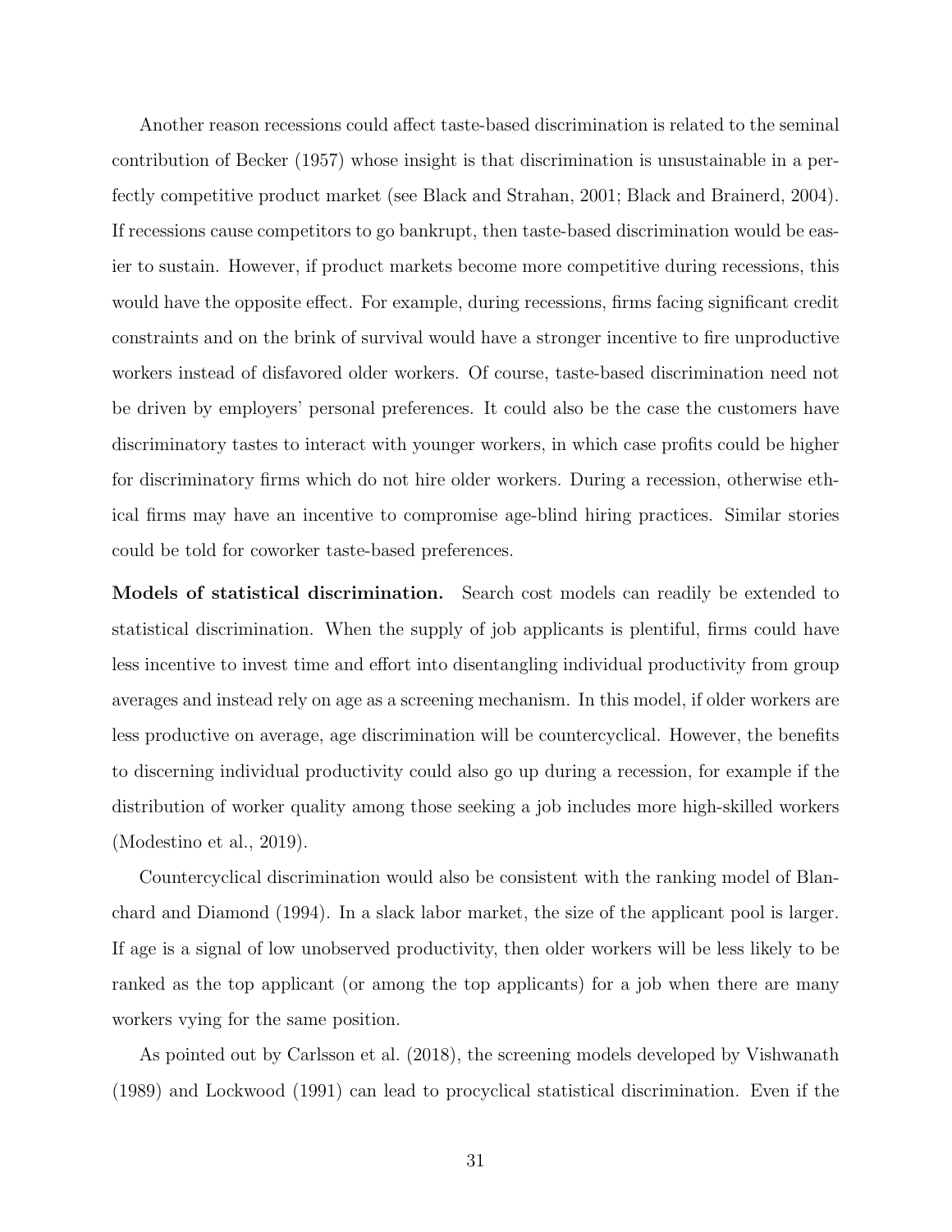Another reason recessions could affect taste-based discrimination is related to the seminal contribution of Becker (1957) whose insight is that discrimination is unsustainable in a perfectly competitive product market (see Black and Strahan, 2001; Black and Brainerd, 2004). If recessions cause competitors to go bankrupt, then taste-based discrimination would be easier to sustain. However, if product markets become more competitive during recessions, this would have the opposite effect. For example, during recessions, firms facing significant credit constraints and on the brink of survival would have a stronger incentive to fire unproductive workers instead of disfavored older workers. Of course, taste-based discrimination need not be driven by employers' personal preferences. It could also be the case the customers have discriminatory tastes to interact with younger workers, in which case profits could be higher for discriminatory firms which do not hire older workers. During a recession, otherwise ethical firms may have an incentive to compromise age-blind hiring practices. Similar stories could be told for coworker taste-based preferences.

**Models of statistical discrimination.** Search cost models can readily be extended to statistical discrimination. When the supply of job applicants is plentiful, firms could have less incentive to invest time and effort into disentangling individual productivity from group averages and instead rely on age as a screening mechanism. In this model, if older workers are less productive on average, age discrimination will be countercyclical. However, the benefits to discerning individual productivity could also go up during a recession, for example if the distribution of worker quality among those seeking a job includes more high-skilled workers (Modestino et al., 2019).

Countercyclical discrimination would also be consistent with the ranking model of Blanchard and Diamond (1994). In a slack labor market, the size of the applicant pool is larger. If age is a signal of low unobserved productivity, then older workers will be less likely to be ranked as the top applicant (or among the top applicants) for a job when there are many workers vying for the same position.

As pointed out by Carlsson et al. (2018), the screening models developed by Vishwanath (1989) and Lockwood (1991) can lead to procyclical statistical discrimination. Even if the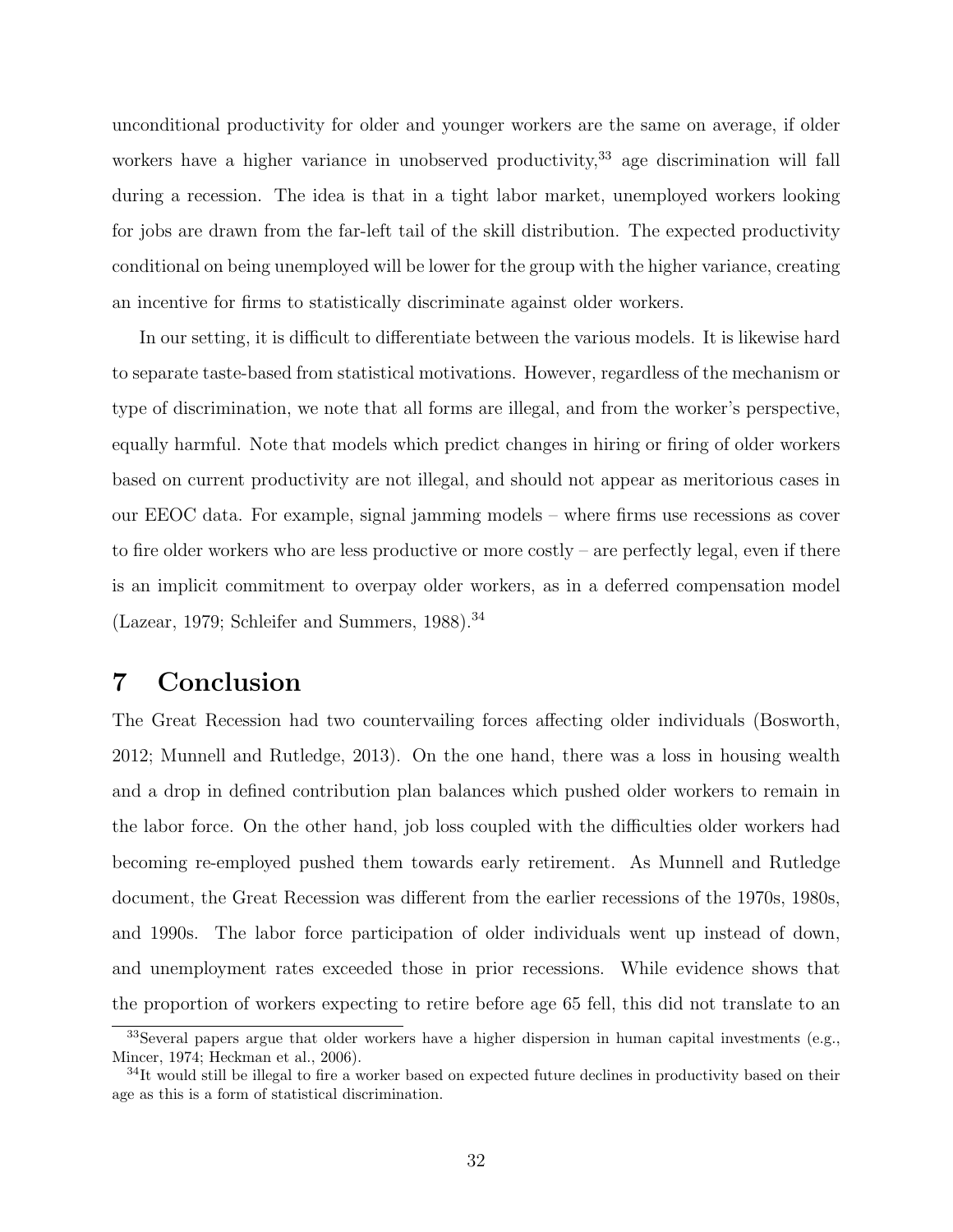unconditional productivity for older and younger workers are the same on average, if older workers have a higher variance in unobserved productivity,[33] age discrimination will fall during a recession. The idea is that in a tight labor market, unemployed workers looking for jobs are drawn from the far-left tail of the skill distribution. The expected productivity conditional on being unemployed will be lower for the group with the higher variance, creating an incentive for firms to statistically discriminate against older workers.

In our setting, it is difficult to differentiate between the various models. It is likewise hard to separate taste-based from statistical motivations. However, regardless of the mechanism or type of discrimination, we note that all forms are illegal, and from the worker's perspective, equally harmful. Note that models which predict changes in hiring or firing of older workers based on current productivity are not illegal, and should not appear as meritorious cases in our EEOC data. For example, signal jamming models – where firms use recessions as cover to fire older workers who are less productive or more costly – are perfectly legal, even if there is an implicit commitment to overpay older workers, as in a deferred compensation model (Lazear, 1979; Schleifer and Summers, 1988).[34]

# 7 Conclusion

The Great Recession had two countervailing forces affecting older individuals (Bosworth, 2012; Munnell and Rutledge, 2013). On the one hand, there was a loss in housing wealth and a drop in defined contribution plan balances which pushed older workers to remain in the labor force. On the other hand, job loss coupled with the difficulties older workers had becoming re-employed pushed them towards early retirement. As Munnell and Rutledge document, the Great Recession was different from the earlier recessions of the 1970s, 1980s, and 1990s. The labor force participation of older individuals went up instead of down, and unemployment rates exceeded those in prior recessions. While evidence shows that the proportion of workers expecting to retire before age 65 fell, this did not translate to an

[33] Several papers argue that older workers have a higher dispersion in human capital investments (e.g., Mincer, 1974; Heckman et al., 2006).

[34] It would still be illegal to fire a worker based on expected future declines in productivity based on their age as this is a form of statistical discrimination.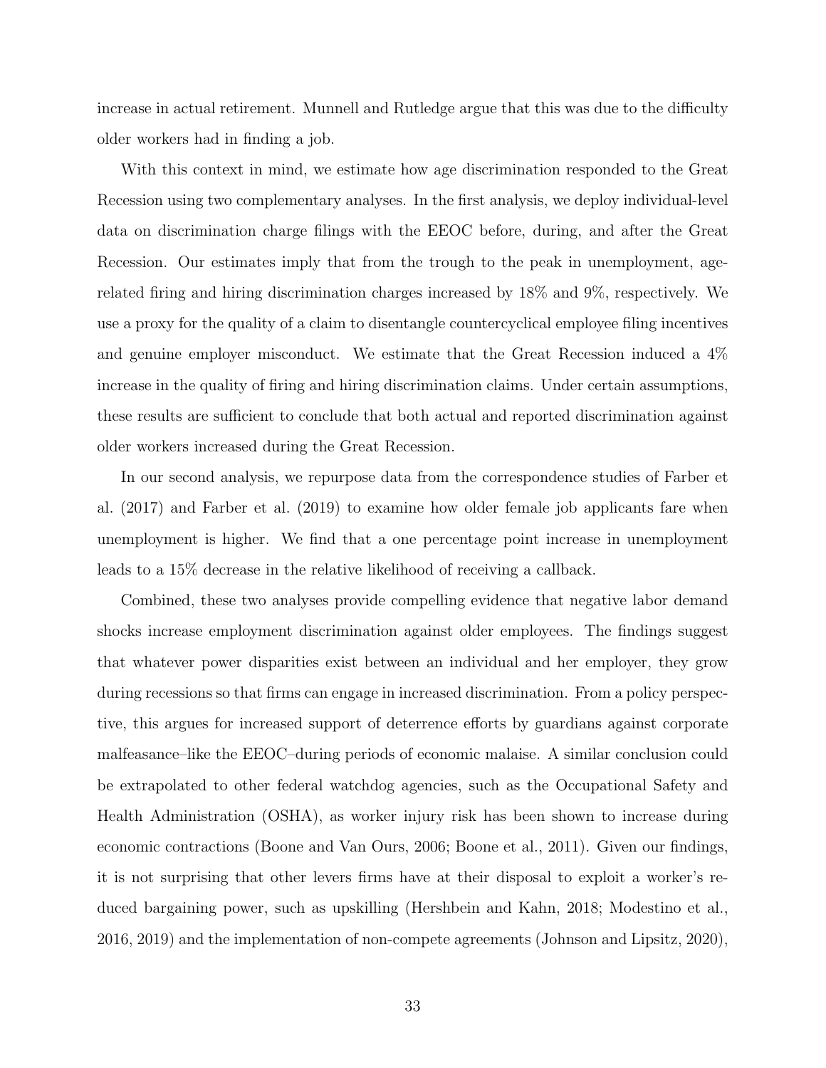increase in actual retirement. Munnell and Rutledge argue that this was due to the difficulty older workers had in finding a job.

With this context in mind, we estimate how age discrimination responded to the Great Recession using two complementary analyses. In the first analysis, we deploy individual-level data on discrimination charge filings with the EEOC before, during, and after the Great Recession. Our estimates imply that from the trough to the peak in unemployment, age-related firing and hiring discrimination charges increased by 18% and 9%, respectively. We use a proxy for the quality of a claim to disentangle countercyclical employee filing incentives and genuine employer misconduct. We estimate that the Great Recession induced a 4% increase in the quality of firing and hiring discrimination claims. Under certain assumptions, these results are sufficient to conclude that both actual and reported discrimination against older workers increased during the Great Recession.

In our second analysis, we repurpose data from the correspondence studies of Farber et al. (2017) and Farber et al. (2019) to examine how older female job applicants fare when unemployment is higher. We find that a one percentage point increase in unemployment leads to a 15% decrease in the relative likelihood of receiving a callback.

Combined, these two analyses provide compelling evidence that negative labor demand shocks increase employment discrimination against older employees. The findings suggest that whatever power disparities exist between an individual and her employer, they grow during recessions so that firms can engage in increased discrimination. From a policy perspective, this argues for increased support of deterrence efforts by guardians against corporate malfeasance–like the EEOC–during periods of economic malaise. A similar conclusion could be extrapolated to other federal watchdog agencies, such as the Occupational Safety and Health Administration (OSHA), as worker injury risk has been shown to increase during economic contractions (Boone and Van Ours, 2006; Boone et al., 2011). Given our findings, it is not surprising that other levers firms have at their disposal to exploit a worker's reduced bargaining power, such as upskilling (Hershbein and Kahn, 2018; Modestino et al., 2016, 2019) and the implementation of non-compete agreements (Johnson and Lipsitz, 2020),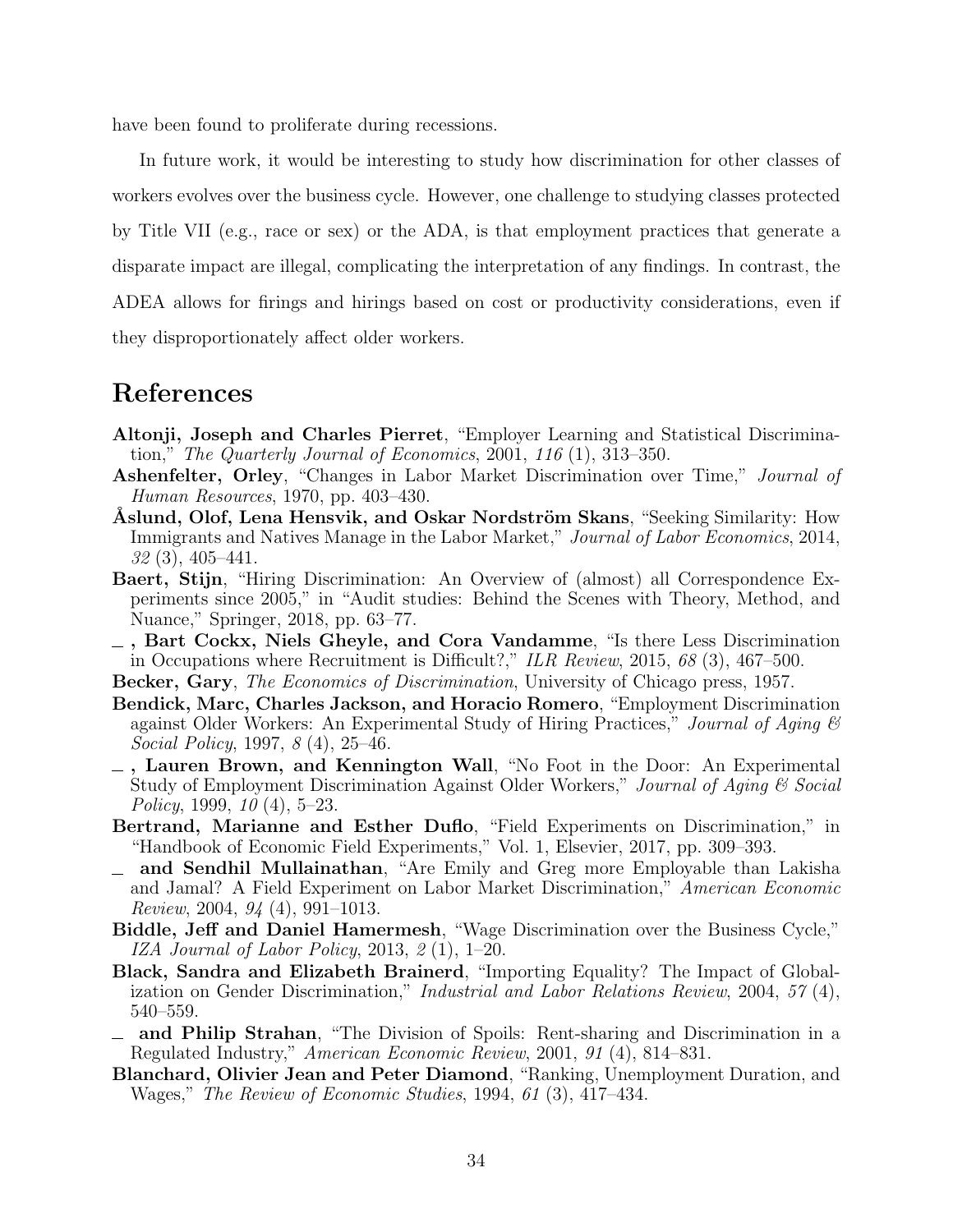have been found to proliferate during recessions.

In future work, it would be interesting to study how discrimination for other classes of workers evolves over the business cycle. However, one challenge to studying classes protected by Title VII (e.g., race or sex) or the ADA, is that employment practices that generate a disparate impact are illegal, complicating the interpretation of any findings. In contrast, the ADEA allows for firings and hirings based on cost or productivity considerations, even if they disproportionately affect older workers.

# References

**Altonji, Joseph and Charles Pierret**, "Employer Learning and Statistical Discrimination," *The Quarterly Journal of Economics*, 2001, *116* (1), 313–350.

**Ashenfelter, Orley**, "Changes in Labor Market Discrimination over Time," *Journal of Human Resources*, 1970, pp. 403–430.

**Åslund, Olof, Lena Hensvik, and Oskar Nordström Skans**, "Seeking Similarity: How Immigrants and Natives Manage in the Labor Market," *Journal of Labor Economics*, 2014, *32* (3), 405–441.

**Baert, Stijn**, "Hiring Discrimination: An Overview of (almost) all Correspondence Experiments since 2005," in "Audit studies: Behind the Scenes with Theory, Method, and Nuance," Springer, 2018, pp. 63–77.

**_ , Bart Cockx, Niels Gheyle, and Cora Vandamme**, "Is there Less Discrimination in Occupations where Recruitment is Difficult?," *ILR Review*, 2015, *68* (3), 467–500.

**Becker, Gary**, *The Economics of Discrimination*, University of Chicago press, 1957.

**Bendick, Marc, Charles Jackson, and Horacio Romero**, "Employment Discrimination against Older Workers: An Experimental Study of Hiring Practices," *Journal of Aging & Social Policy*, 1997, *8* (4), 25–46.

**_ , Lauren Brown, and Kennington Wall**, "No Foot in the Door: An Experimental Study of Employment Discrimination Against Older Workers," *Journal of Aging & Social Policy*, 1999, *10* (4), 5–23.

**Bertrand, Marianne and Esther Duflo**, "Field Experiments on Discrimination," in "Handbook of Economic Field Experiments," Vol. 1, Elsevier, 2017, pp. 309–393.

**_ and Sendhil Mullainathan**, "Are Emily and Greg more Employable than Lakisha and Jamal? A Field Experiment on Labor Market Discrimination," *American Economic Review*, 2004, *94* (4), 991–1013.

**Biddle, Jeff and Daniel Hamermesh**, "Wage Discrimination over the Business Cycle," *IZA Journal of Labor Policy*, 2013, *2* (1), 1–20.

**Black, Sandra and Elizabeth Brainerd**, "Importing Equality? The Impact of Globalization on Gender Discrimination," *Industrial and Labor Relations Review*, 2004, *57* (4), 540–559.

**_ and Philip Strahan**, "The Division of Spoils: Rent-sharing and Discrimination in a Regulated Industry," *American Economic Review*, 2001, *91* (4), 814–831.

**Blanchard, Olivier Jean and Peter Diamond**, "Ranking, Unemployment Duration, and Wages," *The Review of Economic Studies*, 1994, *61* (3), 417–434.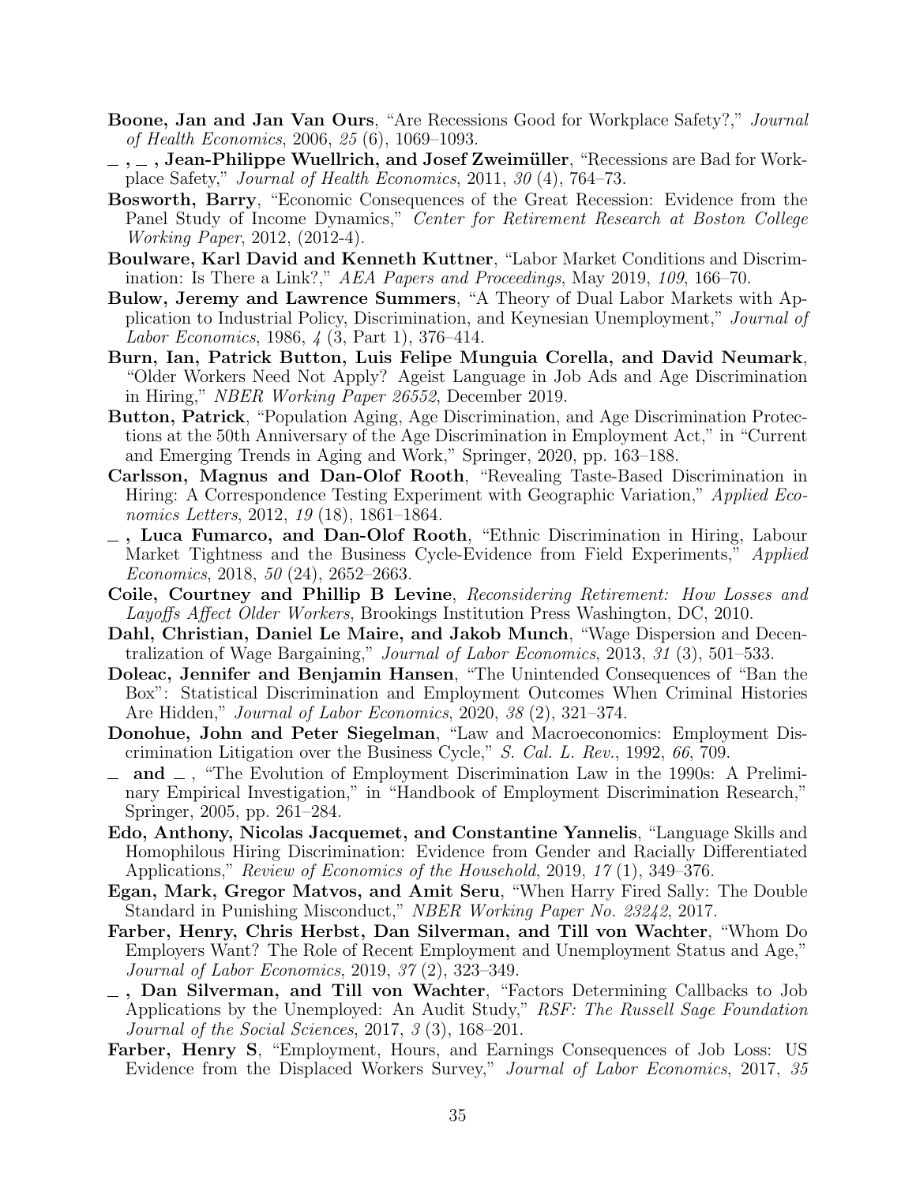**Boone, Jan and Jan Van Ours**, "Are Recessions Good for Workplace Safety?," *Journal of Health Economics*, 2006, *25* (6), 1069–1093.

_ , _ , **Jean-Philippe Wuellrich, and Josef Zweimüller**, "Recessions are Bad for Workplace Safety," *Journal of Health Economics*, 2011, *30* (4), 764–73.

**Bosworth, Barry**, "Economic Consequences of the Great Recession: Evidence from the Panel Study of Income Dynamics," *Center for Retirement Research at Boston College Working Paper*, 2012, (2012-4).

**Boulware, Karl David and Kenneth Kuttner**, "Labor Market Conditions and Discrimination: Is There a Link?," *AEA Papers and Proceedings*, May 2019, *109*, 166–70.

**Bulow, Jeremy and Lawrence Summers**, "A Theory of Dual Labor Markets with Application to Industrial Policy, Discrimination, and Keynesian Unemployment," *Journal of Labor Economics*, 1986, *4* (3, Part 1), 376–414.

**Burn, Ian, Patrick Button, Luis Felipe Munguia Corella, and David Neumark**, "Older Workers Need Not Apply? Ageist Language in Job Ads and Age Discrimination in Hiring," *NBER Working Paper 26552*, December 2019.

**Button, Patrick**, "Population Aging, Age Discrimination, and Age Discrimination Protections at the 50th Anniversary of the Age Discrimination in Employment Act," in "Current and Emerging Trends in Aging and Work," Springer, 2020, pp. 163–188.

**Carlsson, Magnus and Dan-Olof Rooth**, "Revealing Taste-Based Discrimination in Hiring: A Correspondence Testing Experiment with Geographic Variation," *Applied Economics Letters*, 2012, *19* (18), 1861–1864.

_ , **Luca Fumarco, and Dan-Olof Rooth**, "Ethnic Discrimination in Hiring, Labour Market Tightness and the Business Cycle-Evidence from Field Experiments," *Applied Economics*, 2018, *50* (24), 2652–2663.

**Coile, Courtney and Phillip B Levine**, *Reconsidering Retirement: How Losses and Layoffs Affect Older Workers*, Brookings Institution Press Washington, DC, 2010.

**Dahl, Christian, Daniel Le Maire, and Jakob Munch**, "Wage Dispersion and Decentralization of Wage Bargaining," *Journal of Labor Economics*, 2013, *31* (3), 501–533.

**Doleac, Jennifer and Benjamin Hansen**, "The Unintended Consequences of "Ban the Box": Statistical Discrimination and Employment Outcomes When Criminal Histories Are Hidden," *Journal of Labor Economics*, 2020, *38* (2), 321–374.

**Donohue, John and Peter Siegelman**, "Law and Macroeconomics: Employment Discrimination Litigation over the Business Cycle," *S. Cal. L. Rev.*, 1992, *66*, 709.

_ **and** _ , "The Evolution of Employment Discrimination Law in the 1990s: A Preliminary Empirical Investigation," in "Handbook of Employment Discrimination Research," Springer, 2005, pp. 261–284.

**Edo, Anthony, Nicolas Jacquemet, and Constantine Yannelis**, "Language Skills and Homophilous Hiring Discrimination: Evidence from Gender and Racially Differentiated Applications," *Review of Economics of the Household*, 2019, *17* (1), 349–376.

**Egan, Mark, Gregor Matvos, and Amit Seru**, "When Harry Fired Sally: The Double Standard in Punishing Misconduct," *NBER Working Paper No. 23242*, 2017.

**Farber, Henry, Chris Herbst, Dan Silverman, and Till von Wachter**, "Whom Do Employers Want? The Role of Recent Employment and Unemployment Status and Age," *Journal of Labor Economics*, 2019, *37* (2), 323–349.

_ , **Dan Silverman, and Till von Wachter**, "Factors Determining Callbacks to Job Applications by the Unemployed: An Audit Study," *RSF: The Russell Sage Foundation Journal of the Social Sciences*, 2017, *3* (3), 168–201.

**Farber, Henry S**, "Employment, Hours, and Earnings Consequences of Job Loss: US Evidence from the Displaced Workers Survey," *Journal of Labor Economics*, 2017, *35*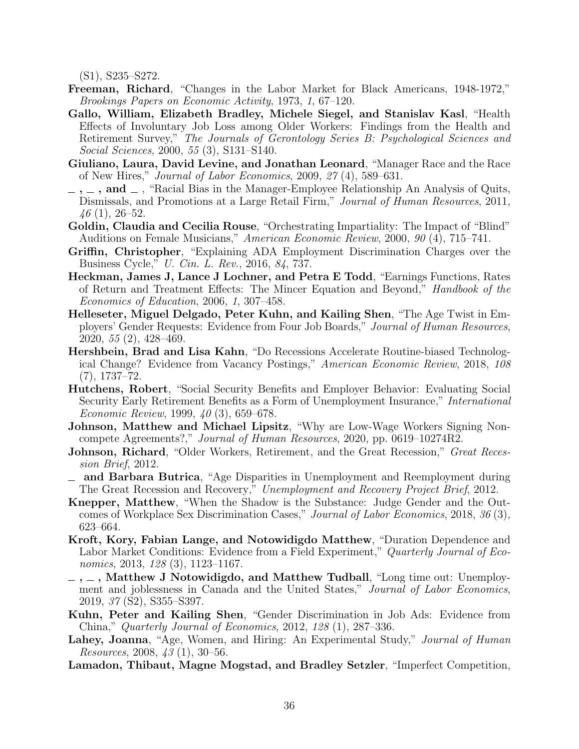(S1), S235–S272.

**Freeman, Richard**, "Changes in the Labor Market for Black Americans, 1948-1972," *Brookings Papers on Economic Activity*, 1973, *1*, 67–120.

**Gallo, William, Elizabeth Bradley, Michele Siegel, and Stanislav Kasl**, "Health Effects of Involuntary Job Loss among Older Workers: Findings from the Health and Retirement Survey," *The Journals of Gerontology Series B: Psychological Sciences and Social Sciences*, 2000, *55* (3), S131–S140.

**Giuliano, Laura, David Levine, and Jonathan Leonard**, "Manager Race and the Race of New Hires," *Journal of Labor Economics*, 2009, *27* (4), 589–631.

**_ , _ , and _** , "Racial Bias in the Manager-Employee Relationship An Analysis of Quits, Dismissals, and Promotions at a Large Retail Firm," *Journal of Human Resources*, 2011, *46* (1), 26–52.

**Goldin, Claudia and Cecilia Rouse**, "Orchestrating Impartiality: The Impact of "Blind" Auditions on Female Musicians," *American Economic Review*, 2000, *90* (4), 715–741.

**Griffin, Christopher**, "Explaining ADA Employment Discrimination Charges over the Business Cycle," *U. Cin. L. Rev.*, 2016, *84*, 737.

**Heckman, James J, Lance J Lochner, and Petra E Todd**, "Earnings Functions, Rates of Return and Treatment Effects: The Mincer Equation and Beyond," *Handbook of the Economics of Education*, 2006, *1*, 307–458.

**Helleseter, Miguel Delgado, Peter Kuhn, and Kailing Shen**, "The Age Twist in Employers' Gender Requests: Evidence from Four Job Boards," *Journal of Human Resources*, 2020, *55* (2), 428–469.

**Hershbein, Brad and Lisa Kahn**, "Do Recessions Accelerate Routine-biased Technological Change? Evidence from Vacancy Postings," *American Economic Review*, 2018, *108* (7), 1737–72.

**Hutchens, Robert**, "Social Security Benefits and Employer Behavior: Evaluating Social Security Early Retirement Benefits as a Form of Unemployment Insurance," *International Economic Review*, 1999, *40* (3), 659–678.

**Johnson, Matthew and Michael Lipsitz**, "Why are Low-Wage Workers Signing Noncompete Agreements?," *Journal of Human Resources*, 2020, pp. 0619–10274R2.

**Johnson, Richard**, "Older Workers, Retirement, and the Great Recession," *Great Recession Brief*, 2012.

**_ and Barbara Butrica**, "Age Disparities in Unemployment and Reemployment during The Great Recession and Recovery," *Unemployment and Recovery Project Brief*, 2012.

**Knepper, Matthew**, "When the Shadow is the Substance: Judge Gender and the Outcomes of Workplace Sex Discrimination Cases," *Journal of Labor Economics*, 2018, *36* (3), 623–664.

**Kroft, Kory, Fabian Lange, and Notowidigdo Matthew**, "Duration Dependence and Labor Market Conditions: Evidence from a Field Experiment," *Quarterly Journal of Economics*, 2013, *128* (3), 1123–1167.

**_ , _ , Matthew J Notowidigdo, and Matthew Tudball**, "Long time out: Unemployment and joblessness in Canada and the United States," *Journal of Labor Economics*, 2019, *37* (S2), S355–S397.

**Kuhn, Peter and Kailing Shen**, "Gender Discrimination in Job Ads: Evidence from China," *Quarterly Journal of Economics*, 2012, *128* (1), 287–336.

**Lahey, Joanna**, "Age, Women, and Hiring: An Experimental Study," *Journal of Human Resources*, 2008, *43* (1), 30–56.

**Lamadon, Thibaut, Magne Mogstad, and Bradley Setzler**, "Imperfect Competition,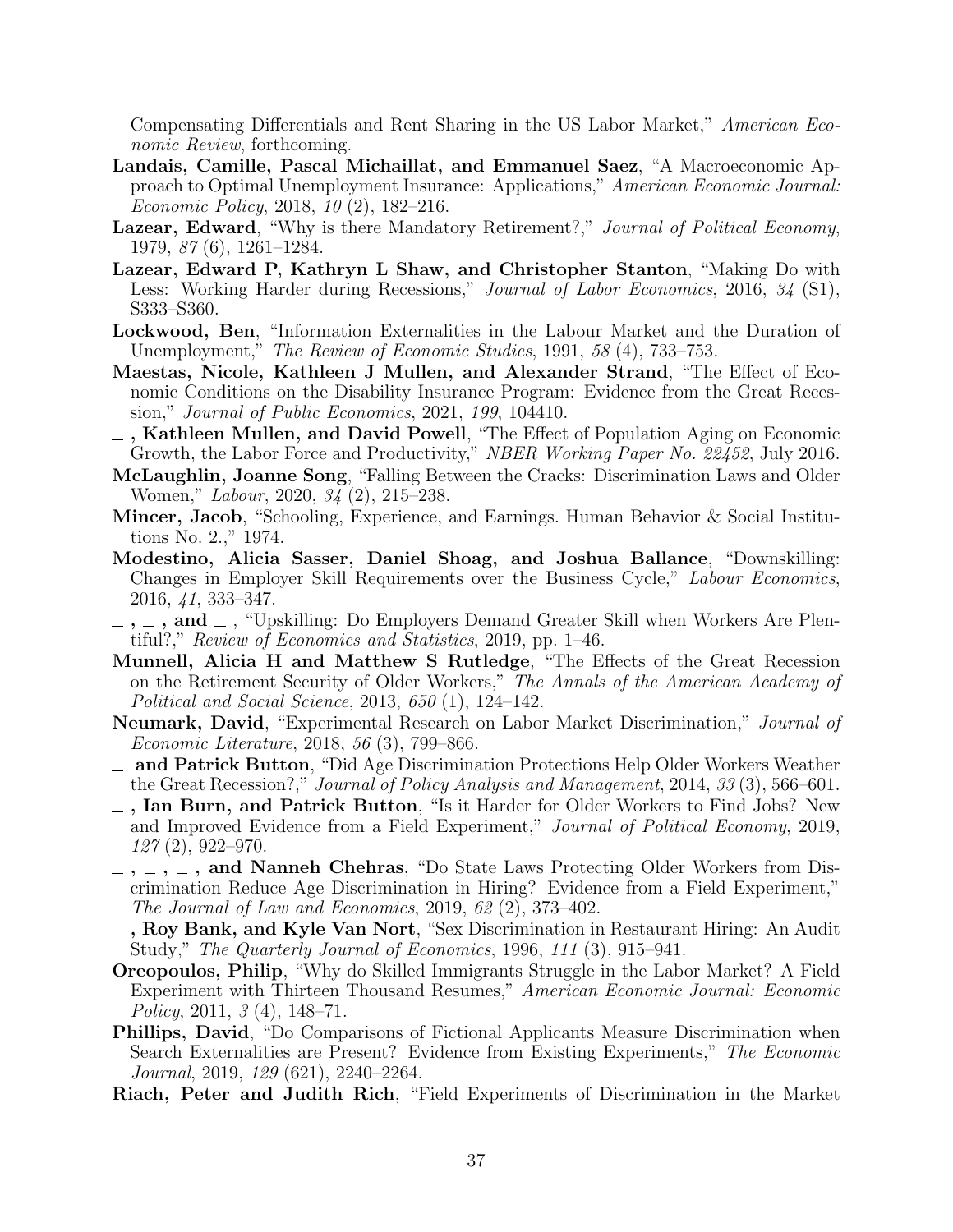Compensating Differentials and Rent Sharing in the US Labor Market," *American Economic Review*, forthcoming.

**Landais, Camille, Pascal Michaillat, and Emmanuel Saez**, "A Macroeconomic Approach to Optimal Unemployment Insurance: Applications," *American Economic Journal: Economic Policy*, 2018, *10* (2), 182–216.

**Lazear, Edward**, "Why is there Mandatory Retirement?," *Journal of Political Economy*, 1979, *87* (6), 1261–1284.

**Lazear, Edward P, Kathryn L Shaw, and Christopher Stanton**, "Making Do with Less: Working Harder during Recessions," *Journal of Labor Economics*, 2016, *34* (S1), S333–S360.

**Lockwood, Ben**, "Information Externalities in the Labour Market and the Duration of Unemployment," *The Review of Economic Studies*, 1991, *58* (4), 733–753.

**Maestas, Nicole, Kathleen J Mullen, and Alexander Strand**, "The Effect of Economic Conditions on the Disability Insurance Program: Evidence from the Great Recession," *Journal of Public Economics*, 2021, *199*, 104410.

**_ , Kathleen Mullen, and David Powell**, "The Effect of Population Aging on Economic Growth, the Labor Force and Productivity," *NBER Working Paper No. 22452*, July 2016.

**McLaughlin, Joanne Song**, "Falling Between the Cracks: Discrimination Laws and Older Women," *Labour*, 2020, *34* (2), 215–238.

**Mincer, Jacob**, "Schooling, Experience, and Earnings. Human Behavior & Social Institutions No. 2.," 1974.

**Modestino, Alicia Sasser, Daniel Shoag, and Joshua Ballance**, "Downskilling: Changes in Employer Skill Requirements over the Business Cycle," *Labour Economics*, 2016, *41*, 333–347.

**_ , _ , and _** , "Upskilling: Do Employers Demand Greater Skill when Workers Are Plentiful?," *Review of Economics and Statistics*, 2019, pp. 1–46.

**Munnell, Alicia H and Matthew S Rutledge**, "The Effects of the Great Recession on the Retirement Security of Older Workers," *The Annals of the American Academy of Political and Social Science*, 2013, *650* (1), 124–142.

**Neumark, David**, "Experimental Research on Labor Market Discrimination," *Journal of Economic Literature*, 2018, *56* (3), 799–866.

**_ and Patrick Button**, "Did Age Discrimination Protections Help Older Workers Weather the Great Recession?," *Journal of Policy Analysis and Management*, 2014, *33* (3), 566–601.

**_ , Ian Burn, and Patrick Button**, "Is it Harder for Older Workers to Find Jobs? New and Improved Evidence from a Field Experiment," *Journal of Political Economy*, 2019, *127* (2), 922–970.

**_ , _ , _ , and Nanneh Chehras**, "Do State Laws Protecting Older Workers from Discrimination Reduce Age Discrimination in Hiring? Evidence from a Field Experiment," *The Journal of Law and Economics*, 2019, *62* (2), 373–402.

**_ , Roy Bank, and Kyle Van Nort**, "Sex Discrimination in Restaurant Hiring: An Audit Study," *The Quarterly Journal of Economics*, 1996, *111* (3), 915–941.

**Oreopoulos, Philip**, "Why do Skilled Immigrants Struggle in the Labor Market? A Field Experiment with Thirteen Thousand Resumes," *American Economic Journal: Economic Policy*, 2011, *3* (4), 148–71.

**Phillips, David**, "Do Comparisons of Fictional Applicants Measure Discrimination when Search Externalities are Present? Evidence from Existing Experiments," *The Economic Journal*, 2019, *129* (621), 2240–2264.

**Riach, Peter and Judith Rich**, "Field Experiments of Discrimination in the Market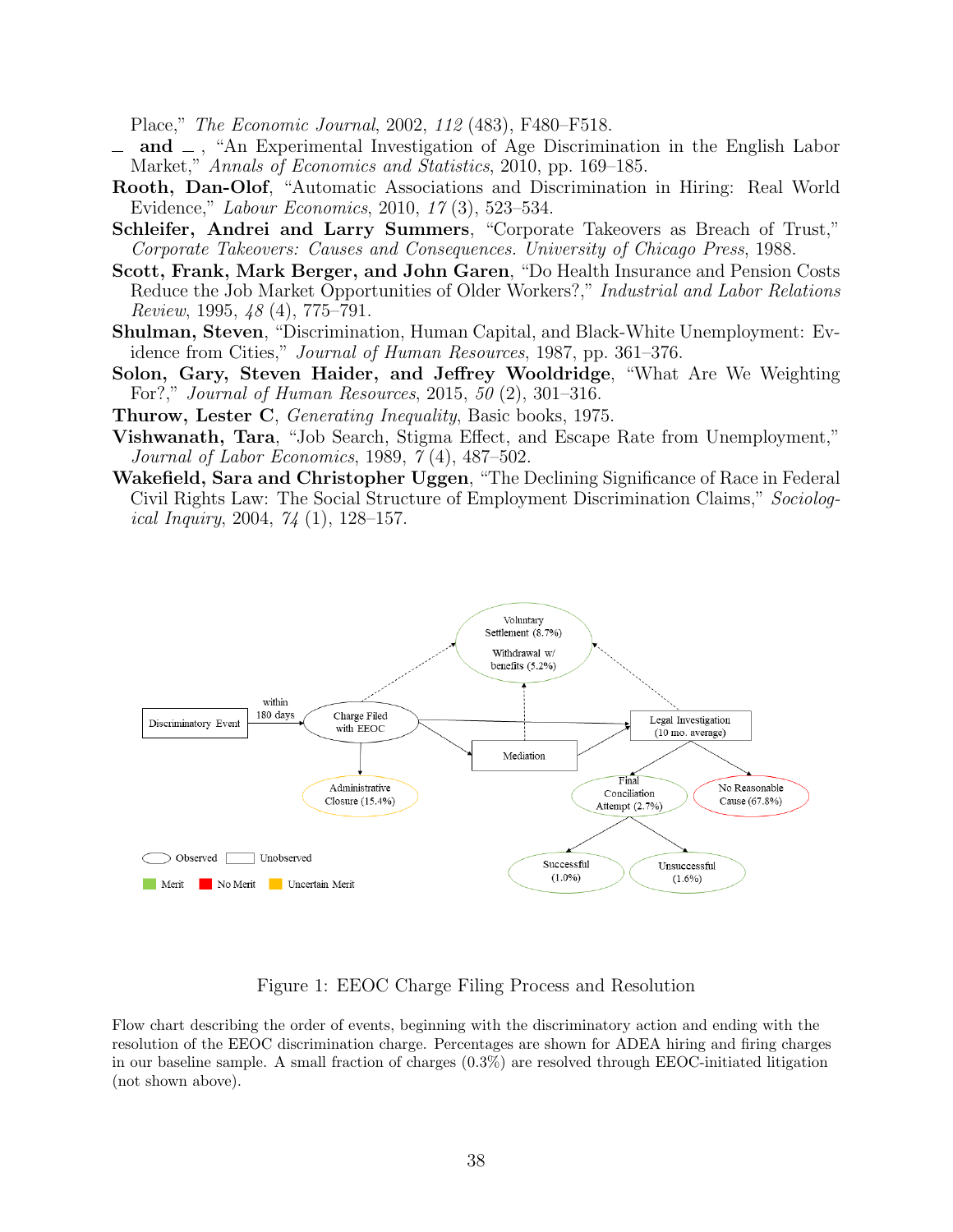Place," *The Economic Journal*, 2002, *112* (483), F480–F518.

— and —, "An Experimental Investigation of Age Discrimination in the English Labor Market," *Annals of Economics and Statistics*, 2010, pp. 169–185.

**Rooth, Dan-Olof**, "Automatic Associations and Discrimination in Hiring: Real World Evidence," *Labour Economics*, 2010, *17* (3), 523–534.

**Schleifer, Andrei and Larry Summers**, "Corporate Takeovers as Breach of Trust," *Corporate Takeovers: Causes and Consequences. University of Chicago Press*, 1988.

**Scott, Frank, Mark Berger, and John Garen**, "Do Health Insurance and Pension Costs Reduce the Job Market Opportunities of Older Workers?," *Industrial and Labor Relations Review*, 1995, *48* (4), 775–791.

**Shulman, Steven**, "Discrimination, Human Capital, and Black-White Unemployment: Evidence from Cities," *Journal of Human Resources*, 1987, pp. 361–376.

**Solon, Gary, Steven Haider, and Jeffrey Wooldridge**, "What Are We Weighting For?," *Journal of Human Resources*, 2015, *50* (2), 301–316.

**Thurow, Lester C**, *Generating Inequality*, Basic books, 1975.

**Vishwanath, Tara**, "Job Search, Stigma Effect, and Escape Rate from Unemployment," *Journal of Labor Economics*, 1989, *7* (4), 487–502.

**Wakefield, Sara and Christopher Uggen**, "The Declining Significance of Race in Federal Civil Rights Law: The Social Structure of Employment Discrimination Claims," *Sociological Inquiry*, 2004, *74* (1), 128–157.

Figure 1: EEOC Charge Filing Process and Resolution

Flow chart describing the order of events, beginning with the discriminatory action and ending with the resolution of the EEOC discrimination charge. Percentages are shown for ADEA hiring and firing charges in our baseline sample. A small fraction of charges (0.3%) are resolved through EEOC-initiated litigation (not shown above).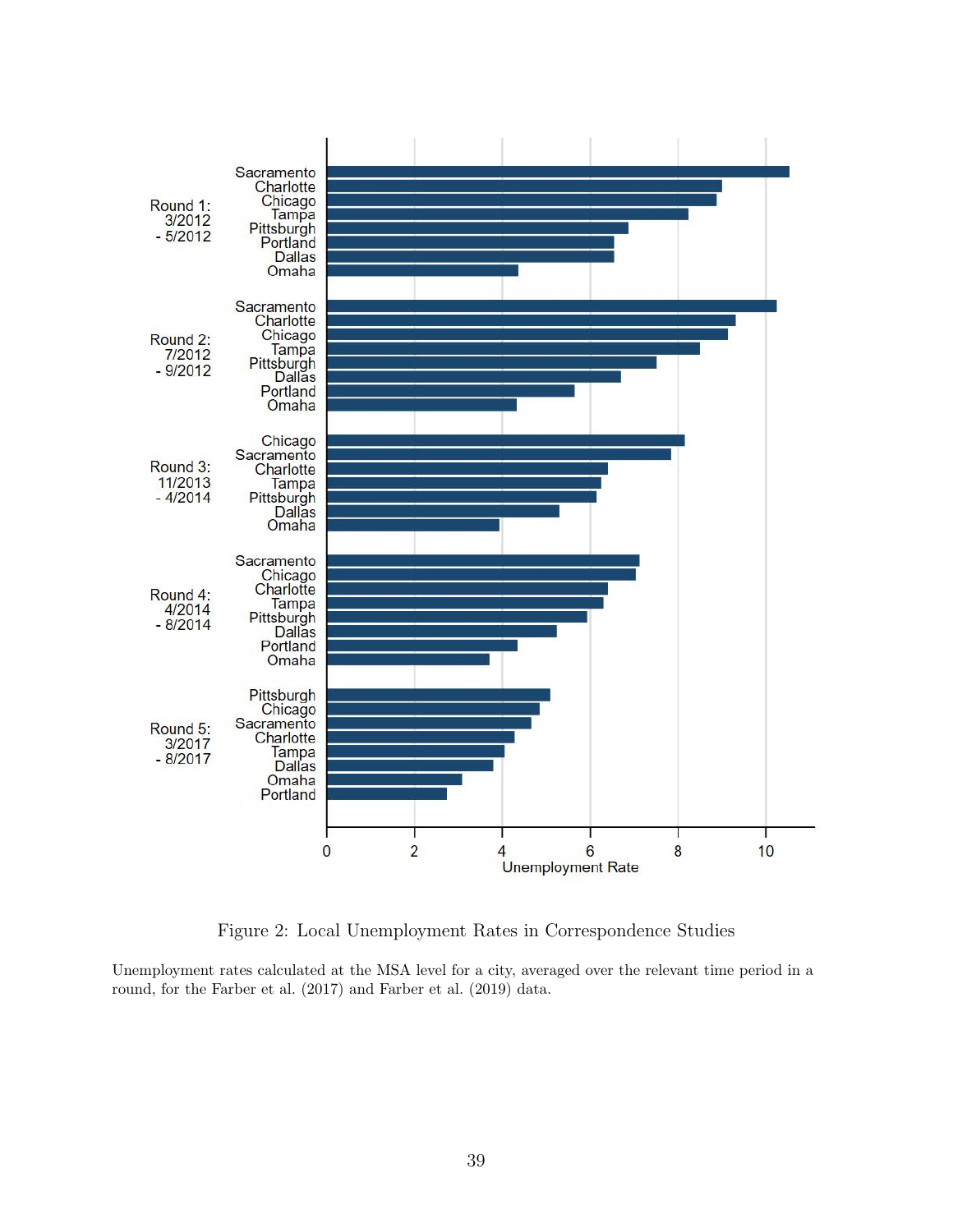Figure 2: Local Unemployment Rates in Correspondence Studies

Unemployment rates calculated at the MSA level for a city, averaged over the relevant time period in a round, for the Farber et al. (2017) and Farber et al. (2019) data.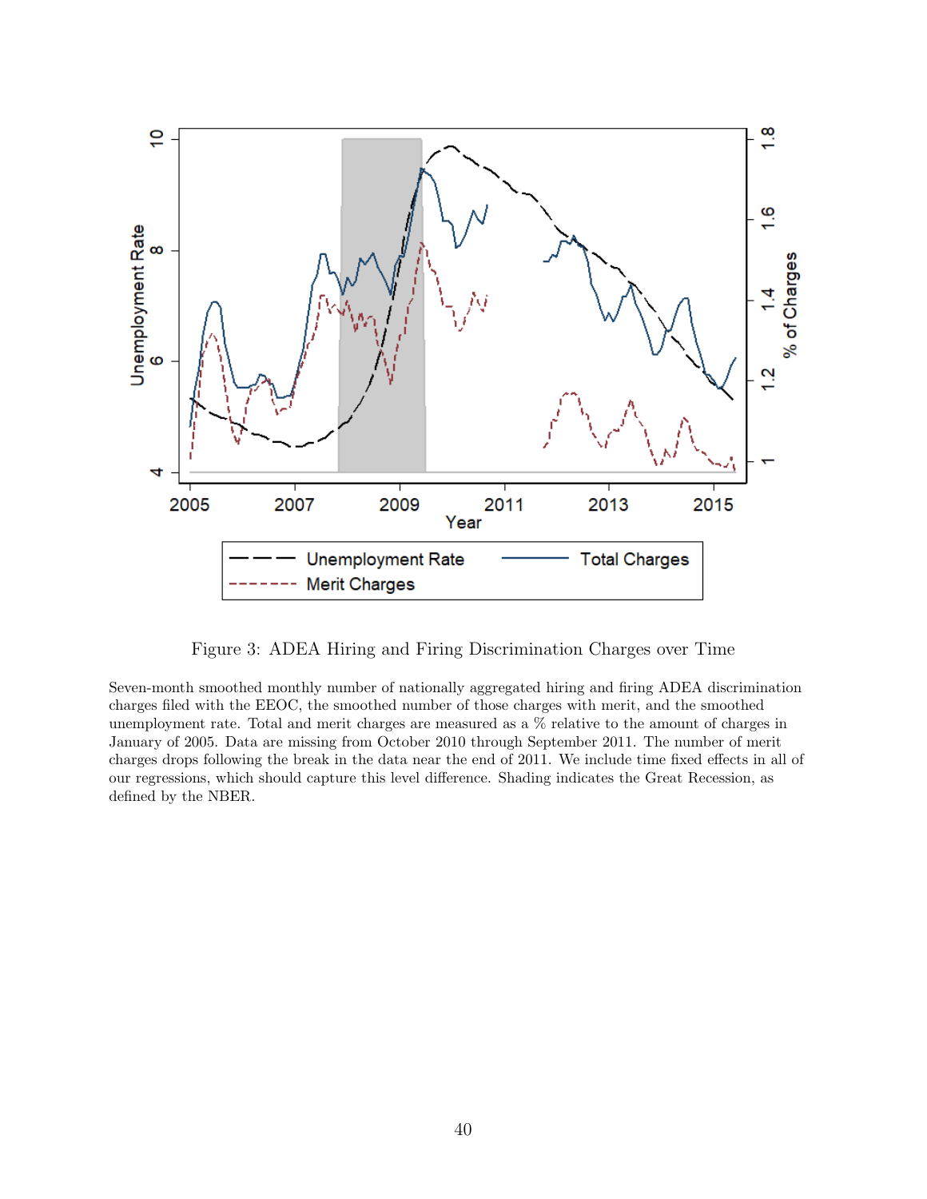Figure 3: ADEA Hiring and Firing Discrimination Charges over Time

Seven-month smoothed monthly number of nationally aggregated hiring and firing ADEA discrimination charges filed with the EEOC, the smoothed number of those charges with merit, and the smoothed unemployment rate. Total and merit charges are measured as a % relative to the amount of charges in January of 2005. Data are missing from October 2010 through September 2011. The number of merit charges drops following the break in the data near the end of 2011. We include time fixed effects in all of our regressions, which should capture this level difference. Shading indicates the Great Recession, as defined by the NBER.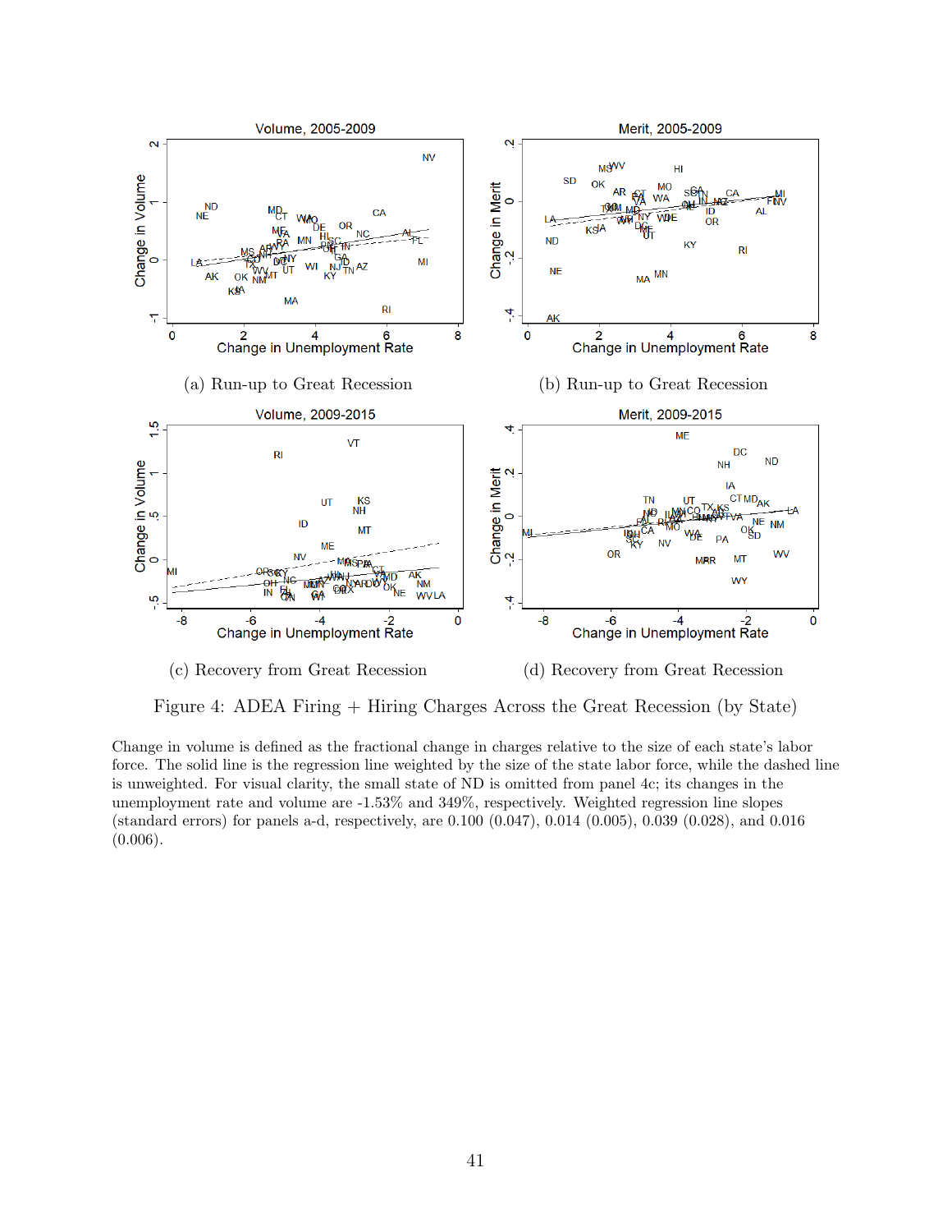(a) Run-up to Great Recession

(b) Run-up to Great Recession

(c) Recovery from Great Recession

(d) Recovery from Great Recession

Figure 4: ADEA Firing + Hiring Charges Across the Great Recession (by State)

Change in volume is defined as the fractional change in charges relative to the size of each state's labor force. The solid line is the regression line weighted by the size of the state labor force, while the dashed line is unweighted. For visual clarity, the small state of ND is omitted from panel 4c; its changes in the unemployment rate and volume are -1.53% and 349%, respectively. Weighted regression line slopes (standard errors) for panels a-d, respectively, are 0.100 (0.047), 0.014 (0.005), 0.039 (0.028), and 0.016 (0.006).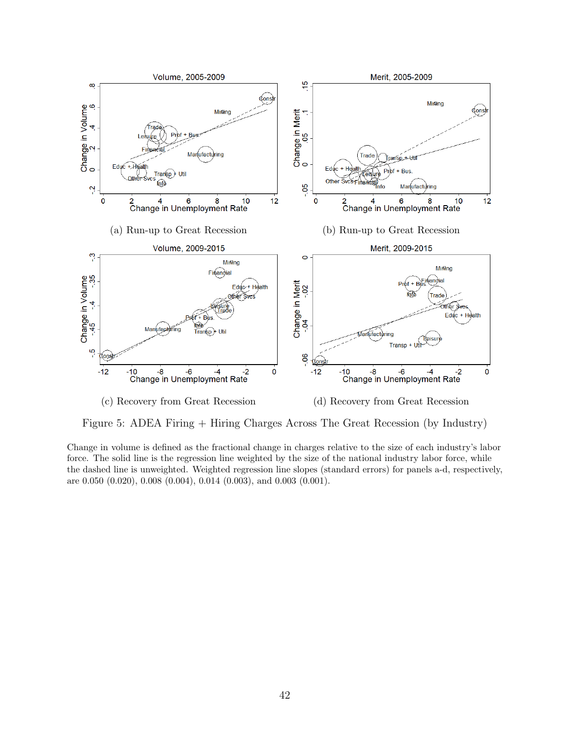(a) Run-up to Great Recession

(b) Run-up to Great Recession

(c) Recovery from Great Recession

(d) Recovery from Great Recession

Figure 5: ADEA Firing + Hiring Charges Across The Great Recession (by Industry)

Change in volume is defined as the fractional change in charges relative to the size of each industry's labor force. The solid line is the regression line weighted by the size of the national industry labor force, while the dashed line is unweighted. Weighted regression line slopes (standard errors) for panels a-d, respectively, are 0.050 (0.020), 0.008 (0.004), 0.014 (0.003), and 0.003 (0.001).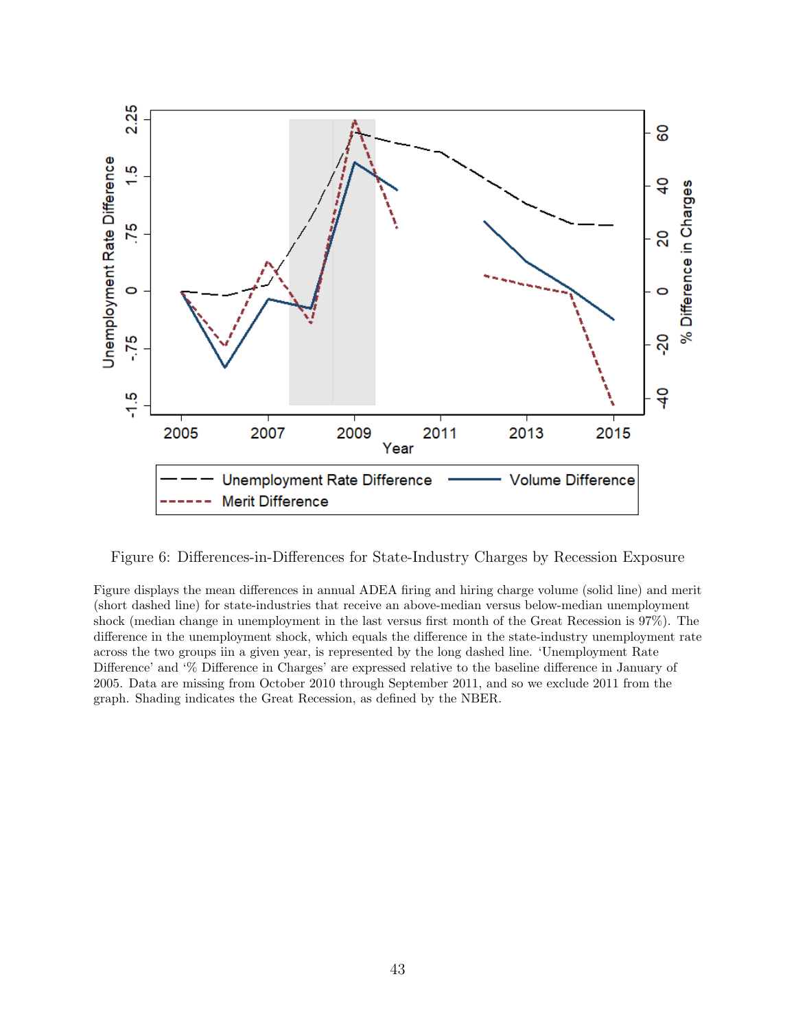Figure 6: Differences-in-Differences for State-Industry Charges by Recession Exposure

Figure displays the mean differences in annual ADEA firing and hiring charge volume (solid line) and merit (short dashed line) for state-industries that receive an above-median versus below-median unemployment shock (median change in unemployment in the last versus first month of the Great Recession is 97%). The difference in the unemployment shock, which equals the difference in the state-industry unemployment rate across the two groups iin a given year, is represented by the long dashed line. 'Unemployment Rate Difference' and '% Difference in Charges' are expressed relative to the baseline difference in January of 2005. Data are missing from October 2010 through September 2011, and so we exclude 2011 from the graph. Shading indicates the Great Recession, as defined by the NBER.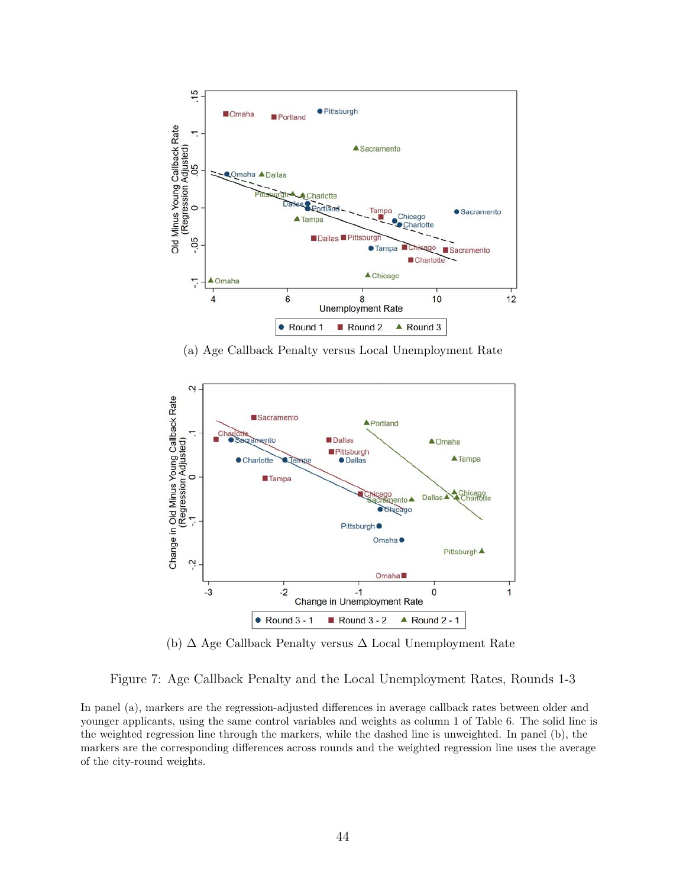(a) Age Callback Penalty versus Local Unemployment Rate

(b) Δ Age Callback Penalty versus Δ Local Unemployment Rate

Figure 7: Age Callback Penalty and the Local Unemployment Rates, Rounds 1-3

In panel (a), markers are the regression-adjusted differences in average callback rates between older and younger applicants, using the same control variables and weights as column 1 of Table 6. The solid line is the weighted regression line through the markers, while the dashed line is unweighted. In panel (b), the markers are the corresponding differences across rounds and the weighted regression line uses the average of the city-round weights.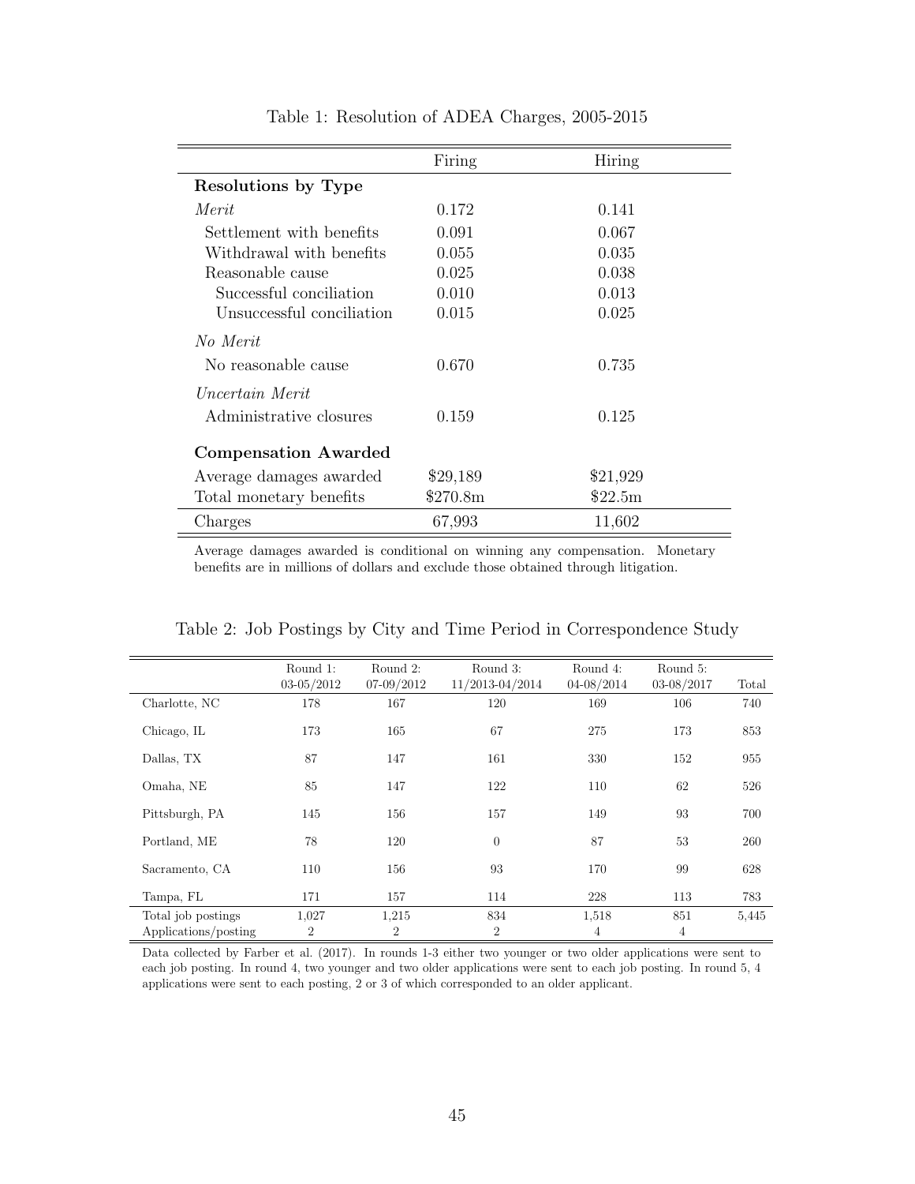Table 1: Resolution of ADEA Charges, 2005-2015

| | Firing | Hiring |
|---|---|---|
| **Resolutions by Type** | | |
| *Merit* | 0.172 | 0.141 |
| Settlement with benefits | 0.091 | 0.067 |
| Withdrawal with benefits | 0.055 | 0.035 |
| Reasonable cause | 0.025 | 0.038 |
| Successful conciliation | 0.010 | 0.013 |
| Unsuccessful conciliation | 0.015 | 0.025 |
| *No Merit* | | |
| No reasonable cause | 0.670 | 0.735 |
| *Uncertain Merit* | | |
| Administrative closures | 0.159 | 0.125 |
| **Compensation Awarded** | | |
| Average damages awarded | $29,189 | $21,929 |
| Total monetary benefits | $270.8m | $22.5m |
| Charges | 67,993 | 11,602 |

Average damages awarded is conditional on winning any compensation. Monetary benefits are in millions of dollars and exclude those obtained through litigation.

Table 2: Job Postings by City and Time Period in Correspondence Study

| | Round 1: 03-05/2012 | Round 2: 07-09/2012 | Round 3: 11/2013-04/2014 | Round 4: 04-08/2014 | Round 5: 03-08/2017 | Total |
|---|---|---|---|---|---|---|
| Charlotte, NC | 178 | 167 | 120 | 169 | 106 | 740 |
| Chicago, IL | 173 | 165 | 67 | 275 | 173 | 853 |
| Dallas, TX | 87 | 147 | 161 | 330 | 152 | 955 |
| Omaha, NE | 85 | 147 | 122 | 110 | 62 | 526 |
| Pittsburgh, PA | 145 | 156 | 157 | 149 | 93 | 700 |
| Portland, ME | 78 | 120 | 0 | 87 | 53 | 260 |
| Sacramento, CA | 110 | 156 | 93 | 170 | 99 | 628 |
| Tampa, FL | 171 | 157 | 114 | 228 | 113 | 783 |
| Total job postings | 1,027 | 1,215 | 834 | 1,518 | 851 | 5,445 |
| Applications/posting | 2 | 2 | 2 | 4 | 4 | |

Data collected by Farber et al. (2017). In rounds 1-3 either two younger or two older applications were sent to each job posting. In round 4, two younger and two older applications were sent to each job posting. In round 5, 4 applications were sent to each posting, 2 or 3 of which corresponded to an older applicant.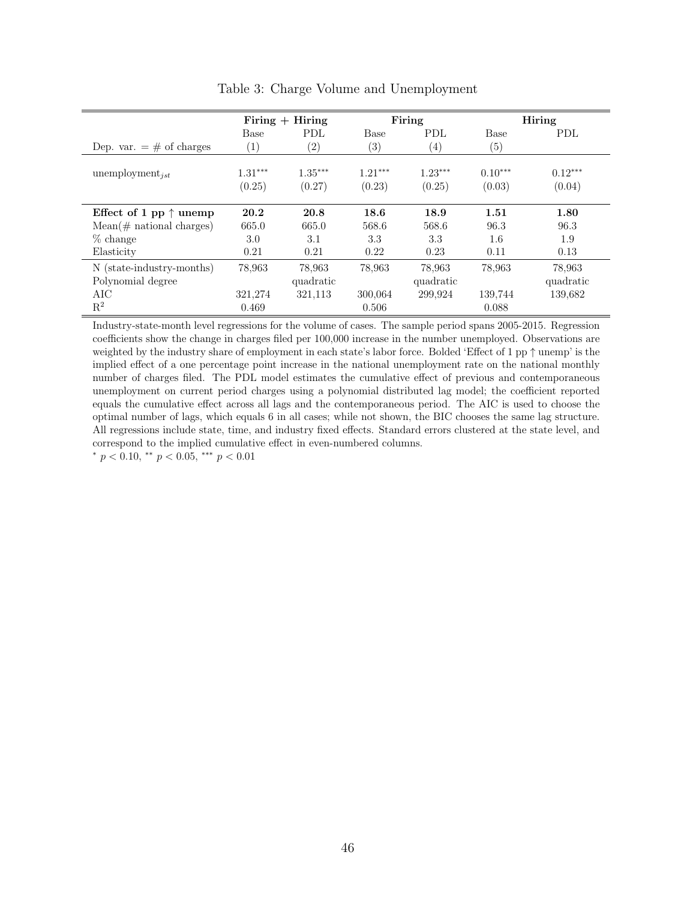Table 3: Charge Volume and Unemployment

| | Firing + Hiring | | Firing | | Hiring | |
|---|---|---|---|---|---|---|
| | Base | PDL | Base | PDL | Base | PDL |
| Dep. var. = # of charges | (1) | (2) | (3) | (4) | (5) | |
| $\text{unemployment}_{jst}$ | $1.31^{***}$ | $1.35^{***}$ | $1.21^{***}$ | $1.23^{***}$ | $0.10^{***}$ | $0.12^{***}$ |
| | (0.25) | (0.27) | (0.23) | (0.25) | (0.03) | (0.04) |
| **Effect of 1 pp ↑ unemp** | **20.2** | **20.8** | **18.6** | **18.9** | **1.51** | **1.80** |
| Mean(# national charges) | 665.0 | 665.0 | 568.6 | 568.6 | 96.3 | 96.3 |
| % change | 3.0 | 3.1 | 3.3 | 3.3 | 1.6 | 1.9 |
| Elasticity | 0.21 | 0.21 | 0.22 | 0.23 | 0.11 | 0.13 |
| N (state-industry-months) | 78,963 | 78,963 | 78,963 | 78,963 | 78,963 | 78,963 |
| Polynomial degree | | quadratic | | quadratic | | quadratic |
| AIC | 321,274 | 321,113 | 300,064 | 299,924 | 139,744 | 139,682 |
| $R^2$ | 0.469 | | 0.506 | | 0.088 | |

Industry-state-month level regressions for the volume of cases. The sample period spans 2005-2015. Regression coefficients show the change in charges filed per 100,000 increase in the number unemployed. Observations are weighted by the industry share of employment in each state's labor force. Bolded 'Effect of 1 pp ↑ unemp' is the implied effect of a one percentage point increase in the national unemployment rate on the national monthly number of charges filed. The PDL model estimates the cumulative effect of previous and contemporaneous unemployment on current period charges using a polynomial distributed lag model; the coefficient reported equals the cumulative effect across all lags and the contemporaneous period. The AIC is used to choose the optimal number of lags, which equals 6 in all cases; while not shown, the BIC chooses the same lag structure. All regressions include state, time, and industry fixed effects. Standard errors clustered at the state level, and correspond to the implied cumulative effect in even-numbered columns.

$^{*}$ $p < 0.10$, $^{**}$ $p < 0.05$, $^{***}$ $p < 0.01$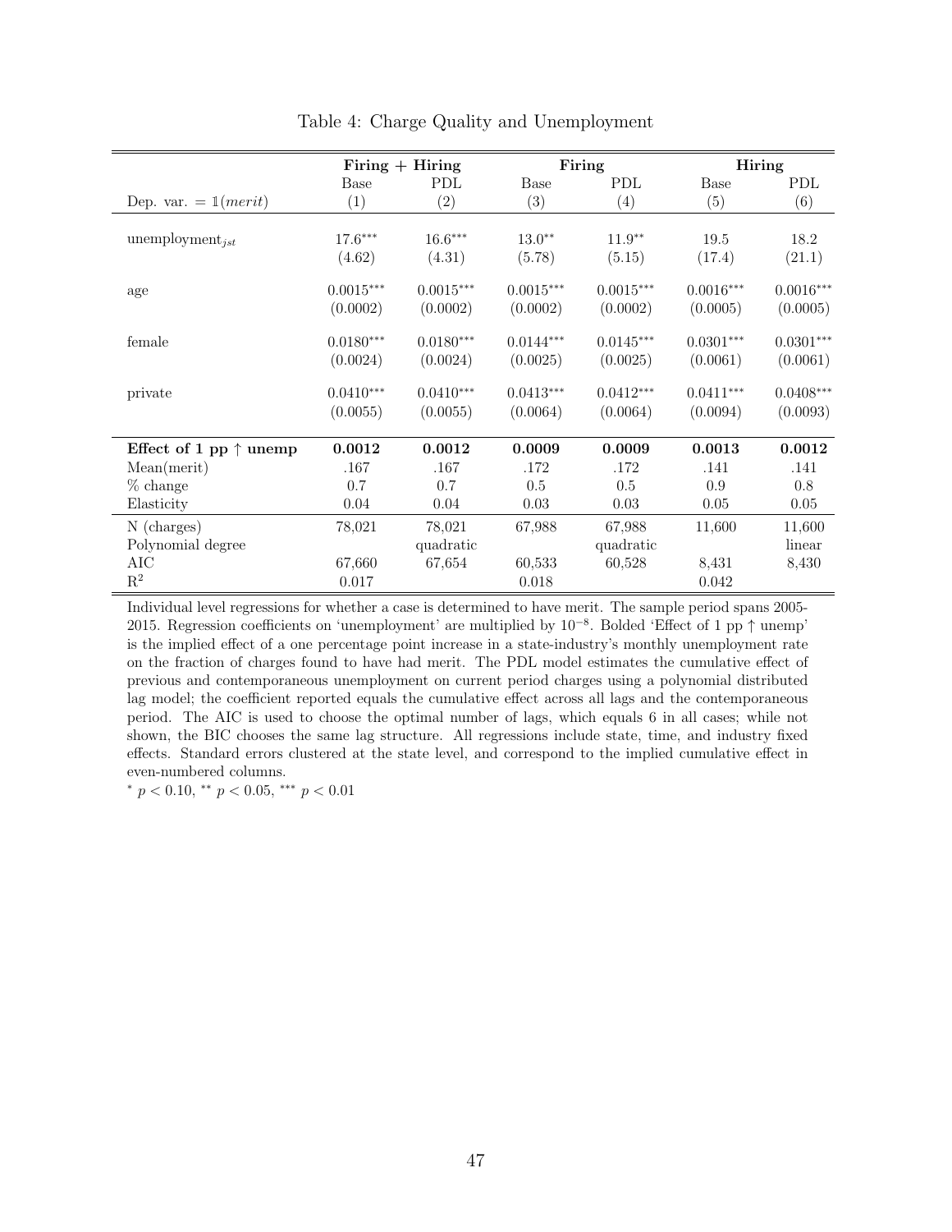Table 4: Charge Quality and Unemployment

| | Firing + Hiring | | Firing | | Hiring | |
|---|---|---|---|---|---|---|
| | Base | PDL | Base | PDL | Base | PDL |
| Dep. var. = $\mathbb{1}(merit)$ | (1) | (2) | (3) | (4) | (5) | (6) |
| $\text{unemployment}_{jst}$ | $17.6^{***}$ | $16.6^{***}$ | $13.0^{**}$ | $11.9^{**}$ | 19.5 | 18.2 |
| | (4.62) | (4.31) | (5.78) | (5.15) | (17.4) | (21.1) |
| age | $0.0015^{***}$ | $0.0015^{***}$ | $0.0015^{***}$ | $0.0015^{***}$ | $0.0016^{***}$ | $0.0016^{***}$ |
| | (0.0002) | (0.0002) | (0.0002) | (0.0002) | (0.0005) | (0.0005) |
| female | $0.0180^{***}$ | $0.0180^{***}$ | $0.0144^{***}$ | $0.0145^{***}$ | $0.0301^{***}$ | $0.0301^{***}$ |
| | (0.0024) | (0.0024) | (0.0025) | (0.0025) | (0.0061) | (0.0061) |
| private | $0.0410^{***}$ | $0.0410^{***}$ | $0.0413^{***}$ | $0.0412^{***}$ | $0.0411^{***}$ | $0.0408^{***}$ |
| | (0.0055) | (0.0055) | (0.0064) | (0.0064) | (0.0094) | (0.0093) |
| **Effect of 1 pp ↑ unemp** | **0.0012** | **0.0012** | **0.0009** | **0.0009** | **0.0013** | **0.0012** |
| Mean(merit) | .167 | .167 | .172 | .172 | .141 | .141 |
| % change | 0.7 | 0.7 | 0.5 | 0.5 | 0.9 | 0.8 |
| Elasticity | 0.04 | 0.04 | 0.03 | 0.03 | 0.05 | 0.05 |
| N (charges) | 78,021 | 78,021 | 67,988 | 67,988 | 11,600 | 11,600 |
| Polynomial degree | | quadratic | | quadratic | | linear |
| AIC | 67,660 | 67,654 | 60,533 | 60,528 | 8,431 | 8,430 |
| $R^2$ | 0.017 | | 0.018 | | 0.042 | |

Individual level regressions for whether a case is determined to have merit. The sample period spans 2005-2015. Regression coefficients on 'unemployment' are multiplied by $10^{-8}$. Bolded 'Effect of 1 pp ↑ unemp' is the implied effect of a one percentage point increase in a state-industry's monthly unemployment rate on the fraction of charges found to have had merit. The PDL model estimates the cumulative effect of previous and contemporaneous unemployment on current period charges using a polynomial distributed lag model; the coefficient reported equals the cumulative effect across all lags and the contemporaneous period. The AIC is used to choose the optimal number of lags, which equals 6 in all cases; while not shown, the BIC chooses the same lag structure. All regressions include state, time, and industry fixed effects. Standard errors clustered at the state level, and correspond to the implied cumulative effect in even-numbered columns.

$^{*}$ $p < 0.10$, $^{**}$ $p < 0.05$, $^{***}$ $p < 0.01$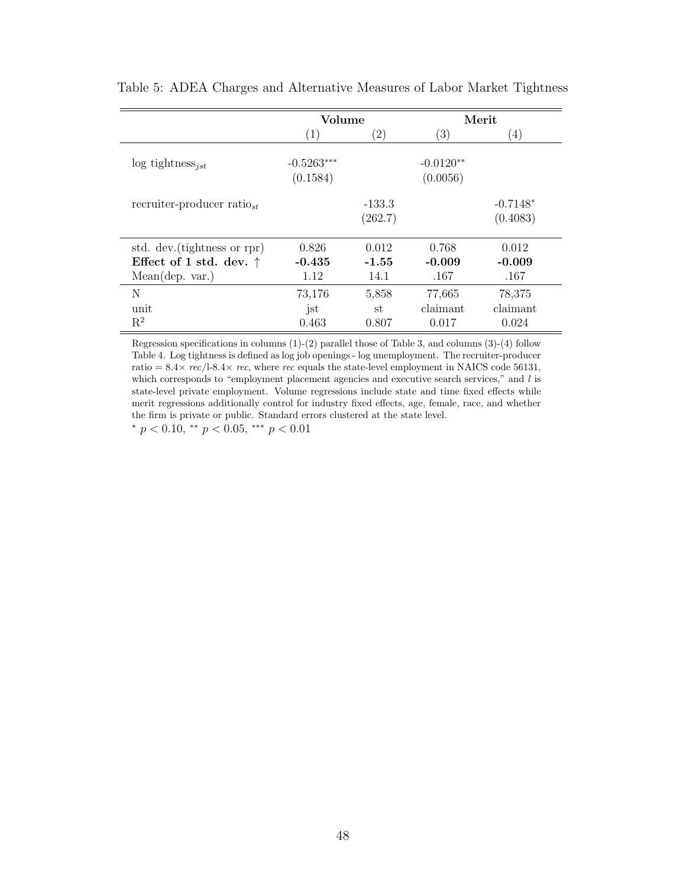Table 5: ADEA Charges and Alternative Measures of Labor Market Tightness

| | **Volume** | | **Merit** | |
|---|---|---|---|---|
| | (1) | (2) | (3) | (4) |
| log tightness$_{jst}$ | -0.5263$^{***}$ | | -0.0120$^{**}$ | |
| | (0.1584) | | (0.0056) | |
| recruiter-producer ratio$_{st}$ | | -133.3 | | -0.7148$^{*}$ |
| | | (262.7) | | (0.4083) |
| std. dev.(tightness or rpr) | 0.826 | 0.012 | 0.768 | 0.012 |
| **Effect of 1 std. dev. ↑** | **-0.435** | **-1.55** | **-0.009** | **-0.009** |
| Mean(dep. var.) | 1.12 | 14.1 | .167 | .167 |
| N | 73,176 | 5,858 | 77,665 | 78,375 |
| unit | jst | st | claimant | claimant |
| $R^2$ | 0.463 | 0.807 | 0.017 | 0.024 |

Regression specifications in columns (1)-(2) parallel those of Table 3, and columns (3)-(4) follow Table 4. Log tightness is defined as log job openings - log unemployment. The recruiter-producer ratio = $8.4\times$ *rec*/l-$8.4\times$ *rec*, where *rec* equals the state-level employment in NAICS code 56131, which corresponds to "employment placement agencies and executive search services," and $l$ is state-level private employment. Volume regressions include state and time fixed effects while merit regressions additionally control for industry fixed effects, age, female, race, and whether the firm is private or public. Standard errors clustered at the state level.

$^{*}$ $p < 0.10$, $^{**}$ $p < 0.05$, $^{***}$ $p < 0.01$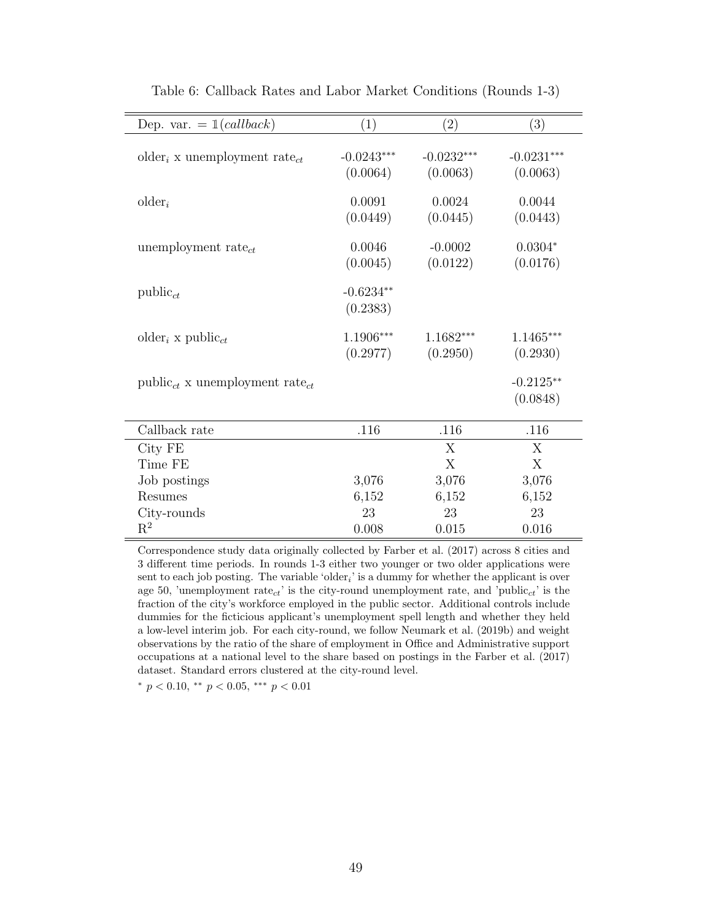Table 6: Callback Rates and Labor Market Conditions (Rounds 1-3)

| Dep. var. = $\mathbb{1}(callback)$ | (1) | (2) | (3) |
|---|---|---|---|
| older$_i$ x unemployment rate$_{ct}$ | -0.0243$^{***}$ | -0.0232$^{***}$ | -0.0231$^{***}$ |
| | (0.0064) | (0.0063) | (0.0063) |
| older$_i$ | 0.0091 | 0.0024 | 0.0044 |
| | (0.0449) | (0.0445) | (0.0443) |
| unemployment rate$_{ct}$ | 0.0046 | -0.0002 | 0.0304$^{*}$ |
| | (0.0045) | (0.0122) | (0.0176) |
| public$_{ct}$ | -0.6234$^{**}$ | | |
| | (0.2383) | | |
| older$_i$ x public$_{ct}$ | 1.1906$^{***}$ | 1.1682$^{***}$ | 1.1465$^{***}$ |
| | (0.2977) | (0.2950) | (0.2930) |
| public$_{ct}$ x unemployment rate$_{ct}$ | | | -0.2125$^{**}$ |
| | | | (0.0848) |
| Callback rate | .116 | .116 | .116 |
| City FE | | X | X |
| Time FE | | X | X |
| Job postings | 3,076 | 3,076 | 3,076 |
| Resumes | 6,152 | 6,152 | 6,152 |
| City-rounds | 23 | 23 | 23 |
| $R^2$ | 0.008 | 0.015 | 0.016 |

Correspondence study data originally collected by Farber et al. (2017) across 8 cities and 3 different time periods. In rounds 1-3 either two younger or two older applications were sent to each job posting. The variable 'older$_i$' is a dummy for whether the applicant is over age 50, 'unemployment rate$_{ct}$' is the city-round unemployment rate, and 'public$_{ct}$' is the fraction of the city's workforce employed in the public sector. Additional controls include dummies for the ficticious applicant's unemployment spell length and whether they held a low-level interim job. For each city-round, we follow Neumark et al. (2019b) and weight observations by the ratio of the share of employment in Office and Administrative support occupations at a national level to the share based on postings in the Farber et al. (2017) dataset. Standard errors clustered at the city-round level.

$^{*}$ $p < 0.10$, $^{**}$ $p < 0.05$, $^{***}$ $p < 0.01$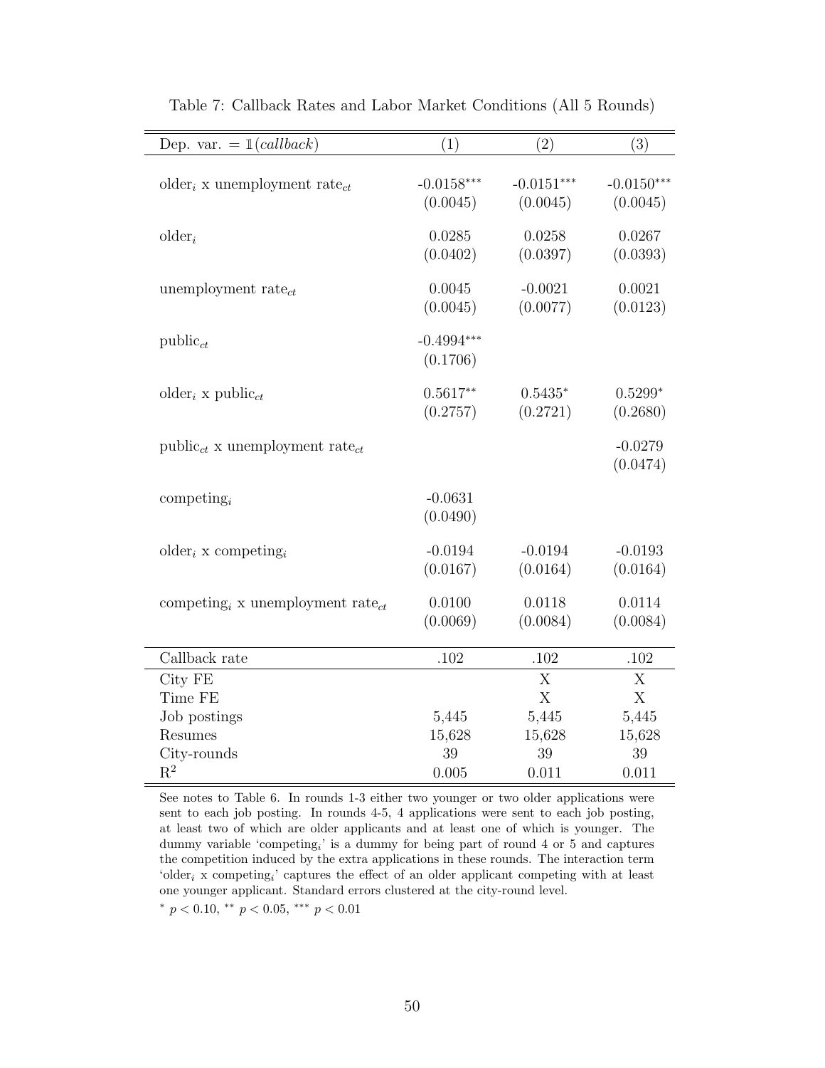Table 7: Callback Rates and Labor Market Conditions (All 5 Rounds)

| Dep. var. = $\mathbb{1}(callback)$ | (1) | (2) | (3) |
|---|---|---|---|
| older$_i$ x unemployment rate$_{ct}$ | -0.0158*** | -0.0151*** | -0.0150*** |
| | (0.0045) | (0.0045) | (0.0045) |
| older$_i$ | 0.0285 | 0.0258 | 0.0267 |
| | (0.0402) | (0.0397) | (0.0393) |
| unemployment rate$_{ct}$ | 0.0045 | -0.0021 | 0.0021 |
| | (0.0045) | (0.0077) | (0.0123) |
| public$_{ct}$ | -0.4994*** | | |
| | (0.1706) | | |
| older$_i$ x public$_{ct}$ | 0.5617** | 0.5435* | 0.5299* |
| | (0.2757) | (0.2721) | (0.2680) |
| public$_{ct}$ x unemployment rate$_{ct}$ | | | -0.0279 |
| | | | (0.0474) |
| competing$_i$ | -0.0631 | | |
| | (0.0490) | | |
| older$_i$ x competing$_i$ | -0.0194 | -0.0194 | -0.0193 |
| | (0.0167) | (0.0164) | (0.0164) |
| competing$_i$ x unemployment rate$_{ct}$ | 0.0100 | 0.0118 | 0.0114 |
| | (0.0069) | (0.0084) | (0.0084) |
| Callback rate | .102 | .102 | .102 |
| City FE | | X | X |
| Time FE | | X | X |
| Job postings | 5,445 | 5,445 | 5,445 |
| Resumes | 15,628 | 15,628 | 15,628 |
| City-rounds | 39 | 39 | 39 |
| $R^2$ | 0.005 | 0.011 | 0.011 |

See notes to Table 6. In rounds 1-3 either two younger or two older applications were sent to each job posting. In rounds 4-5, 4 applications were sent to each job posting, at least two of which are older applicants and at least one of which is younger. The dummy variable 'competing$_i$' is a dummy for being part of round 4 or 5 and captures the competition induced by the extra applications in these rounds. The interaction term 'older$_i$ x competing$_i$' captures the effect of an older applicant competing with at least one younger applicant. Standard errors clustered at the city-round level.

\* $p < 0.10$, \*\* $p < 0.05$, \*\*\* $p < 0.01$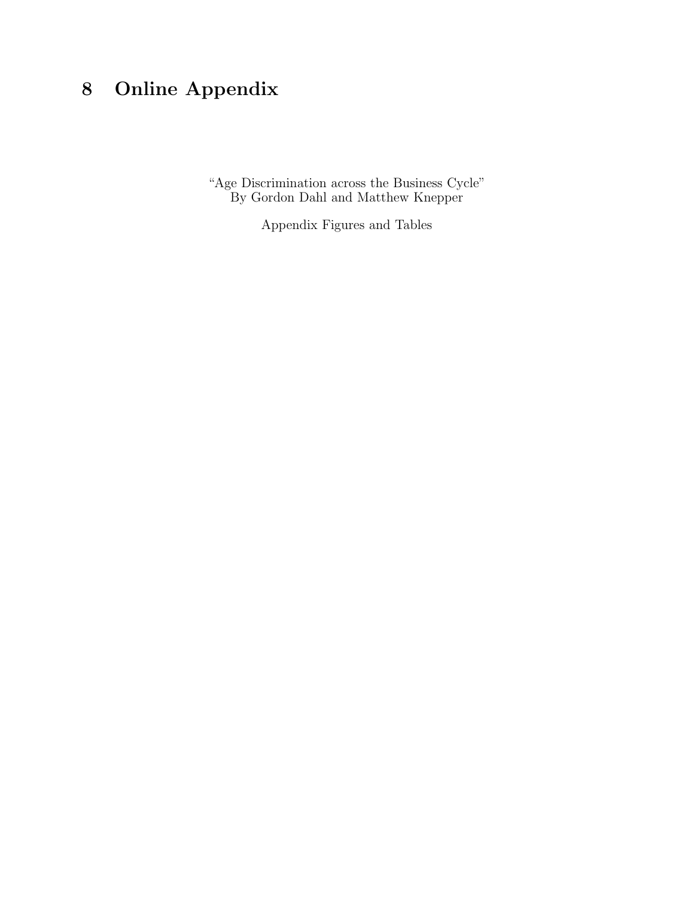# 8 Online Appendix

"Age Discrimination across the Business Cycle"
By Gordon Dahl and Matthew Knepper

Appendix Figures and Tables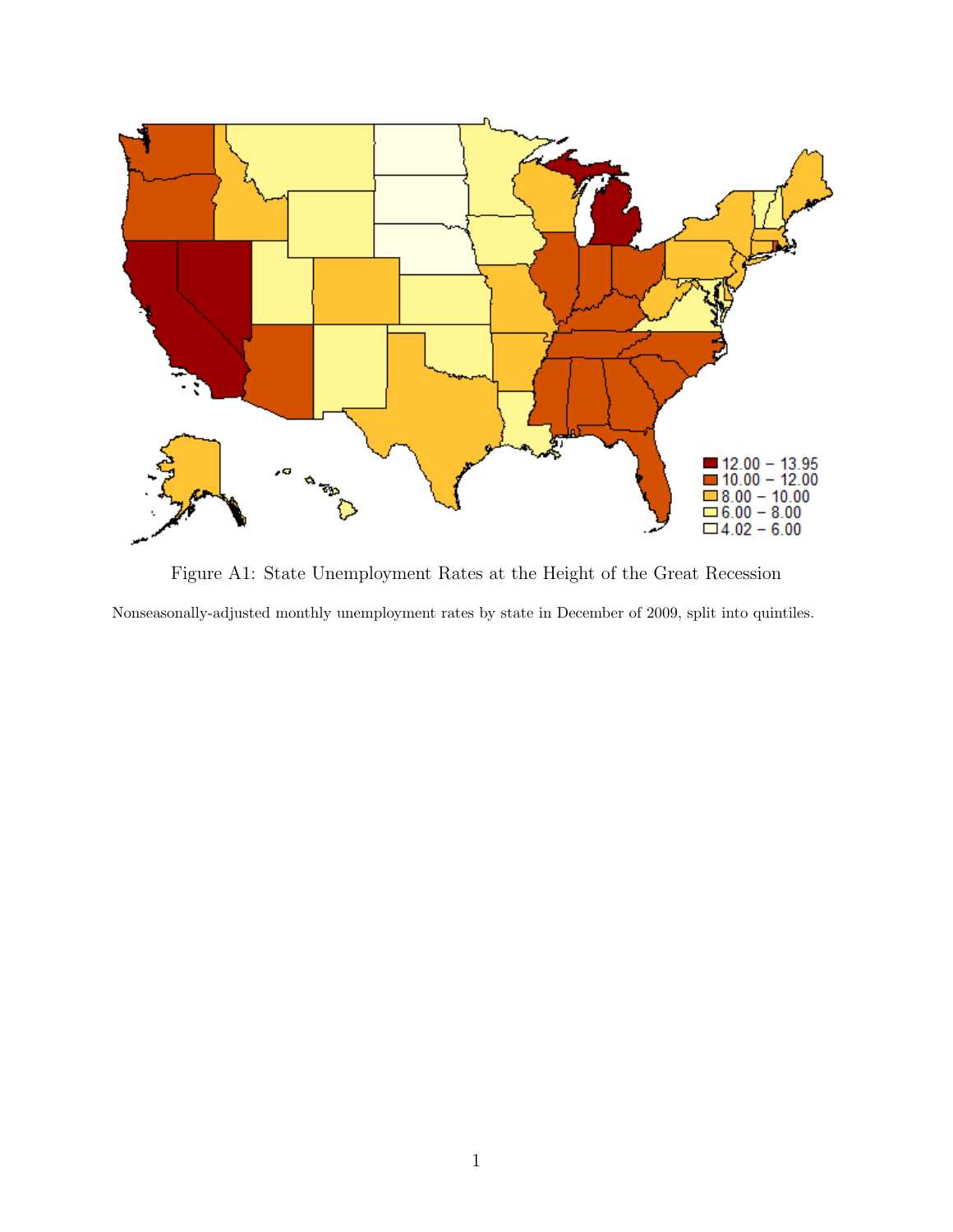Figure A1: State Unemployment Rates at the Height of the Great Recession

Nonseasonally-adjusted monthly unemployment rates by state in December of 2009, split into quintiles.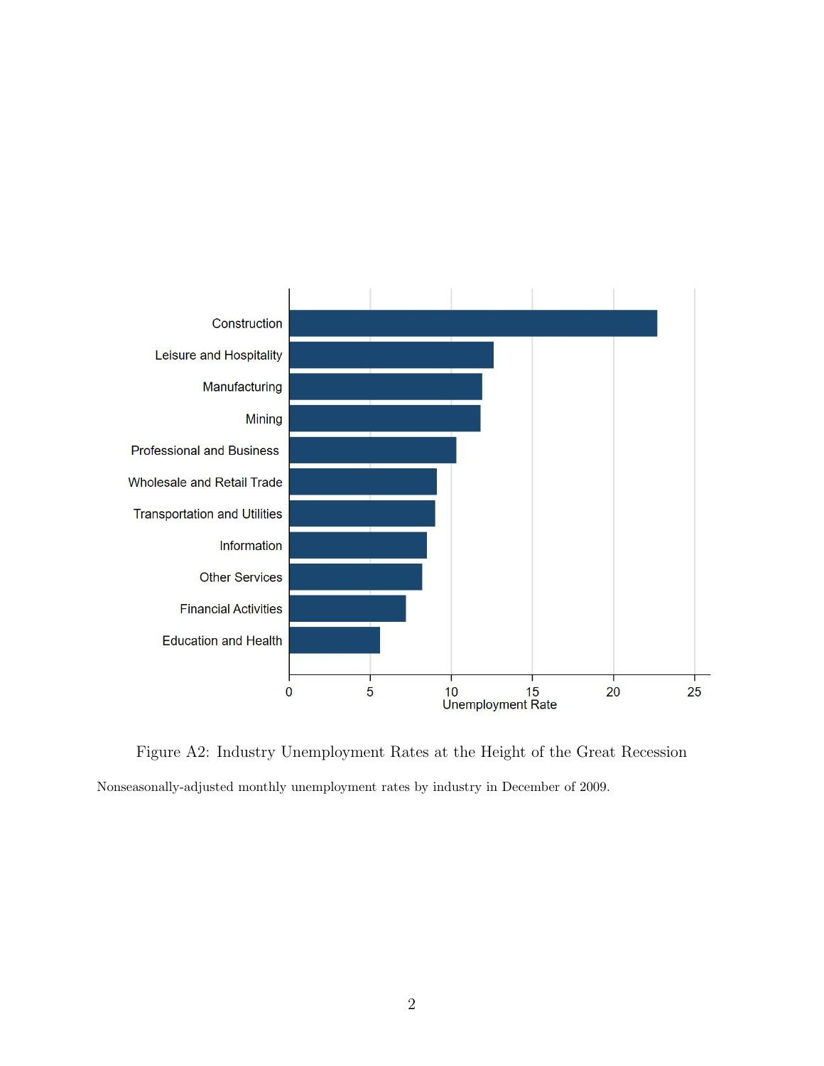Figure A2: Industry Unemployment Rates at the Height of the Great Recession

Nonseasonally-adjusted monthly unemployment rates by industry in December of 2009.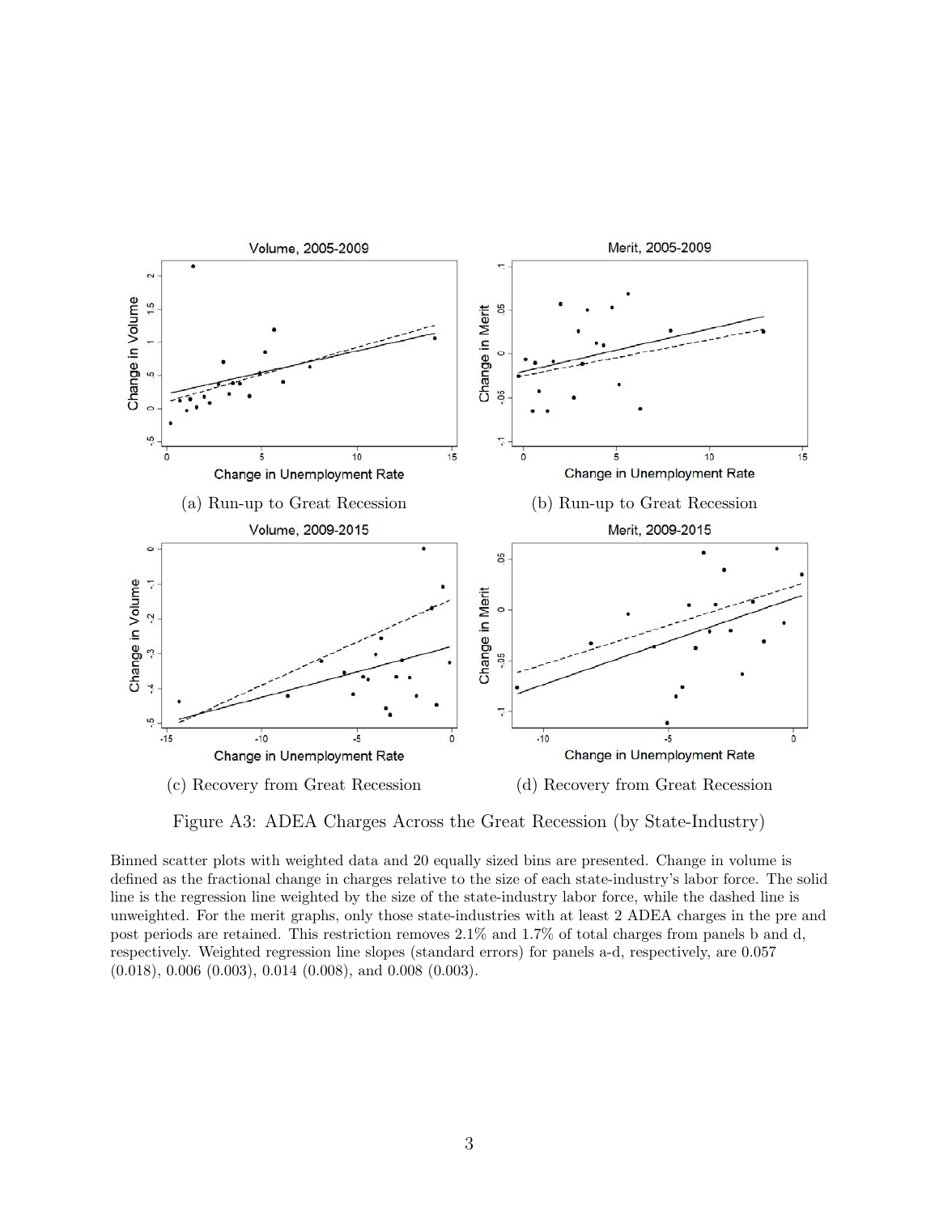(a) Run-up to Great Recession

(b) Run-up to Great Recession

(c) Recovery from Great Recession

(d) Recovery from Great Recession

Figure A3: ADEA Charges Across the Great Recession (by State-Industry)

Binned scatter plots with weighted data and 20 equally sized bins are presented. Change in volume is defined as the fractional change in charges relative to the size of each state-industry's labor force. The solid line is the regression line weighted by the size of the state-industry labor force, while the dashed line is unweighted. For the merit graphs, only those state-industries with at least 2 ADEA charges in the pre and post periods are retained. This restriction removes 2.1% and 1.7% of total charges from panels b and d, respectively. Weighted regression line slopes (standard errors) for panels a-d, respectively, are 0.057 (0.018), 0.006 (0.003), 0.014 (0.008), and 0.008 (0.003).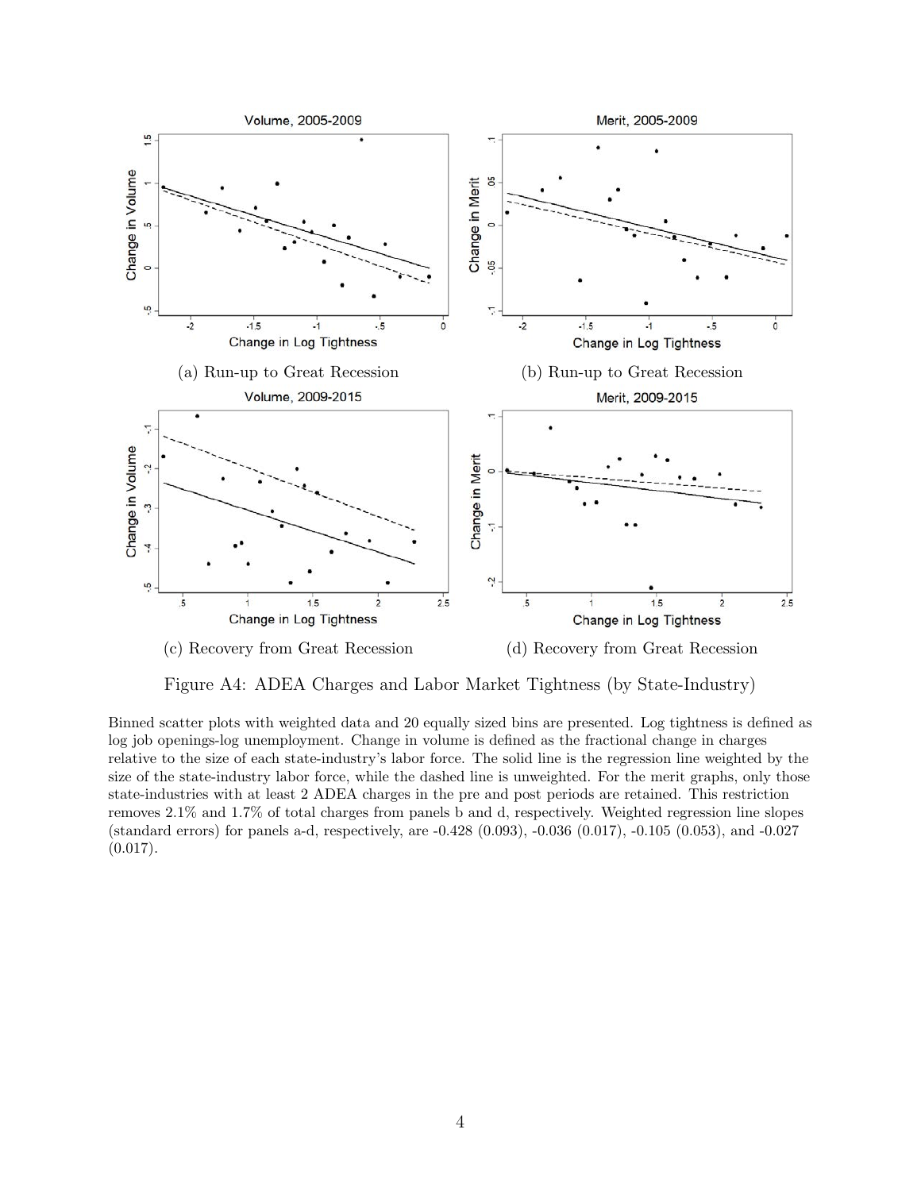(a) Run-up to Great Recession

(b) Run-up to Great Recession

(c) Recovery from Great Recession

(d) Recovery from Great Recession

Figure A4: ADEA Charges and Labor Market Tightness (by State-Industry)

Binned scatter plots with weighted data and 20 equally sized bins are presented. Log tightness is defined as log job openings-log unemployment. Change in volume is defined as the fractional change in charges relative to the size of each state-industry's labor force. The solid line is the regression line weighted by the size of the state-industry labor force, while the dashed line is unweighted. For the merit graphs, only those state-industries with at least 2 ADEA charges in the pre and post periods are retained. This restriction removes 2.1% and 1.7% of total charges from panels b and d, respectively. Weighted regression line slopes (standard errors) for panels a-d, respectively, are -0.428 (0.093), -0.036 (0.017), -0.105 (0.053), and -0.027 (0.017).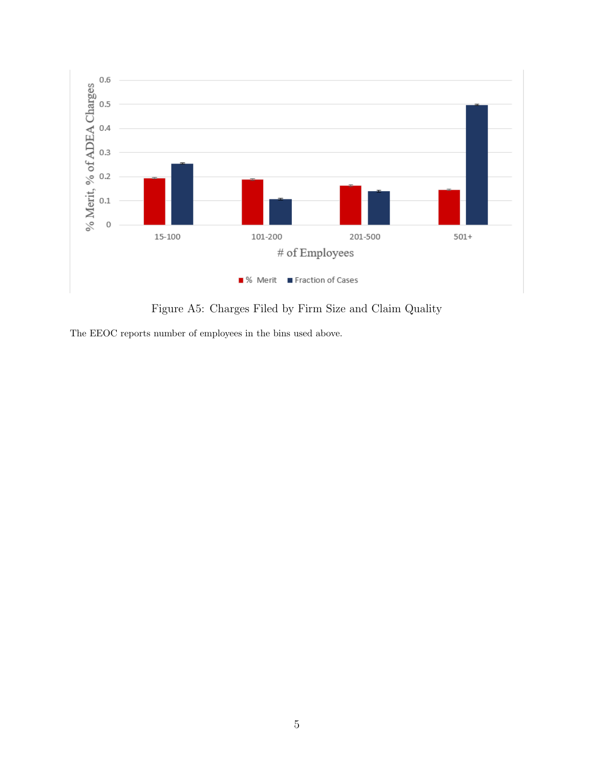Figure A5: Charges Filed by Firm Size and Claim Quality

The EEOC reports number of employees in the bins used above.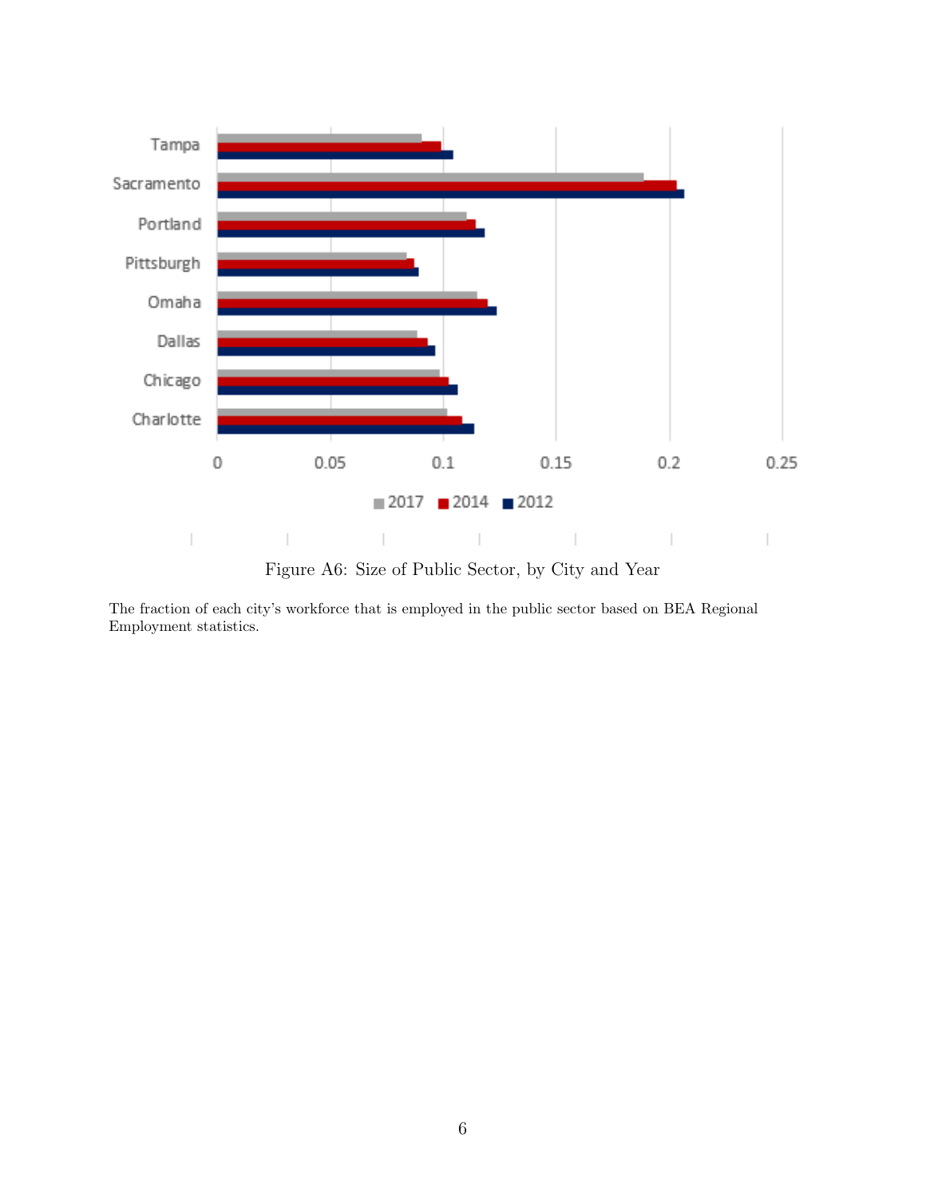Figure A6: Size of Public Sector, by City and Year

The fraction of each city's workforce that is employed in the public sector based on BEA Regional Employment statistics.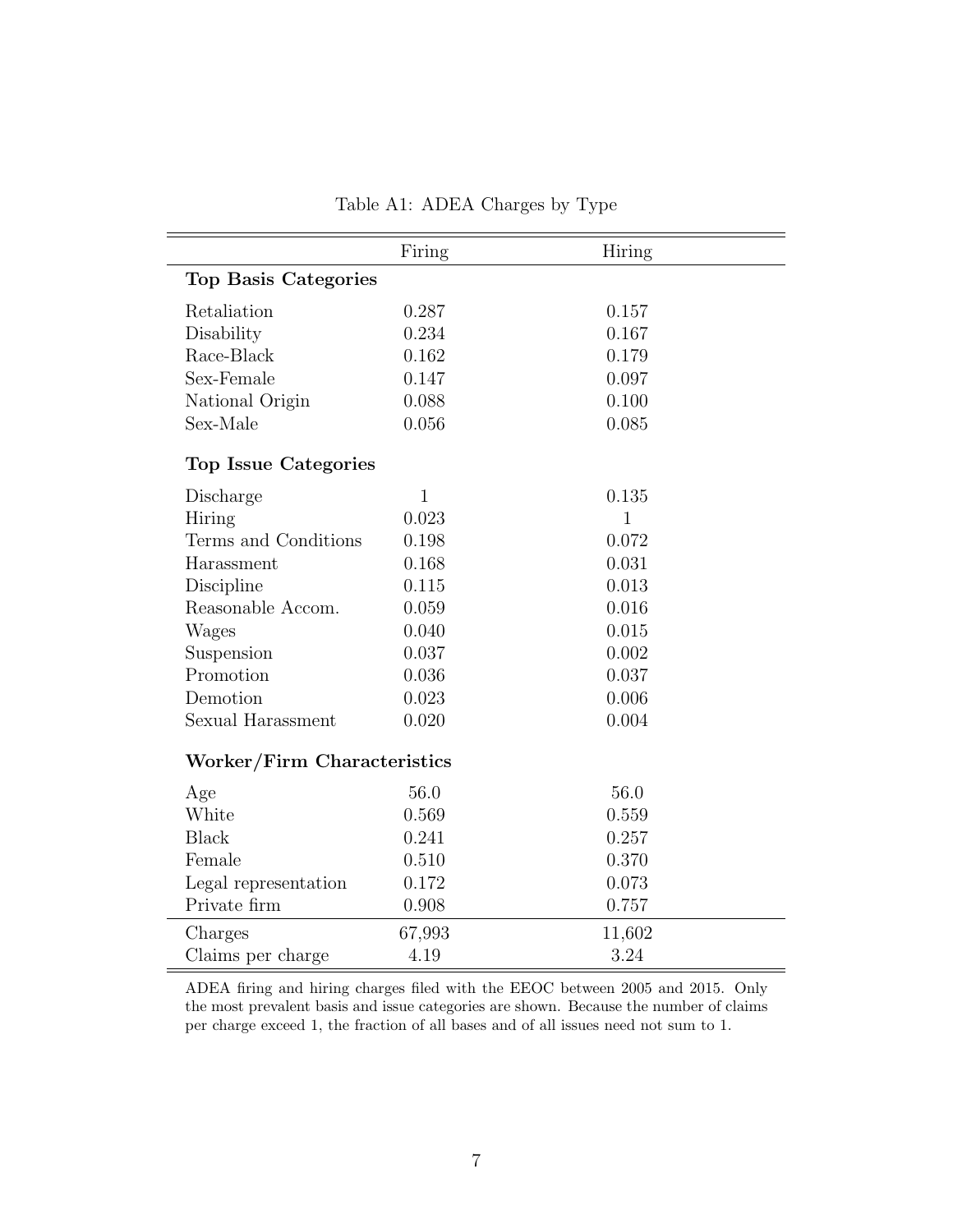Table A1: ADEA Charges by Type

| | Firing | Hiring |
|---|---|---|
| **Top Basis Categories** | | |
| Retaliation | 0.287 | 0.157 |
| Disability | 0.234 | 0.167 |
| Race-Black | 0.162 | 0.179 |
| Sex-Female | 0.147 | 0.097 |
| National Origin | 0.088 | 0.100 |
| Sex-Male | 0.056 | 0.085 |
| **Top Issue Categories** | | |
| Discharge | 1 | 0.135 |
| Hiring | 0.023 | 1 |
| Terms and Conditions | 0.198 | 0.072 |
| Harassment | 0.168 | 0.031 |
| Discipline | 0.115 | 0.013 |
| Reasonable Accom. | 0.059 | 0.016 |
| Wages | 0.040 | 0.015 |
| Suspension | 0.037 | 0.002 |
| Promotion | 0.036 | 0.037 |
| Demotion | 0.023 | 0.006 |
| Sexual Harassment | 0.020 | 0.004 |
| **Worker/Firm Characteristics** | | |
| Age | 56.0 | 56.0 |
| White | 0.569 | 0.559 |
| Black | 0.241 | 0.257 |
| Female | 0.510 | 0.370 |
| Legal representation | 0.172 | 0.073 |
| Private firm | 0.908 | 0.757 |
| Charges | 67,993 | 11,602 |
| Claims per charge | 4.19 | 3.24 |

ADEA firing and hiring charges filed with the EEOC between 2005 and 2015. Only the most prevalent basis and issue categories are shown. Because the number of claims per charge exceed 1, the fraction of all bases and of all issues need not sum to 1.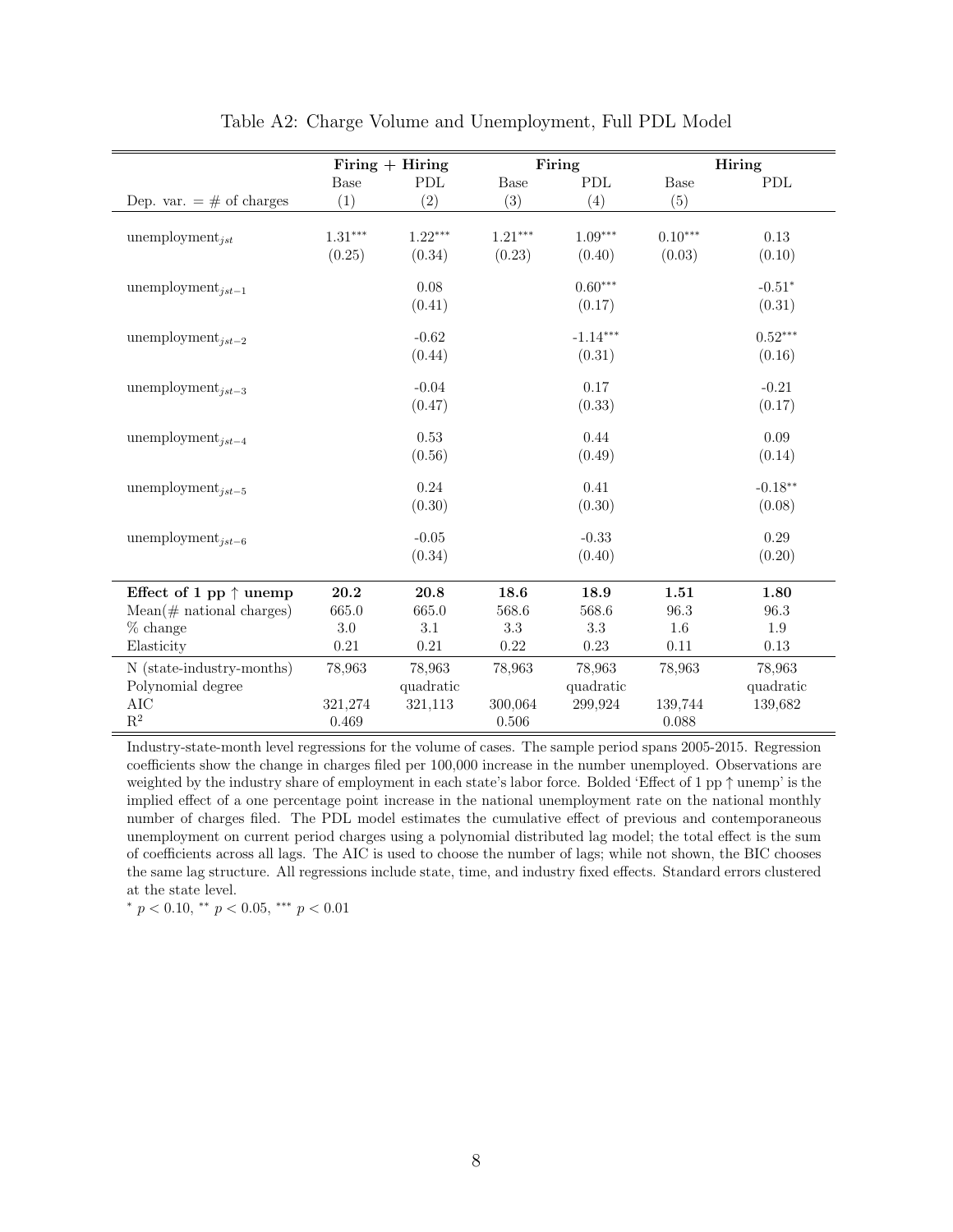Table A2: Charge Volume and Unemployment, Full PDL Model

| | Firing + Hiring | | Firing | | Hiring | |
|---|---|---|---|---|---|---|
| | Base | PDL | Base | PDL | Base | PDL |
| Dep. var. = # of charges | (1) | (2) | (3) | (4) | (5) | |
| $\text{unemployment}_{jst}$ | $1.31^{***}$ | $1.22^{***}$ | $1.21^{***}$ | $1.09^{***}$ | $0.10^{***}$ | 0.13 |
| | (0.25) | (0.34) | (0.23) | (0.40) | (0.03) | (0.10) |
| $\text{unemployment}_{jst-1}$ | | 0.08 | | $0.60^{***}$ | | $-0.51^{*}$ |
| | | (0.41) | | (0.17) | | (0.31) |
| $\text{unemployment}_{jst-2}$ | | -0.62 | | $-1.14^{***}$ | | $0.52^{***}$ |
| | | (0.44) | | (0.31) | | (0.16) |
| $\text{unemployment}_{jst-3}$ | | -0.04 | | 0.17 | | -0.21 |
| | | (0.47) | | (0.33) | | (0.17) |
| $\text{unemployment}_{jst-4}$ | | 0.53 | | 0.44 | | 0.09 |
| | | (0.56) | | (0.49) | | (0.14) |
| $\text{unemployment}_{jst-5}$ | | 0.24 | | 0.41 | | $-0.18^{**}$ |
| | | (0.30) | | (0.30) | | (0.08) |
| $\text{unemployment}_{jst-6}$ | | -0.05 | | -0.33 | | 0.29 |
| | | (0.34) | | (0.40) | | (0.20) |
| **Effect of 1 pp ↑ unemp** | **20.2** | **20.8** | **18.6** | **18.9** | **1.51** | **1.80** |
| Mean(# national charges) | 665.0 | 665.0 | 568.6 | 568.6 | 96.3 | 96.3 |
| % change | 3.0 | 3.1 | 3.3 | 3.3 | 1.6 | 1.9 |
| Elasticity | 0.21 | 0.21 | 0.22 | 0.23 | 0.11 | 0.13 |
| N (state-industry-months) | 78,963 | 78,963 | 78,963 | 78,963 | 78,963 | 78,963 |
| Polynomial degree | | quadratic | | quadratic | | quadratic |
| AIC | 321,274 | 321,113 | 300,064 | 299,924 | 139,744 | 139,682 |
| $R^2$ | 0.469 | | 0.506 | | 0.088 | |

Industry-state-month level regressions for the volume of cases. The sample period spans 2005-2015. Regression coefficients show the change in charges filed per 100,000 increase in the number unemployed. Observations are weighted by the industry share of employment in each state's labor force. Bolded 'Effect of 1 pp ↑ unemp' is the implied effect of a one percentage point increase in the national unemployment rate on the national monthly number of charges filed. The PDL model estimates the cumulative effect of previous and contemporaneous unemployment on current period charges using a polynomial distributed lag model; the total effect is the sum of coefficients across all lags. The AIC is used to choose the number of lags; while not shown, the BIC chooses the same lag structure. All regressions include state, time, and industry fixed effects. Standard errors clustered at the state level.

$^{*}$ $p < 0.10$, $^{**}$ $p < 0.05$, $^{***}$ $p < 0.01$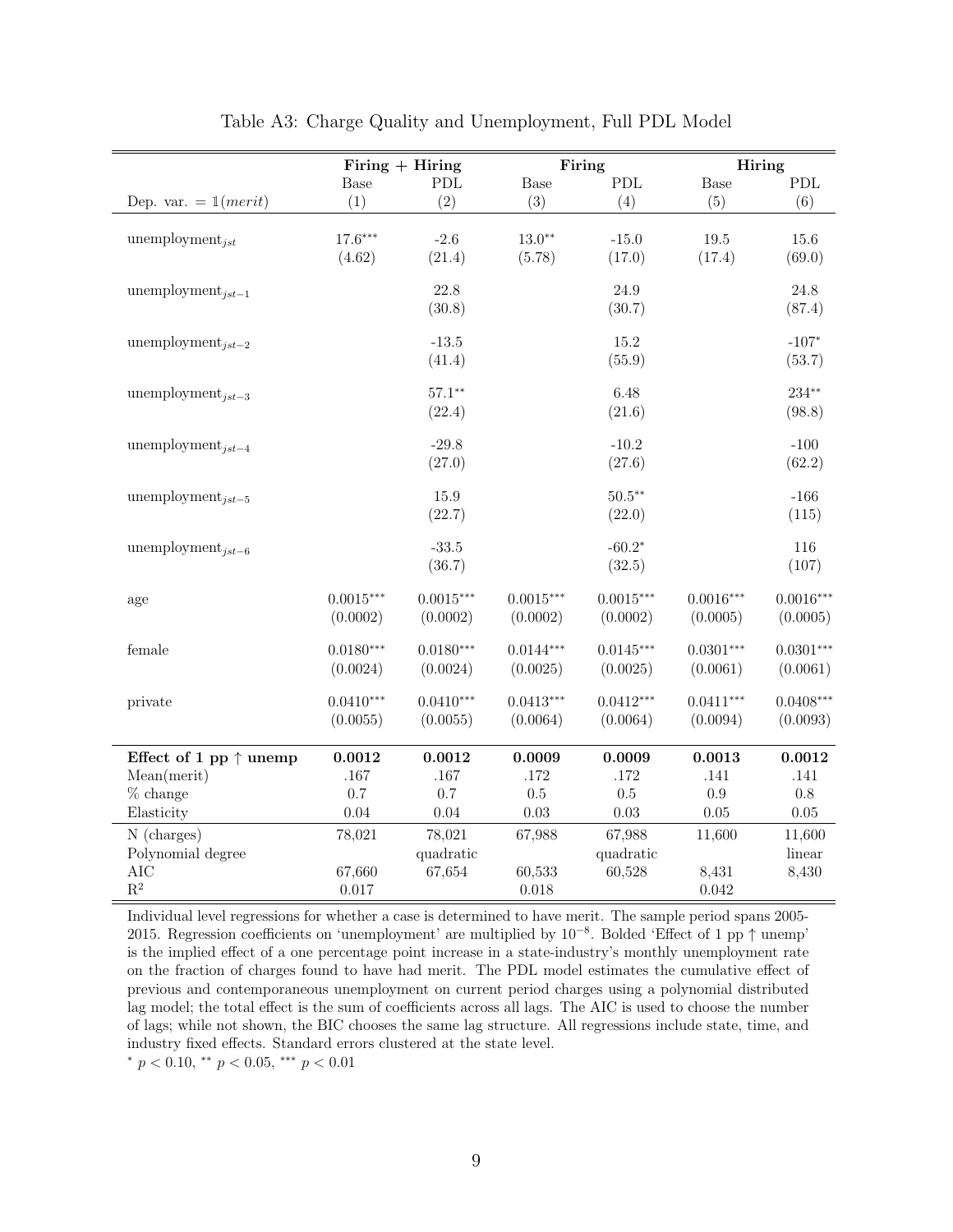Table A3: Charge Quality and Unemployment, Full PDL Model

| | Firing + Hiring | | Firing | | Hiring | |
|---|---|---|---|---|---|---|
| | Base | PDL | Base | PDL | Base | PDL |
| Dep. var. = $\mathbb{1}(merit)$ | (1) | (2) | (3) | (4) | (5) | (6) |
| $\text{unemployment}_{jst}$ | 17.6*** | -2.6 | 13.0** | -15.0 | 19.5 | 15.6 |
| | (4.62) | (21.4) | (5.78) | (17.0) | (17.4) | (69.0) |
| $\text{unemployment}_{jst-1}$ | | 22.8 | | 24.9 | | 24.8 |
| | | (30.8) | | (30.7) | | (87.4) |
| $\text{unemployment}_{jst-2}$ | | -13.5 | | 15.2 | | -107* |
| | | (41.4) | | (55.9) | | (53.7) |
| $\text{unemployment}_{jst-3}$ | | 57.1** | | 6.48 | | 234** |
| | | (22.4) | | (21.6) | | (98.8) |
| $\text{unemployment}_{jst-4}$ | | -29.8 | | -10.2 | | -100 |
| | | (27.0) | | (27.6) | | (62.2) |
| $\text{unemployment}_{jst-5}$ | | 15.9 | | 50.5** | | -166 |
| | | (22.7) | | (22.0) | | (115) |
| $\text{unemployment}_{jst-6}$ | | -33.5 | | -60.2* | | 116 |
| | | (36.7) | | (32.5) | | (107) |
| age | 0.0015*** | 0.0015*** | 0.0015*** | 0.0015*** | 0.0016*** | 0.0016*** |
| | (0.0002) | (0.0002) | (0.0002) | (0.0002) | (0.0005) | (0.0005) |
| female | 0.0180*** | 0.0180*** | 0.0144*** | 0.0145*** | 0.0301*** | 0.0301*** |
| | (0.0024) | (0.0024) | (0.0025) | (0.0025) | (0.0061) | (0.0061) |
| private | 0.0410*** | 0.0410*** | 0.0413*** | 0.0412*** | 0.0411*** | 0.0408*** |
| | (0.0055) | (0.0055) | (0.0064) | (0.0064) | (0.0094) | (0.0093) |
| **Effect of 1 pp ↑ unemp** | **0.0012** | **0.0012** | **0.0009** | **0.0009** | **0.0013** | **0.0012** |
| Mean(merit) | .167 | .167 | .172 | .172 | .141 | .141 |
| % change | 0.7 | 0.7 | 0.5 | 0.5 | 0.9 | 0.8 |
| Elasticity | 0.04 | 0.04 | 0.03 | 0.03 | 0.05 | 0.05 |
| N (charges) | 78,021 | 78,021 | 67,988 | 67,988 | 11,600 | 11,600 |
| Polynomial degree | | quadratic | | quadratic | | linear |
| AIC | 67,660 | 67,654 | 60,533 | 60,528 | 8,431 | 8,430 |
| $R^2$ | 0.017 | | 0.018 | | 0.042 | |

Individual level regressions for whether a case is determined to have merit. The sample period spans 2005-2015. Regression coefficients on 'unemployment' are multiplied by $10^{-8}$. Bolded 'Effect of 1 pp ↑ unemp' is the implied effect of a one percentage point increase in a state-industry's monthly unemployment rate on the fraction of charges found to have had merit. The PDL model estimates the cumulative effect of previous and contemporaneous unemployment on current period charges using a polynomial distributed lag model; the total effect is the sum of coefficients across all lags. The AIC is used to choose the number of lags; while not shown, the BIC chooses the same lag structure. All regressions include state, time, and industry fixed effects. Standard errors clustered at the state level.

* $p < 0.10$, ** $p < 0.05$, *** $p < 0.01$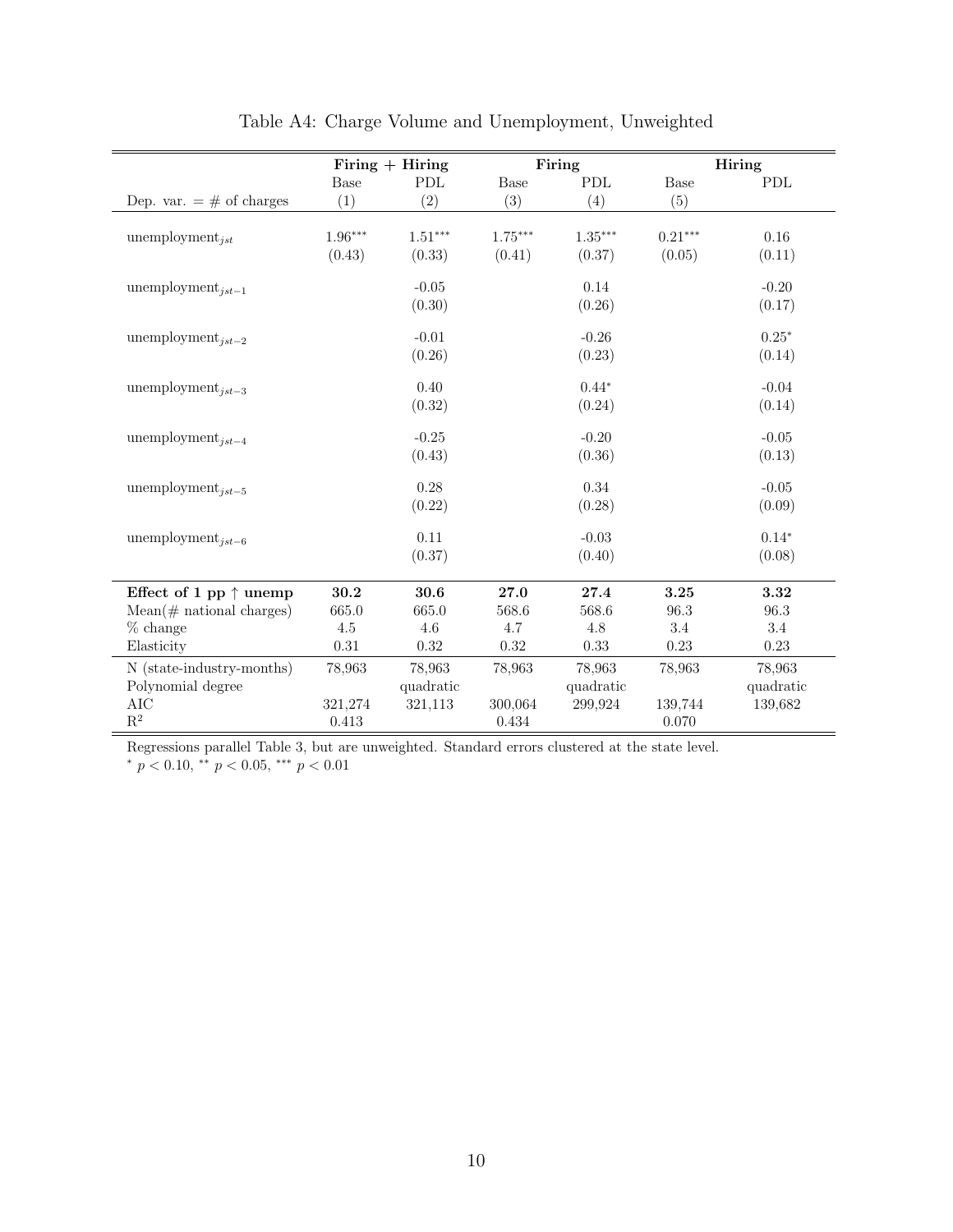Table A4: Charge Volume and Unemployment, Unweighted

| | **Firing + Hiring** | | **Firing** | | **Hiring** | |
|---|---|---|---|---|---|---|
| | Base | PDL | Base | PDL | Base | PDL |
| Dep. var. = # of charges | (1) | (2) | (3) | (4) | (5) | |
| $\text{unemployment}_{jst}$ | $1.96^{***}$ | $1.51^{***}$ | $1.75^{***}$ | $1.35^{***}$ | $0.21^{***}$ | 0.16 |
| | (0.43) | (0.33) | (0.41) | (0.37) | (0.05) | (0.11) |
| $\text{unemployment}_{jst-1}$ | | -0.05 | | 0.14 | | -0.20 |
| | | (0.30) | | (0.26) | | (0.17) |
| $\text{unemployment}_{jst-2}$ | | -0.01 | | -0.26 | | $0.25^{*}$ |
| | | (0.26) | | (0.23) | | (0.14) |
| $\text{unemployment}_{jst-3}$ | | 0.40 | | $0.44^{*}$ | | -0.04 |
| | | (0.32) | | (0.24) | | (0.14) |
| $\text{unemployment}_{jst-4}$ | | -0.25 | | -0.20 | | -0.05 |
| | | (0.43) | | (0.36) | | (0.13) |
| $\text{unemployment}_{jst-5}$ | | 0.28 | | 0.34 | | -0.05 |
| | | (0.22) | | (0.28) | | (0.09) |
| $\text{unemployment}_{jst-6}$ | | 0.11 | | -0.03 | | $0.14^{*}$ |
| | | (0.37) | | (0.40) | | (0.08) |
| **Effect of 1 pp ↑ unemp** | **30.2** | **30.6** | **27.0** | **27.4** | **3.25** | **3.32** |
| Mean(# national charges) | 665.0 | 665.0 | 568.6 | 568.6 | 96.3 | 96.3 |
| % change | 4.5 | 4.6 | 4.7 | 4.8 | 3.4 | 3.4 |
| Elasticity | 0.31 | 0.32 | 0.32 | 0.33 | 0.23 | 0.23 |
| N (state-industry-months) | 78,963 | 78,963 | 78,963 | 78,963 | 78,963 | 78,963 |
| Polynomial degree | | quadratic | | quadratic | | quadratic |
| AIC | 321,274 | 321,113 | 300,064 | 299,924 | 139,744 | 139,682 |
| $R^2$ | 0.413 | | 0.434 | | 0.070 | |

Regressions parallel Table 3, but are unweighted. Standard errors clustered at the state level.
$^{*}$ $p < 0.10$, $^{**}$ $p < 0.05$, $^{***}$ $p < 0.01$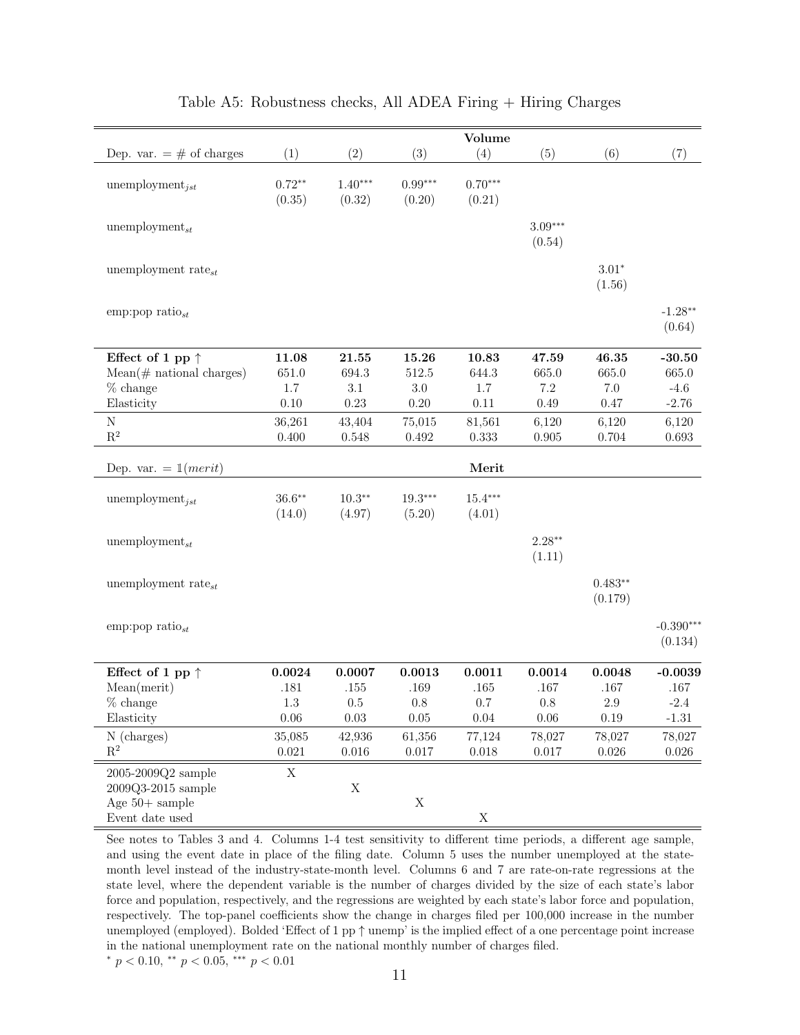Table A5: Robustness checks, All ADEA Firing + Hiring Charges

| | | | | Volume | | | |
|---|---|---|---|---|---|---|---|
| Dep. var. = # of charges | (1) | (2) | (3) | (4) | (5) | (6) | (7) |
| $\text{unemployment}_{jst}$ | $0.72^{**}$ | $1.40^{***}$ | $0.99^{***}$ | $0.70^{***}$ | | | |
| | (0.35) | (0.32) | (0.20) | (0.21) | | | |
| $\text{unemployment}_{st}$ | | | | | $3.09^{***}$ | | |
| | | | | | (0.54) | | |
| $\text{unemployment rate}_{st}$ | | | | | | $3.01^{*}$ | |
| | | | | | | (1.56) | |
| $\text{emp:pop ratio}_{st}$ | | | | | | | $-1.28^{**}$ |
| | | | | | | | (0.64) |
| **Effect of 1 pp ↑** | **11.08** | **21.55** | **15.26** | **10.83** | **47.59** | **46.35** | **-30.50** |
| Mean(# national charges) | 651.0 | 694.3 | 512.5 | 644.3 | 665.0 | 665.0 | 665.0 |
| % change | 1.7 | 3.1 | 3.0 | 1.7 | 7.2 | 7.0 | -4.6 |
| Elasticity | 0.10 | 0.23 | 0.20 | 0.11 | 0.49 | 0.47 | -2.76 |
| N | 36,261 | 43,404 | 75,015 | 81,561 | 6,120 | 6,120 | 6,120 |
| $R^2$ | 0.400 | 0.548 | 0.492 | 0.333 | 0.905 | 0.704 | 0.693 |
| Dep. var. = $\mathbb{1}(merit)$ | | | | Merit | | | |
| $\text{unemployment}_{jst}$ | $36.6^{**}$ | $10.3^{**}$ | $19.3^{***}$ | $15.4^{***}$ | | | |
| | (14.0) | (4.97) | (5.20) | (4.01) | | | |
| $\text{unemployment}_{st}$ | | | | | $2.28^{**}$ | | |
| | | | | | (1.11) | | |
| $\text{unemployment rate}_{st}$ | | | | | | $0.483^{**}$ | |
| | | | | | | (0.179) | |
| $\text{emp:pop ratio}_{st}$ | | | | | | | $-0.390^{***}$ |
| | | | | | | | (0.134) |
| **Effect of 1 pp ↑** | **0.0024** | **0.0007** | **0.0013** | **0.0011** | **0.0014** | **0.0048** | **-0.0039** |
| Mean(merit) | .181 | .155 | .169 | .165 | .167 | .167 | .167 |
| % change | 1.3 | 0.5 | 0.8 | 0.7 | 0.8 | 2.9 | -2.4 |
| Elasticity | 0.06 | 0.03 | 0.05 | 0.04 | 0.06 | 0.19 | -1.31 |
| N (charges) | 35,085 | 42,936 | 61,356 | 77,124 | 78,027 | 78,027 | 78,027 |
| $R^2$ | 0.021 | 0.016 | 0.017 | 0.018 | 0.017 | 0.026 | 0.026 |
| 2005-2009Q2 sample | X | | | | | | |
| 2009Q3-2015 sample | | X | | | | | |
| Age 50+ sample | | | X | | | | |
| Event date used | | | | X | | | |

See notes to Tables 3 and 4. Columns 1-4 test sensitivity to different time periods, a different age sample, and using the event date in place of the filing date. Column 5 uses the number unemployed at the state-month level instead of the industry-state-month level. Columns 6 and 7 are rate-on-rate regressions at the state level, where the dependent variable is the number of charges divided by the size of each state's labor force and population, respectively, and the regressions are weighted by each state's labor force and population, respectively. The top-panel coefficients show the change in charges filed per 100,000 increase in the number unemployed (employed). Bolded 'Effect of 1 pp ↑ unemp' is the implied effect of a one percentage point increase in the national unemployment rate on the national monthly number of charges filed.

$^{*}$ $p < 0.10$, $^{**}$ $p < 0.05$, $^{***}$ $p < 0.01$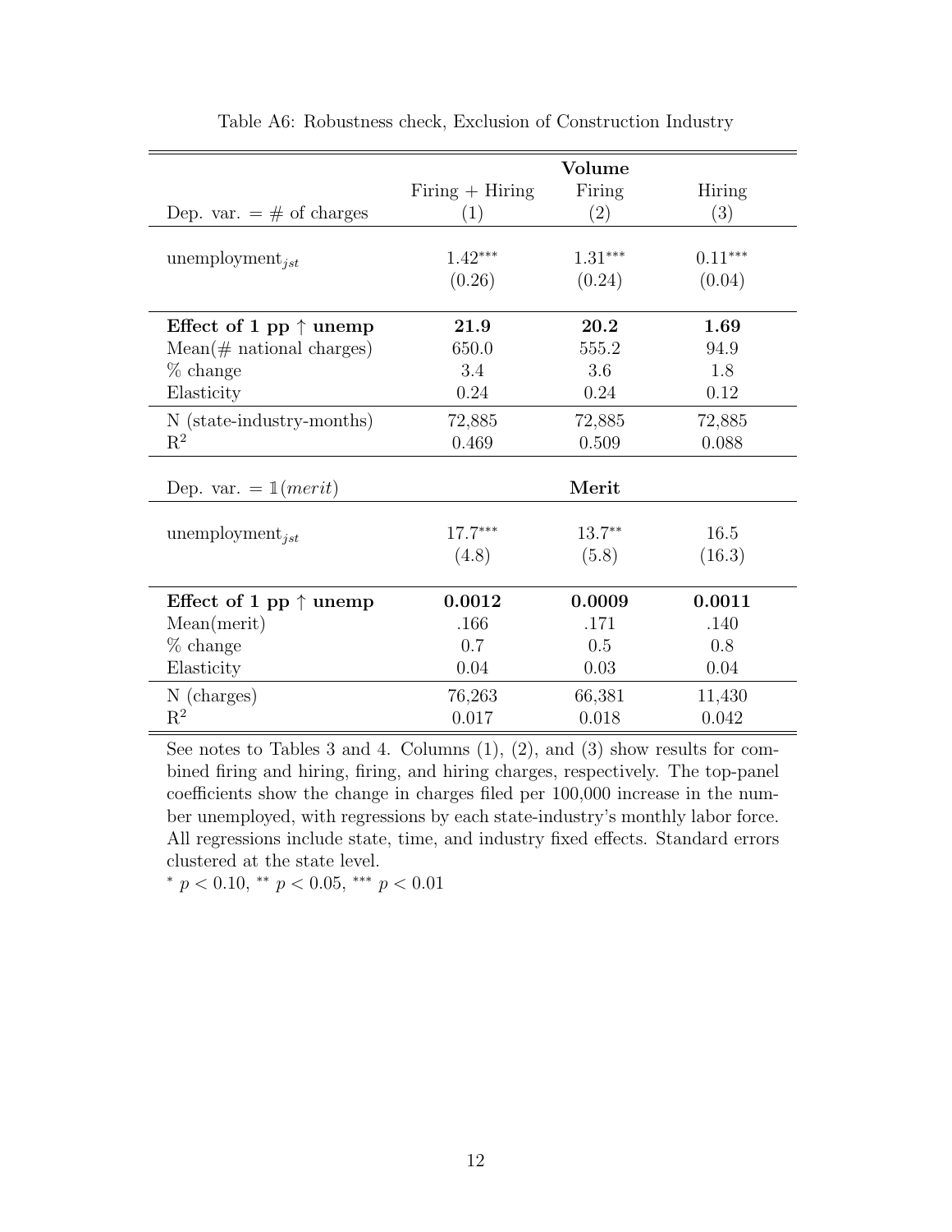Table A6: Robustness check, Exclusion of Construction Industry

| | **Volume** | | |
|---|---|---|---|
| | Firing + Hiring | Firing | Hiring |
| Dep. var. = # of charges | (1) | (2) | (3) |
| unemployment$_{jst}$ | $1.42^{***}$ | $1.31^{***}$ | $0.11^{***}$ |
| | (0.26) | (0.24) | (0.04) |
| **Effect of 1 pp ↑ unemp** | **21.9** | **20.2** | **1.69** |
| Mean(# national charges) | 650.0 | 555.2 | 94.9 |
| % change | 3.4 | 3.6 | 1.8 |
| Elasticity | 0.24 | 0.24 | 0.12 |
| N (state-industry-months) | 72,885 | 72,885 | 72,885 |
| $R^2$ | 0.469 | 0.509 | 0.088 |
| Dep. var. = $\mathbb{1}(merit)$ | | **Merit** | |
| unemployment$_{jst}$ | $17.7^{***}$ | $13.7^{**}$ | 16.5 |
| | (4.8) | (5.8) | (16.3) |
| **Effect of 1 pp ↑ unemp** | **0.0012** | **0.0009** | **0.0011** |
| Mean(merit) | .166 | .171 | .140 |
| % change | 0.7 | 0.5 | 0.8 |
| Elasticity | 0.04 | 0.03 | 0.04 |
| N (charges) | 76,263 | 66,381 | 11,430 |
| $R^2$ | 0.017 | 0.018 | 0.042 |

See notes to Tables 3 and 4. Columns (1), (2), and (3) show results for combined firing and hiring, firing, and hiring charges, respectively. The top-panel coefficients show the change in charges filed per 100,000 increase in the number unemployed, with regressions by each state-industry's monthly labor force. All regressions include state, time, and industry fixed effects. Standard errors clustered at the state level.

$^{*}$ $p < 0.10$, $^{**}$ $p < 0.05$, $^{***}$ $p < 0.01$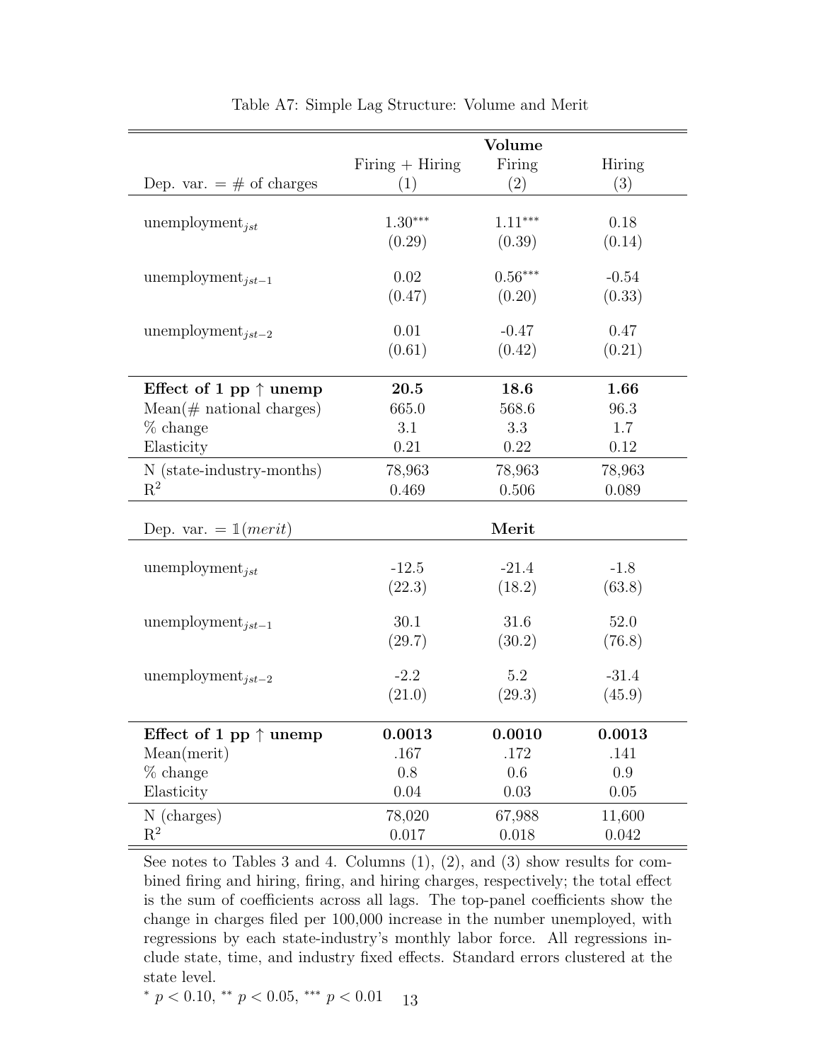Table A7: Simple Lag Structure: Volume and Merit

| | **Volume** | | |
|---|---|---|---|
| | Firing + Hiring | Firing | Hiring |
| Dep. var. = # of charges | (1) | (2) | (3) |
| $\text{unemployment}_{jst}$ | 1.30*** | 1.11*** | 0.18 |
| | (0.29) | (0.39) | (0.14) |
| $\text{unemployment}_{jst-1}$ | 0.02 | 0.56*** | -0.54 |
| | (0.47) | (0.20) | (0.33) |
| $\text{unemployment}_{jst-2}$ | 0.01 | -0.47 | 0.47 |
| | (0.61) | (0.42) | (0.21) |
| **Effect of 1 pp ↑ unemp** | **20.5** | **18.6** | **1.66** |
| Mean(# national charges) | 665.0 | 568.6 | 96.3 |
| % change | 3.1 | 3.3 | 1.7 |
| Elasticity | 0.21 | 0.22 | 0.12 |
| N (state-industry-months) | 78,963 | 78,963 | 78,963 |
| $R^2$ | 0.469 | 0.506 | 0.089 |
| Dep. var. = $\mathbb{1}(merit)$ | | **Merit** | |
| $\text{unemployment}_{jst}$ | -12.5 | -21.4 | -1.8 |
| | (22.3) | (18.2) | (63.8) |
| $\text{unemployment}_{jst-1}$ | 30.1 | 31.6 | 52.0 |
| | (29.7) | (30.2) | (76.8) |
| $\text{unemployment}_{jst-2}$ | -2.2 | 5.2 | -31.4 |
| | (21.0) | (29.3) | (45.9) |
| **Effect of 1 pp ↑ unemp** | **0.0013** | **0.0010** | **0.0013** |
| Mean(merit) | .167 | .172 | .141 |
| % change | 0.8 | 0.6 | 0.9 |
| Elasticity | 0.04 | 0.03 | 0.05 |
| N (charges) | 78,020 | 67,988 | 11,600 |
| $R^2$ | 0.017 | 0.018 | 0.042 |

See notes to Tables 3 and 4. Columns (1), (2), and (3) show results for combined firing and hiring, firing, and hiring charges, respectively; the total effect is the sum of coefficients across all lags. The top-panel coefficients show the change in charges filed per 100,000 increase in the number unemployed, with regressions by each state-industry's monthly labor force. All regressions include state, time, and industry fixed effects. Standard errors clustered at the state level.

* $p < 0.10$, ** $p < 0.05$, *** $p < 0.01$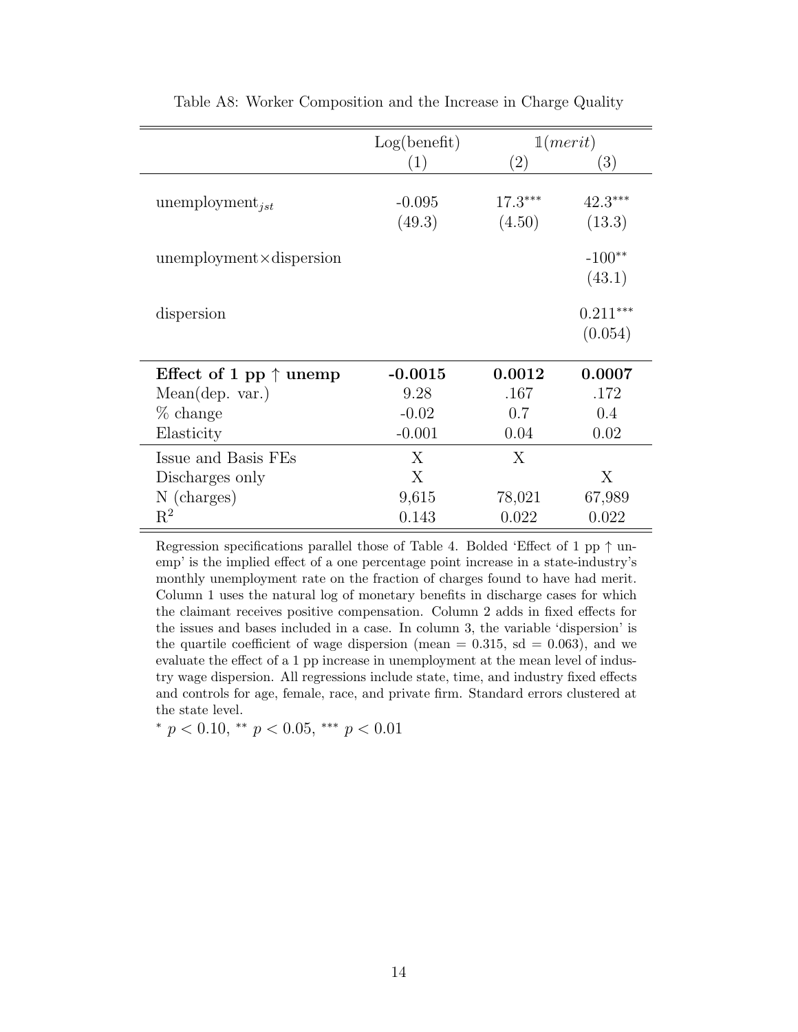Table A8: Worker Composition and the Increase in Charge Quality

| | Log(benefit) | $\mathbb{1}(merit)$ | |
|---|---|---|---|
| | (1) | (2) | (3) |
| $\text{unemployment}_{jst}$ | -0.095 | 17.3*** | 42.3*** |
| | (49.3) | (4.50) | (13.3) |
| unemployment×dispersion | | | -100** |
| | | | (43.1) |
| dispersion | | | 0.211*** |
| | | | (0.054) |
| **Effect of 1 pp ↑ unemp** | **-0.0015** | **0.0012** | **0.0007** |
| Mean(dep. var.) | 9.28 | .167 | .172 |
| % change | -0.02 | 0.7 | 0.4 |
| Elasticity | -0.001 | 0.04 | 0.02 |
| Issue and Basis FEs | X | X | |
| Discharges only | X | | X |
| N (charges) | 9,615 | 78,021 | 67,989 |
| $R^2$ | 0.143 | 0.022 | 0.022 |

Regression specifications parallel those of Table 4. Bolded 'Effect of 1 pp ↑ unemp' is the implied effect of a one percentage point increase in a state-industry's monthly unemployment rate on the fraction of charges found to have had merit. Column 1 uses the natural log of monetary benefits in discharge cases for which the claimant receives positive compensation. Column 2 adds in fixed effects for the issues and bases included in a case. In column 3, the variable 'dispersion' is the quartile coefficient of wage dispersion (mean = 0.315, sd = 0.063), and we evaluate the effect of a 1 pp increase in unemployment at the mean level of industry wage dispersion. All regressions include state, time, and industry fixed effects and controls for age, female, race, and private firm. Standard errors clustered at the state level.

* $p < 0.10$, ** $p < 0.05$, *** $p < 0.01$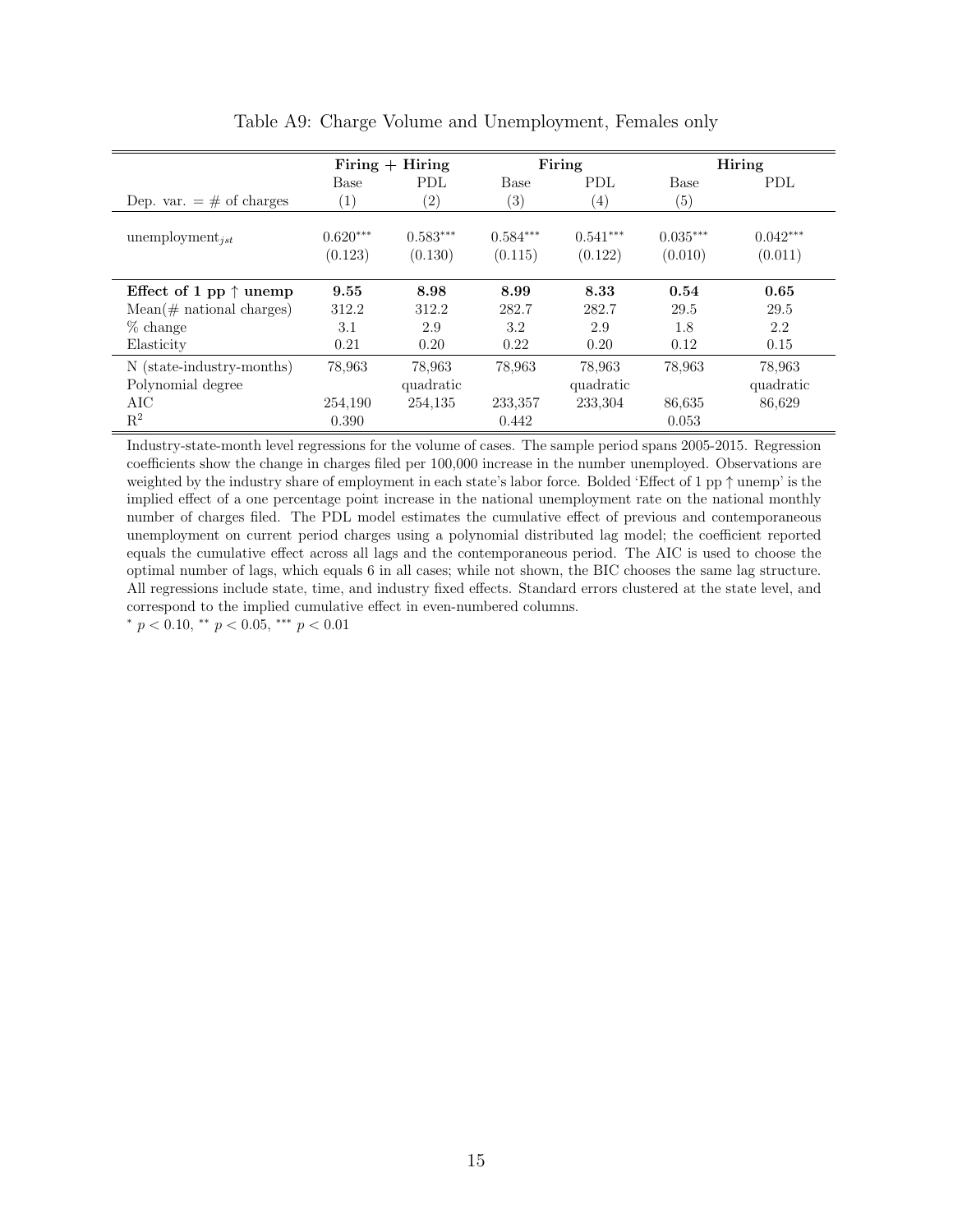Table A9: Charge Volume and Unemployment, Females only

| | Firing + Hiring | | Firing | | Hiring | |
|---|---|---|---|---|---|---|
| | Base | PDL | Base | PDL | Base | PDL |
| Dep. var. = # of charges | (1) | (2) | (3) | (4) | (5) | |
| unemployment$_{jst}$ | 0.620$^{***}$ | 0.583$^{***}$ | 0.584$^{***}$ | 0.541$^{***}$ | 0.035$^{***}$ | 0.042$^{***}$ |
| | (0.123) | (0.130) | (0.115) | (0.122) | (0.010) | (0.011) |
| **Effect of 1 pp ↑ unemp** | **9.55** | **8.98** | **8.99** | **8.33** | **0.54** | **0.65** |
| Mean(# national charges) | 312.2 | 312.2 | 282.7 | 282.7 | 29.5 | 29.5 |
| % change | 3.1 | 2.9 | 3.2 | 2.9 | 1.8 | 2.2 |
| Elasticity | 0.21 | 0.20 | 0.22 | 0.20 | 0.12 | 0.15 |
| N (state-industry-months) | 78,963 | 78,963 | 78,963 | 78,963 | 78,963 | 78,963 |
| Polynomial degree | | quadratic | | quadratic | | quadratic |
| AIC | 254,190 | 254,135 | 233,357 | 233,304 | 86,635 | 86,629 |
| $R^2$ | 0.390 | | 0.442 | | 0.053 | |

Industry-state-month level regressions for the volume of cases. The sample period spans 2005-2015. Regression coefficients show the change in charges filed per 100,000 increase in the number unemployed. Observations are weighted by the industry share of employment in each state's labor force. Bolded 'Effect of 1 pp ↑ unemp' is the implied effect of a one percentage point increase in the national unemployment rate on the national monthly number of charges filed. The PDL model estimates the cumulative effect of previous and contemporaneous unemployment on current period charges using a polynomial distributed lag model; the coefficient reported equals the cumulative effect across all lags and the contemporaneous period. The AIC is used to choose the optimal number of lags, which equals 6 in all cases; while not shown, the BIC chooses the same lag structure. All regressions include state, time, and industry fixed effects. Standard errors clustered at the state level, and correspond to the implied cumulative effect in even-numbered columns.

$^{*}$ $p < 0.10$, $^{**}$ $p < 0.05$, $^{***}$ $p < 0.01$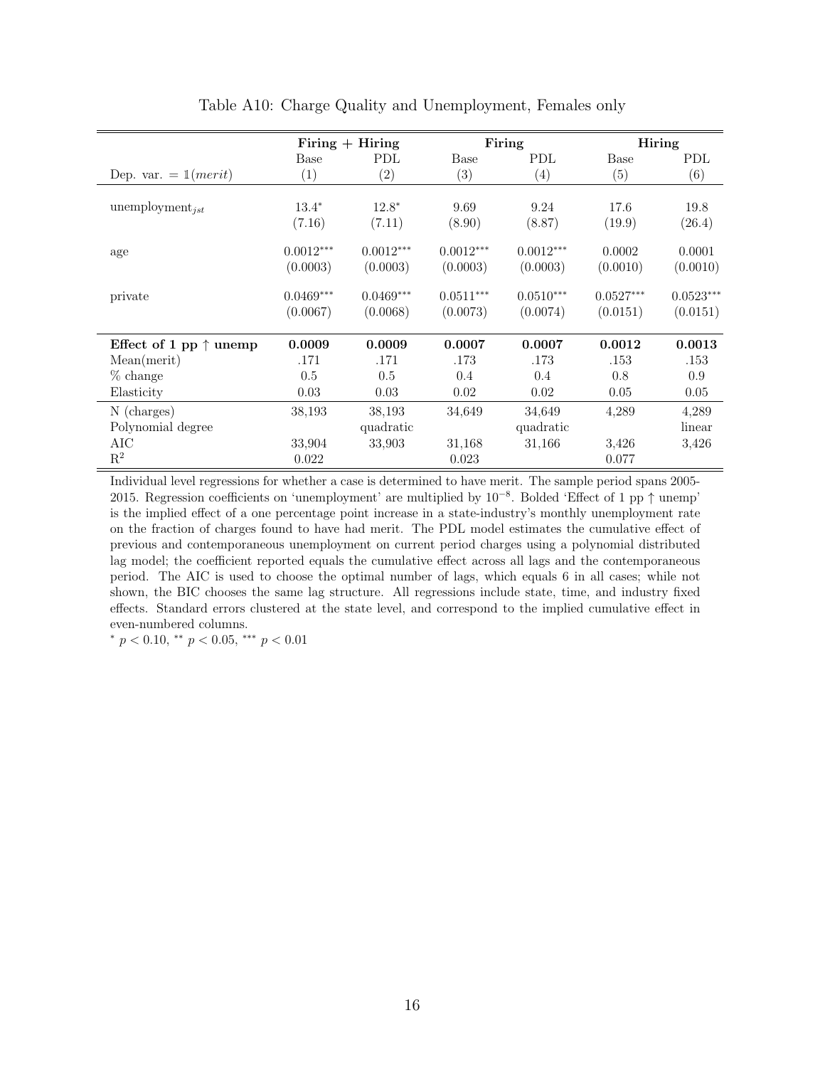Table A10: Charge Quality and Unemployment, Females only

| | **Firing + Hiring** | | **Firing** | | **Hiring** | |
|---|---|---|---|---|---|---|
| | Base | PDL | Base | PDL | Base | PDL |
| Dep. var. = $\mathbb{1}(merit)$ | (1) | (2) | (3) | (4) | (5) | (6) |
| unemployment$_{jst}$ | 13.4$^{*}$ | 12.8$^{*}$ | 9.69 | 9.24 | 17.6 | 19.8 |
| | (7.16) | (7.11) | (8.90) | (8.87) | (19.9) | (26.4) |
| age | 0.0012$^{***}$ | 0.0012$^{***}$ | 0.0012$^{***}$ | 0.0012$^{***}$ | 0.0002 | 0.0001 |
| | (0.0003) | (0.0003) | (0.0003) | (0.0003) | (0.0010) | (0.0010) |
| private | 0.0469$^{***}$ | 0.0469$^{***}$ | 0.0511$^{***}$ | 0.0510$^{***}$ | 0.0527$^{***}$ | 0.0523$^{***}$ |
| | (0.0067) | (0.0068) | (0.0073) | (0.0074) | (0.0151) | (0.0151) |
| **Effect of 1 pp ↑ unemp** | **0.0009** | **0.0009** | **0.0007** | **0.0007** | **0.0012** | **0.0013** |
| Mean(merit) | .171 | .171 | .173 | .173 | .153 | .153 |
| % change | 0.5 | 0.5 | 0.4 | 0.4 | 0.8 | 0.9 |
| Elasticity | 0.03 | 0.03 | 0.02 | 0.02 | 0.05 | 0.05 |
| N (charges) | 38,193 | 38,193 | 34,649 | 34,649 | 4,289 | 4,289 |
| Polynomial degree | | quadratic | | quadratic | | linear |
| AIC | 33,904 | 33,903 | 31,168 | 31,166 | 3,426 | 3,426 |
| $R^2$ | 0.022 | | 0.023 | | 0.077 | |

Individual level regressions for whether a case is determined to have merit. The sample period spans 2005-2015. Regression coefficients on 'unemployment' are multiplied by $10^{-8}$. Bolded 'Effect of 1 pp ↑ unemp' is the implied effect of a one percentage point increase in a state-industry's monthly unemployment rate on the fraction of charges found to have had merit. The PDL model estimates the cumulative effect of previous and contemporaneous unemployment on current period charges using a polynomial distributed lag model; the coefficient reported equals the cumulative effect across all lags and the contemporaneous period. The AIC is used to choose the optimal number of lags, which equals 6 in all cases; while not shown, the BIC chooses the same lag structure. All regressions include state, time, and industry fixed effects. Standard errors clustered at the state level, and correspond to the implied cumulative effect in even-numbered columns.

$^{*}$ $p < 0.10$, $^{**}$ $p < 0.05$, $^{***}$ $p < 0.01$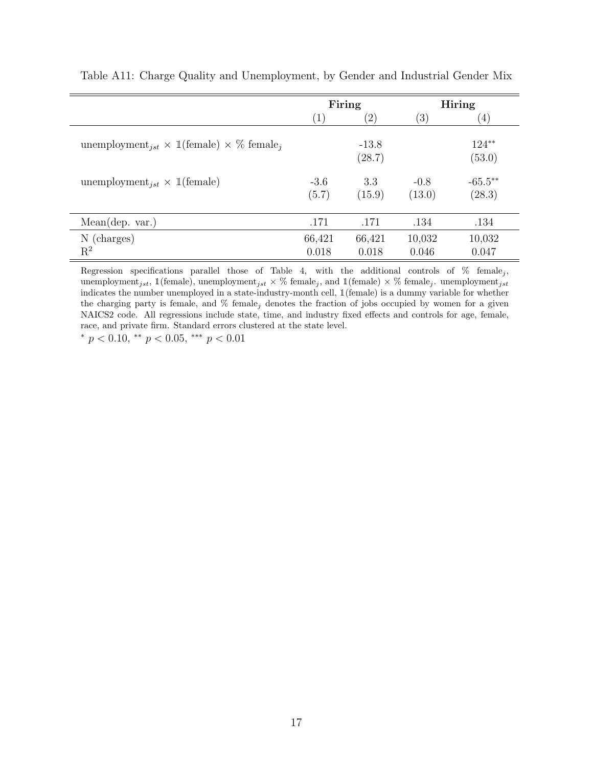Table A11: Charge Quality and Unemployment, by Gender and Industrial Gender Mix

| | Firing | | Hiring | |
|---|---|---|---|---|
| | (1) | (2) | (3) | (4) |
| $\text{unemployment}_{jst} \times \mathbb{1}(\text{female}) \times \%\ \text{female}_j$ | | -13.8 | | $124^{**}$ |
| | | (28.7) | | (53.0) |
| $\text{unemployment}_{jst} \times \mathbb{1}(\text{female})$ | -3.6 | 3.3 | -0.8 | $-65.5^{**}$ |
| | (5.7) | (15.9) | (13.0) | (28.3) |
| Mean(dep. var.) | .171 | .171 | .134 | .134 |
| N (charges) | 66,421 | 66,421 | 10,032 | 10,032 |
| $R^2$ | 0.018 | 0.018 | 0.046 | 0.047 |

Regression specifications parallel those of Table 4, with the additional controls of $\%\ \text{female}_j$, $\text{unemployment}_{jst}$, $\mathbb{1}(\text{female})$, $\text{unemployment}_{jst} \times \%\ \text{female}_j$, and $\mathbb{1}(\text{female}) \times \%\ \text{female}_j$. $\text{unemployment}_{jst}$ indicates the number unemployed in a state-industry-month cell, $\mathbb{1}(\text{female})$ is a dummy variable for whether the charging party is female, and $\%\ \text{female}_j$ denotes the fraction of jobs occupied by women for a given NAICS2 code. All regressions include state, time, and industry fixed effects and controls for age, female, race, and private firm. Standard errors clustered at the state level.

$^{*}\ p < 0.10$, $^{**}\ p < 0.05$, $^{***}\ p < 0.01$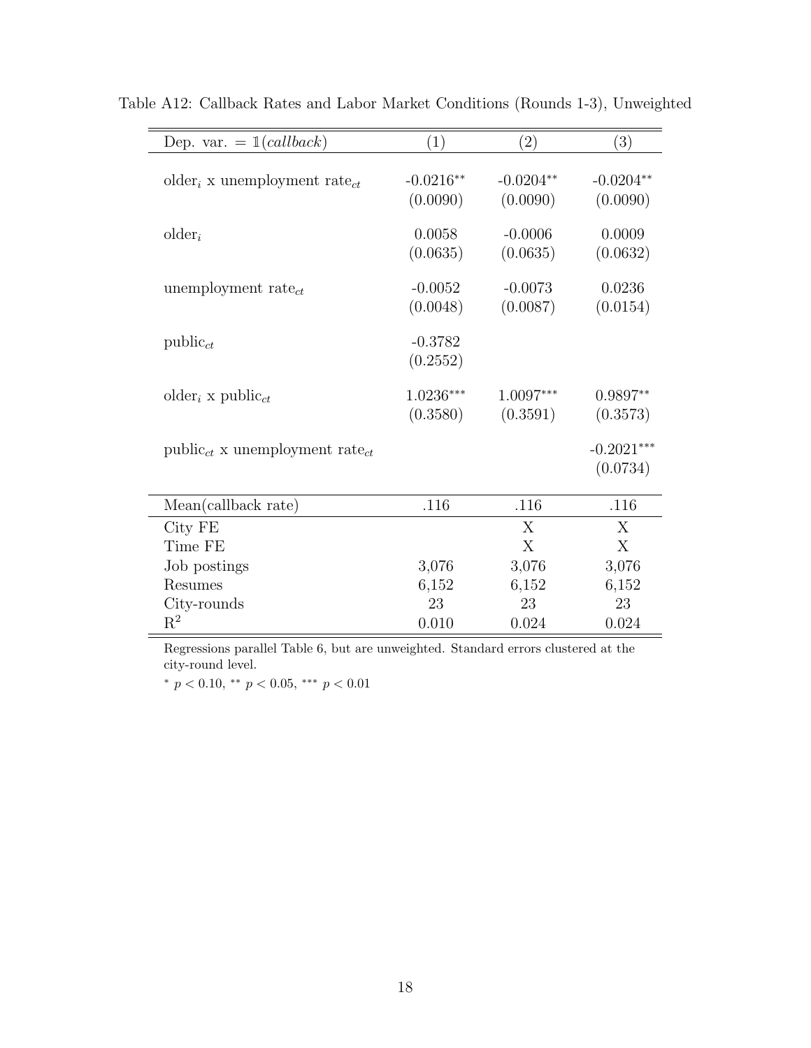Table A12: Callback Rates and Labor Market Conditions (Rounds 1-3), Unweighted

| Dep. var. = $\mathbb{1}(callback)$ | (1) | (2) | (3) |
|---|---|---|---|
| older$_i$ x unemployment rate$_{ct}$ | -0.0216** | -0.0204** | -0.0204** |
| | (0.0090) | (0.0090) | (0.0090) |
| older$_i$ | 0.0058 | -0.0006 | 0.0009 |
| | (0.0635) | (0.0635) | (0.0632) |
| unemployment rate$_{ct}$ | -0.0052 | -0.0073 | 0.0236 |
| | (0.0048) | (0.0087) | (0.0154) |
| public$_{ct}$ | -0.3782 | | |
| | (0.2552) | | |
| older$_i$ x public$_{ct}$ | 1.0236*** | 1.0097*** | 0.9897** |
| | (0.3580) | (0.3591) | (0.3573) |
| public$_{ct}$ x unemployment rate$_{ct}$ | | | -0.2021*** |
| | | | (0.0734) |
| Mean(callback rate) | .116 | .116 | .116 |
| City FE | | X | X |
| Time FE | | X | X |
| Job postings | 3,076 | 3,076 | 3,076 |
| Resumes | 6,152 | 6,152 | 6,152 |
| City-rounds | 23 | 23 | 23 |
| $R^2$ | 0.010 | 0.024 | 0.024 |

Regressions parallel Table 6, but are unweighted. Standard errors clustered at the city-round level.

* $p < 0.10$, ** $p < 0.05$, *** $p < 0.01$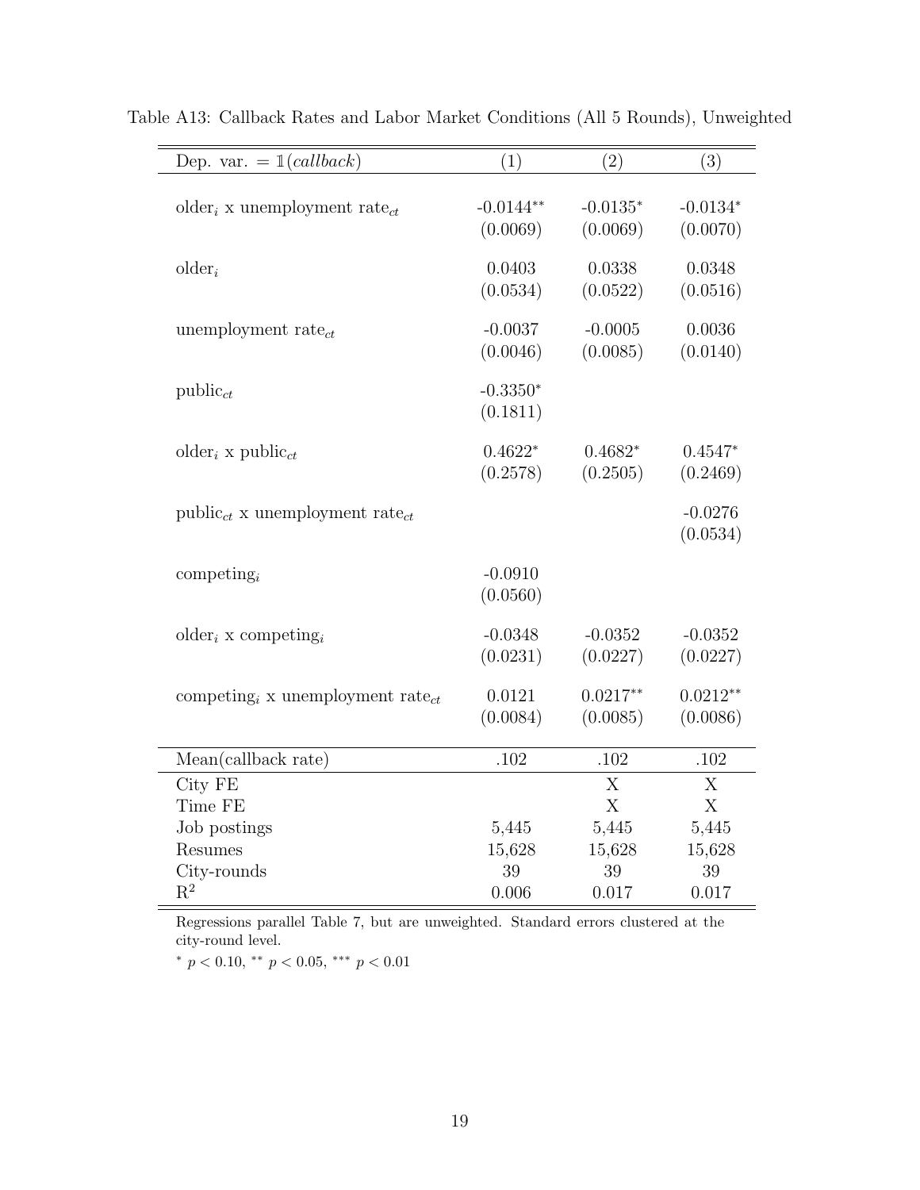Table A13: Callback Rates and Labor Market Conditions (All 5 Rounds), Unweighted

| Dep. var. $= \mathbb{1}(callback)$ | (1) | (2) | (3) |
|---|---|---|---|
| $\text{older}_i$ x unemployment $\text{rate}_{ct}$ | -0.0144** | -0.0135* | -0.0134* |
| | (0.0069) | (0.0069) | (0.0070) |
| $\text{older}_i$ | 0.0403 | 0.0338 | 0.0348 |
| | (0.0534) | (0.0522) | (0.0516) |
| unemployment $\text{rate}_{ct}$ | -0.0037 | -0.0005 | 0.0036 |
| | (0.0046) | (0.0085) | (0.0140) |
| $\text{public}_{ct}$ | -0.3350* | | |
| | (0.1811) | | |
| $\text{older}_i$ x $\text{public}_{ct}$ | 0.4622* | 0.4682* | 0.4547* |
| | (0.2578) | (0.2505) | (0.2469) |
| $\text{public}_{ct}$ x unemployment $\text{rate}_{ct}$ | | | -0.0276 |
| | | | (0.0534) |
| $\text{competing}_i$ | -0.0910 | | |
| | (0.0560) | | |
| $\text{older}_i$ x $\text{competing}_i$ | -0.0348 | -0.0352 | -0.0352 |
| | (0.0231) | (0.0227) | (0.0227) |
| $\text{competing}_i$ x unemployment $\text{rate}_{ct}$ | 0.0121 | 0.0217** | 0.0212** |
| | (0.0084) | (0.0085) | (0.0086) |
| Mean(callback rate) | .102 | .102 | .102 |
| City FE | | X | X |
| Time FE | | X | X |
| Job postings | 5,445 | 5,445 | 5,445 |
| Resumes | 15,628 | 15,628 | 15,628 |
| City-rounds | 39 | 39 | 39 |
| $R^2$ | 0.006 | 0.017 | 0.017 |

Regressions parallel Table 7, but are unweighted. Standard errors clustered at the city-round level.

* $p < 0.10$, ** $p < 0.05$, *** $p < 0.01$